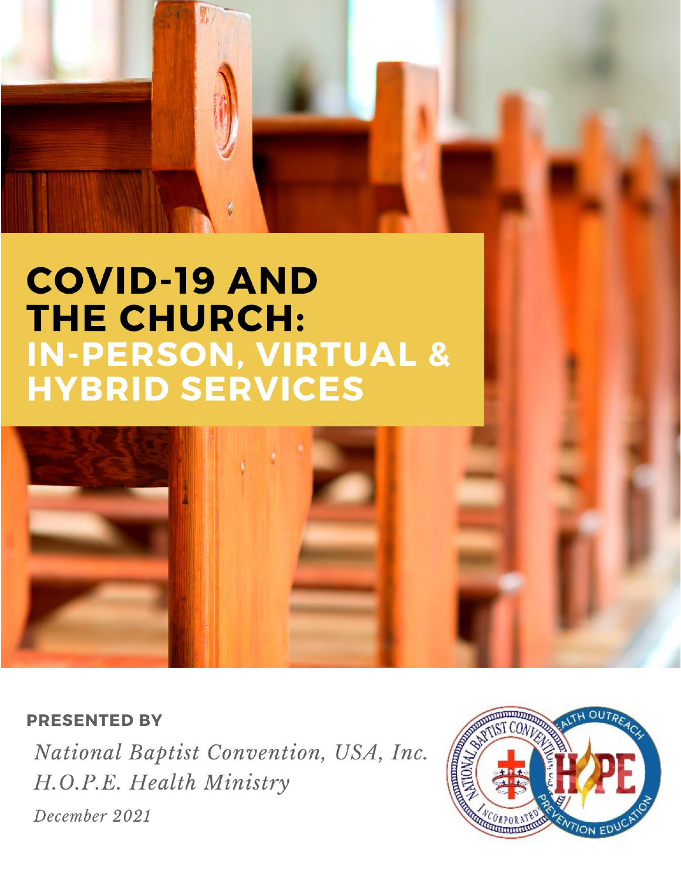# COVID-19 AND THE CHURCH: IN-PERSON, VIRTUAL & HYBRID SERVICES

**PRESENTED BY**

*National Baptist Convention, USA, Inc.*
*H.O.P.E. Health Ministry*
*December 2021*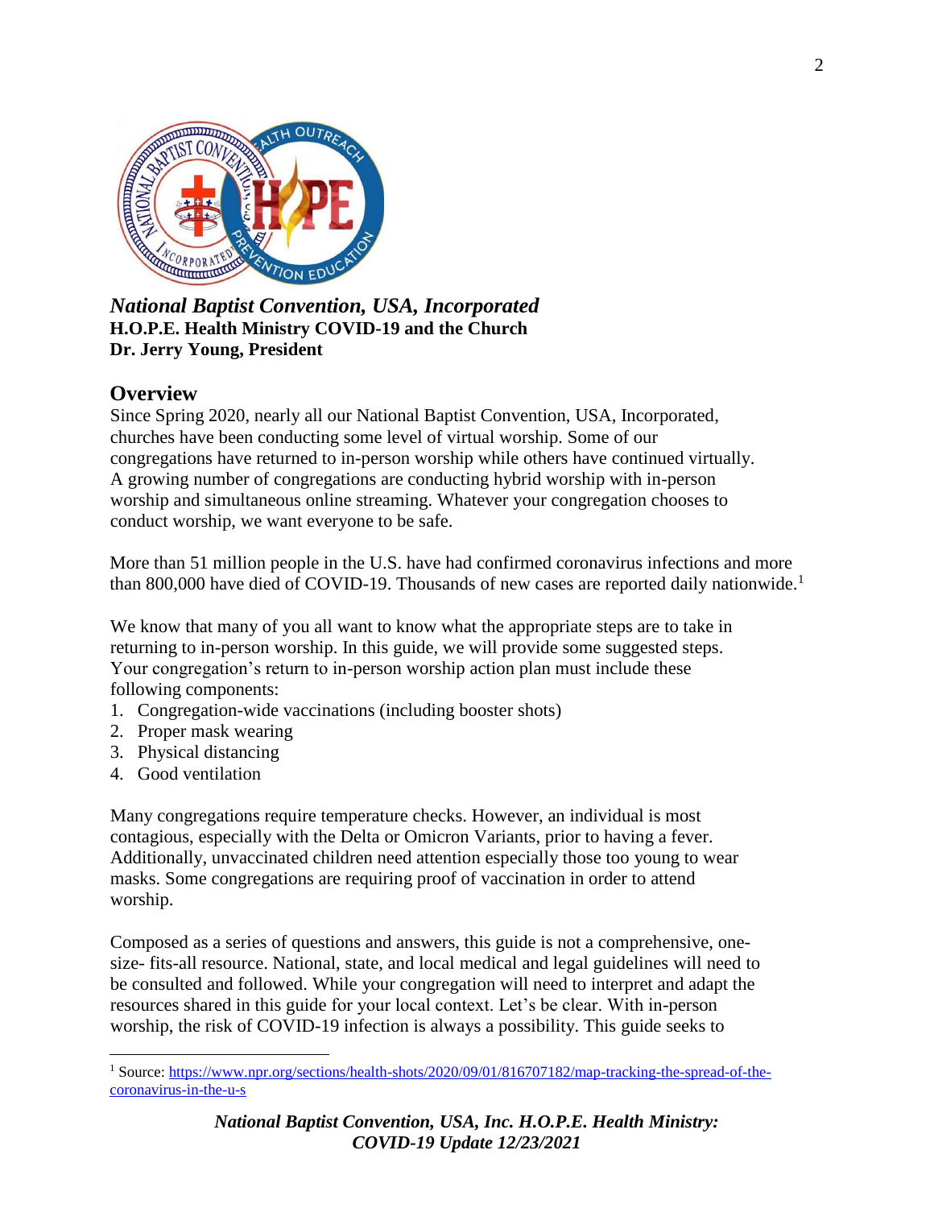***National Baptist Convention, USA, Incorporated***
**H.O.P.E. Health Ministry COVID-19 and the Church**
**Dr. Jerry Young, President**

## Overview

Since Spring 2020, nearly all our National Baptist Convention, USA, Incorporated, churches have been conducting some level of virtual worship. Some of our congregations have returned to in-person worship while others have continued virtually. A growing number of congregations are conducting hybrid worship with in-person worship and simultaneous online streaming. Whatever your congregation chooses to conduct worship, we want everyone to be safe.

More than 51 million people in the U.S. have had confirmed coronavirus infections and more than 800,000 have died of COVID-19. Thousands of new cases are reported daily nationwide.[1]

We know that many of you all want to know what the appropriate steps are to take in returning to in-person worship. In this guide, we will provide some suggested steps. Your congregation's return to in-person worship action plan must include these following components:

1. Congregation-wide vaccinations (including booster shots)
2. Proper mask wearing
3. Physical distancing
4. Good ventilation

Many congregations require temperature checks. However, an individual is most contagious, especially with the Delta or Omicron Variants, prior to having a fever. Additionally, unvaccinated children need attention especially those too young to wear masks. Some congregations are requiring proof of vaccination in order to attend worship.

Composed as a series of questions and answers, this guide is not a comprehensive, one-size- fits-all resource. National, state, and local medical and legal guidelines will need to be consulted and followed. While your congregation will need to interpret and adapt the resources shared in this guide for your local context. Let's be clear. With in-person worship, the risk of COVID-19 infection is always a possibility. This guide seeks to

[1] Source: https://www.npr.org/sections/health-shots/2020/09/01/816707182/map-tracking-the-spread-of-the-coronavirus-in-the-u-s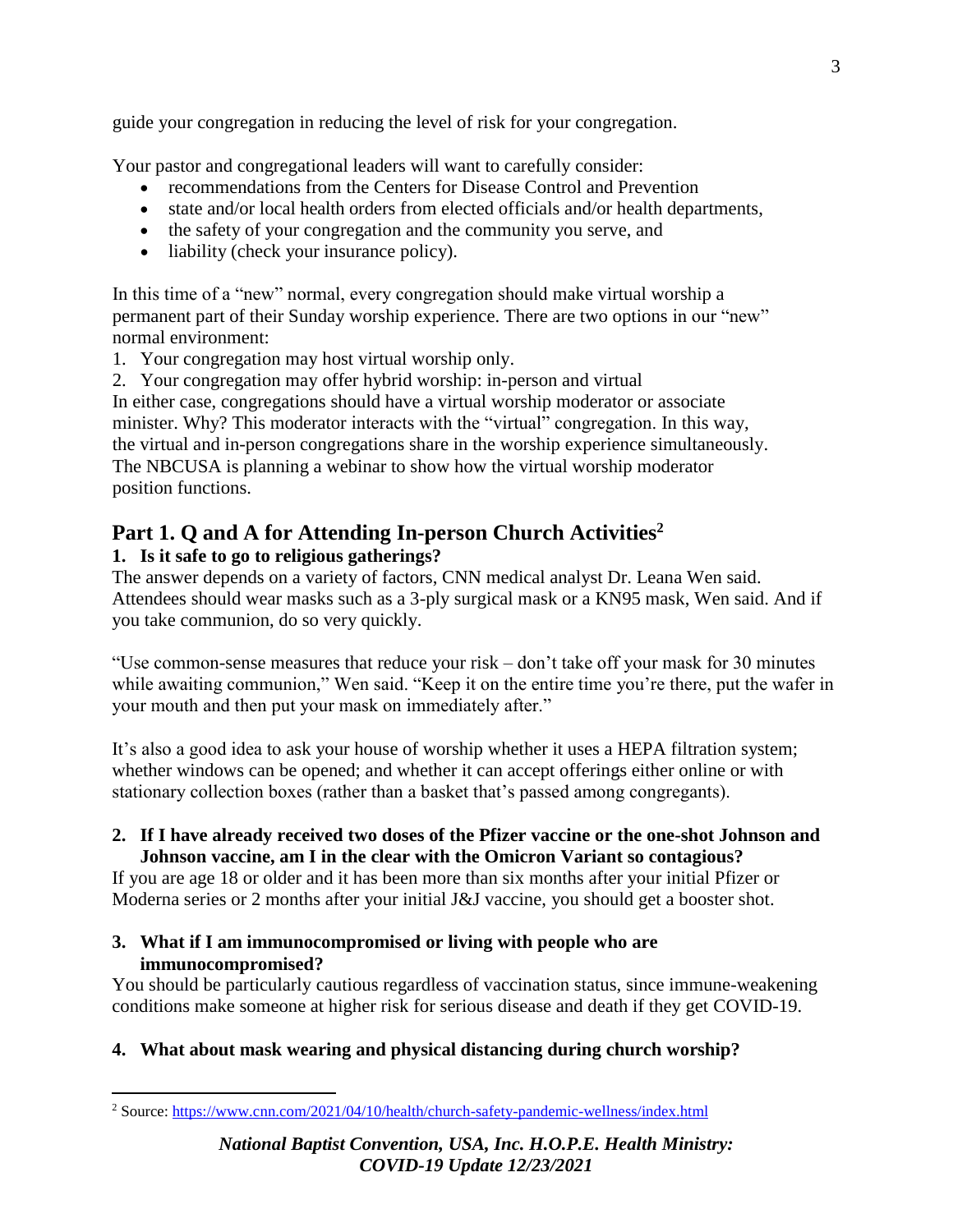guide your congregation in reducing the level of risk for your congregation.

Your pastor and congregational leaders will want to carefully consider:

- recommendations from the Centers for Disease Control and Prevention
- state and/or local health orders from elected officials and/or health departments,
- the safety of your congregation and the community you serve, and
- liability (check your insurance policy).

In this time of a "new" normal, every congregation should make virtual worship a permanent part of their Sunday worship experience. There are two options in our "new" normal environment:

1. Your congregation may host virtual worship only.
2. Your congregation may offer hybrid worship: in-person and virtual

In either case, congregations should have a virtual worship moderator or associate minister. Why? This moderator interacts with the "virtual" congregation. In this way, the virtual and in-person congregations share in the worship experience simultaneously. The NBCUSA is planning a webinar to show how the virtual worship moderator position functions.

## Part 1. Q and A for Attending In-person Church Activities[2]

**1. Is it safe to go to religious gatherings?**

The answer depends on a variety of factors, CNN medical analyst Dr. Leana Wen said. Attendees should wear masks such as a 3-ply surgical mask or a KN95 mask, Wen said. And if you take communion, do so very quickly.

"Use common-sense measures that reduce your risk – don't take off your mask for 30 minutes while awaiting communion," Wen said. "Keep it on the entire time you're there, put the wafer in your mouth and then put your mask on immediately after."

It's also a good idea to ask your house of worship whether it uses a HEPA filtration system; whether windows can be opened; and whether it can accept offerings either online or with stationary collection boxes (rather than a basket that's passed among congregants).

**2. If I have already received two doses of the Pfizer vaccine or the one-shot Johnson and Johnson vaccine, am I in the clear with the Omicron Variant so contagious?**

If you are age 18 or older and it has been more than six months after your initial Pfizer or Moderna series or 2 months after your initial J&J vaccine, you should get a booster shot.

**3. What if I am immunocompromised or living with people who are immunocompromised?**

You should be particularly cautious regardless of vaccination status, since immune-weakening conditions make someone at higher risk for serious disease and death if they get COVID-19.

**4. What about mask wearing and physical distancing during church worship?**

---

[2] Source: https://www.cnn.com/2021/04/10/health/church-safety-pandemic-wellness/index.html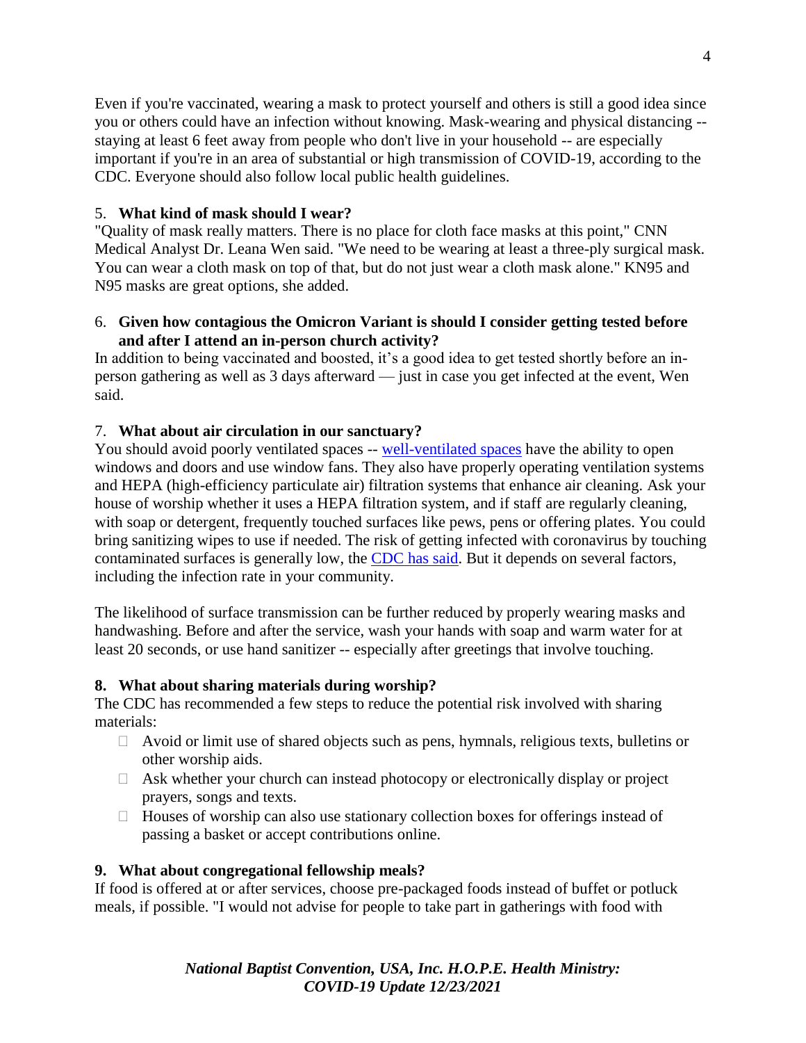Even if you're vaccinated, wearing a mask to protect yourself and others is still a good idea since you or others could have an infection without knowing. Mask-wearing and physical distancing -- staying at least 6 feet away from people who don't live in your household -- are especially important if you're in an area of substantial or high transmission of COVID-19, according to the CDC. Everyone should also follow local public health guidelines.

5. **What kind of mask should I wear?**

"Quality of mask really matters. There is no place for cloth face masks at this point," CNN Medical Analyst Dr. Leana Wen said. "We need to be wearing at least a three-ply surgical mask. You can wear a cloth mask on top of that, but do not just wear a cloth mask alone." KN95 and N95 masks are great options, she added.

6. **Given how contagious the Omicron Variant is should I consider getting tested before and after I attend an in-person church activity?**

In addition to being vaccinated and boosted, it's a good idea to get tested shortly before an in-person gathering as well as 3 days afterward — just in case you get infected at the event, Wen said.

7. **What about air circulation in our sanctuary?**

You should avoid poorly ventilated spaces -- well-ventilated spaces have the ability to open windows and doors and use window fans. They also have properly operating ventilation systems and HEPA (high-efficiency particulate air) filtration systems that enhance air cleaning. Ask your house of worship whether it uses a HEPA filtration system, and if staff are regularly cleaning, with soap or detergent, frequently touched surfaces like pews, pens or offering plates. You could bring sanitizing wipes to use if needed. The risk of getting infected with coronavirus by touching contaminated surfaces is generally low, the CDC has said. But it depends on several factors, including the infection rate in your community.

The likelihood of surface transmission can be further reduced by properly wearing masks and handwashing. Before and after the service, wash your hands with soap and warm water for at least 20 seconds, or use hand sanitizer -- especially after greetings that involve touching.

**8. What about sharing materials during worship?**

The CDC has recommended a few steps to reduce the potential risk involved with sharing materials:

- Avoid or limit use of shared objects such as pens, hymnals, religious texts, bulletins or other worship aids.
- Ask whether your church can instead photocopy or electronically display or project prayers, songs and texts.
- Houses of worship can also use stationary collection boxes for offerings instead of passing a basket or accept contributions online.

**9. What about congregational fellowship meals?**

If food is offered at or after services, choose pre-packaged foods instead of buffet or potluck meals, if possible. "I would not advise for people to take part in gatherings with food with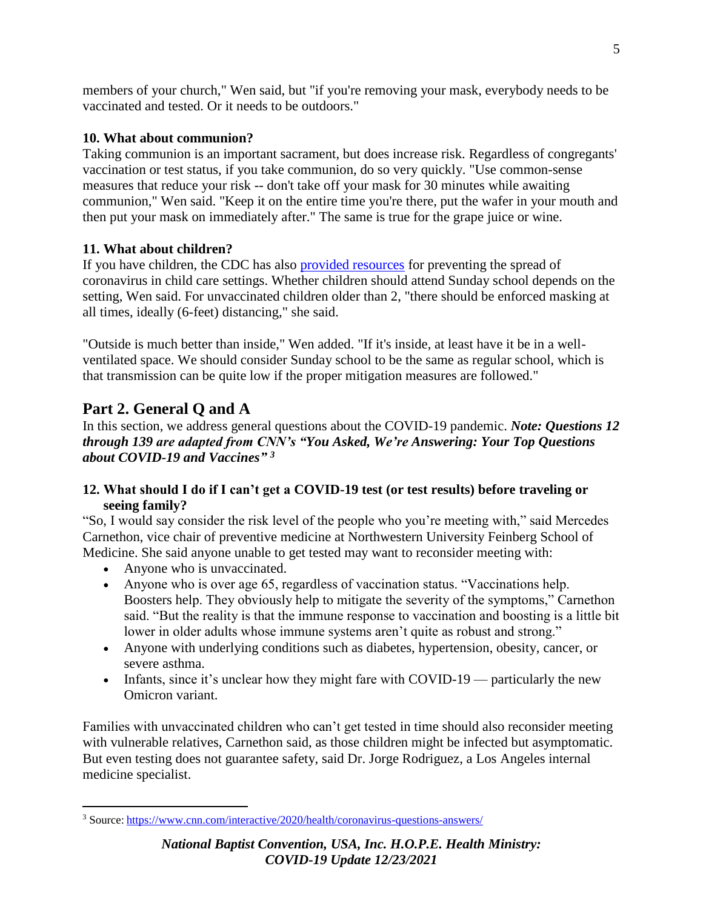members of your church," Wen said, but "if you're removing your mask, everybody needs to be vaccinated and tested. Or it needs to be outdoors."

**10. What about communion?**

Taking communion is an important sacrament, but does increase risk. Regardless of congregants' vaccination or test status, if you take communion, do so very quickly. "Use common-sense measures that reduce your risk -- don't take off your mask for 30 minutes while awaiting communion," Wen said. "Keep it on the entire time you're there, put the wafer in your mouth and then put your mask on immediately after." The same is true for the grape juice or wine.

**11. What about children?**

If you have children, the CDC has also [provided resources](#) for preventing the spread of coronavirus in child care settings. Whether children should attend Sunday school depends on the setting, Wen said. For unvaccinated children older than 2, "there should be enforced masking at all times, ideally (6-feet) distancing," she said.

"Outside is much better than inside," Wen added. "If it's inside, at least have it be in a well-ventilated space. We should consider Sunday school to be the same as regular school, which is that transmission can be quite low if the proper mitigation measures are followed."

## Part 2. General Q and A

In this section, we address general questions about the COVID-19 pandemic. ***Note: Questions 12 through 139 are adapted from CNN's "You Asked, We're Answering: Your Top Questions about COVID-19 and Vaccines"*** [3]

**12. What should I do if I can't get a COVID-19 test (or test results) before traveling or seeing family?**

"So, I would say consider the risk level of the people who you're meeting with," said Mercedes Carnethon, vice chair of preventive medicine at Northwestern University Feinberg School of Medicine. She said anyone unable to get tested may want to reconsider meeting with:

- Anyone who is unvaccinated.
- Anyone who is over age 65, regardless of vaccination status. "Vaccinations help. Boosters help. They obviously help to mitigate the severity of the symptoms," Carnethon said. "But the reality is that the immune response to vaccination and boosting is a little bit lower in older adults whose immune systems aren't quite as robust and strong."
- Anyone with underlying conditions such as diabetes, hypertension, obesity, cancer, or severe asthma.
- Infants, since it's unclear how they might fare with COVID-19 — particularly the new Omicron variant.

Families with unvaccinated children who can't get tested in time should also reconsider meeting with vulnerable relatives, Carnethon said, as those children might be infected but asymptomatic. But even testing does not guarantee safety, said Dr. Jorge Rodriguez, a Los Angeles internal medicine specialist.

[3] Source: https://www.cnn.com/interactive/2020/health/coronavirus-questions-answers/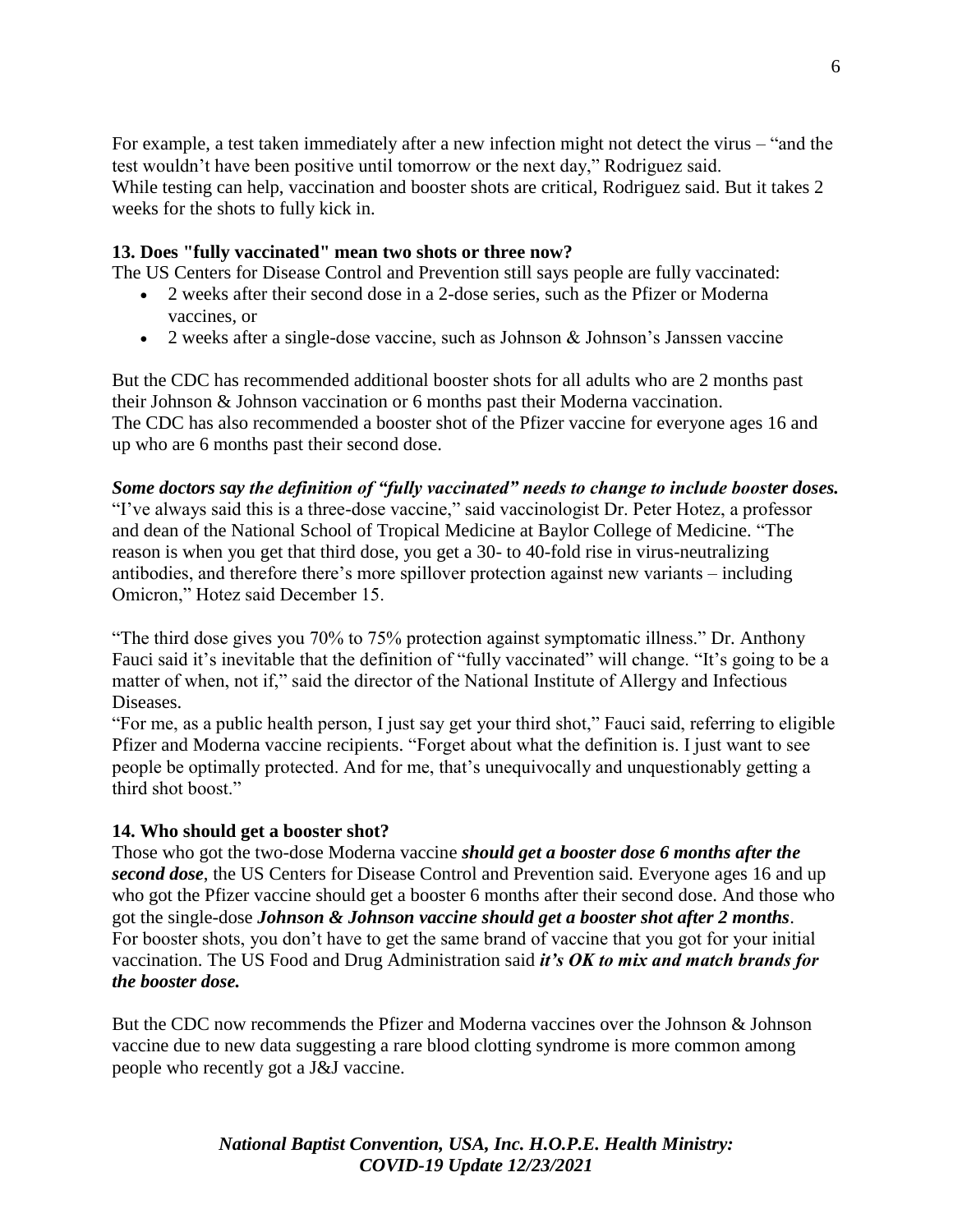For example, a test taken immediately after a new infection might not detect the virus – "and the test wouldn't have been positive until tomorrow or the next day," Rodriguez said.
While testing can help, vaccination and booster shots are critical, Rodriguez said. But it takes 2 weeks for the shots to fully kick in.

**13. Does "fully vaccinated" mean two shots or three now?**

The US Centers for Disease Control and Prevention still says people are fully vaccinated:

- 2 weeks after their second dose in a 2-dose series, such as the Pfizer or Moderna vaccines, or
- 2 weeks after a single-dose vaccine, such as Johnson & Johnson's Janssen vaccine

But the CDC has recommended additional booster shots for all adults who are 2 months past their Johnson & Johnson vaccination or 6 months past their Moderna vaccination.
The CDC has also recommended a booster shot of the Pfizer vaccine for everyone ages 16 and up who are 6 months past their second dose.

***Some doctors say the definition of "fully vaccinated" needs to change to include booster doses.***
"I've always said this is a three-dose vaccine," said vaccinologist Dr. Peter Hotez, a professor and dean of the National School of Tropical Medicine at Baylor College of Medicine. "The reason is when you get that third dose, you get a 30- to 40-fold rise in virus-neutralizing antibodies, and therefore there's more spillover protection against new variants – including Omicron," Hotez said December 15.

"The third dose gives you 70% to 75% protection against symptomatic illness." Dr. Anthony Fauci said it's inevitable that the definition of "fully vaccinated" will change. "It's going to be a matter of when, not if," said the director of the National Institute of Allergy and Infectious Diseases.
"For me, as a public health person, I just say get your third shot," Fauci said, referring to eligible Pfizer and Moderna vaccine recipients. "Forget about what the definition is. I just want to see people be optimally protected. And for me, that's unequivocally and unquestionably getting a third shot boost."

**14. Who should get a booster shot?**

Those who got the two-dose Moderna vaccine ***should get a booster dose 6 months after the second dose***, the US Centers for Disease Control and Prevention said. Everyone ages 16 and up who got the Pfizer vaccine should get a booster 6 months after their second dose. And those who got the single-dose ***Johnson & Johnson vaccine should get a booster shot after 2 months***.
For booster shots, you don't have to get the same brand of vaccine that you got for your initial vaccination. The US Food and Drug Administration said ***it's OK to mix and match brands for the booster dose.***

But the CDC now recommends the Pfizer and Moderna vaccines over the Johnson & Johnson vaccine due to new data suggesting a rare blood clotting syndrome is more common among people who recently got a J&J vaccine.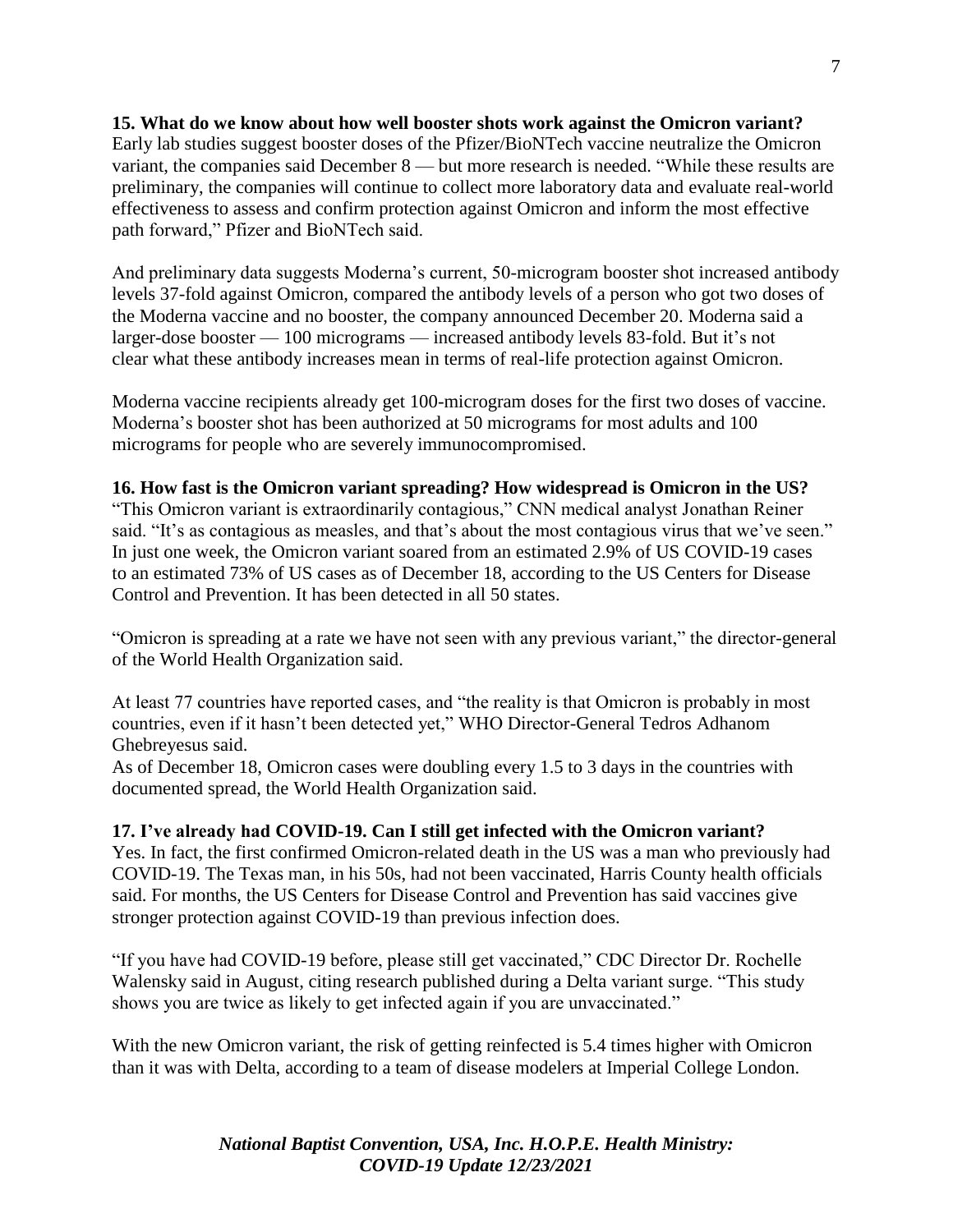**15. What do we know about how well booster shots work against the Omicron variant?**
Early lab studies suggest booster doses of the Pfizer/BioNTech vaccine neutralize the Omicron variant, the companies said December 8 — but more research is needed. "While these results are preliminary, the companies will continue to collect more laboratory data and evaluate real-world effectiveness to assess and confirm protection against Omicron and inform the most effective path forward," Pfizer and BioNTech said.

And preliminary data suggests Moderna's current, 50-microgram booster shot increased antibody levels 37-fold against Omicron, compared the antibody levels of a person who got two doses of the Moderna vaccine and no booster, the company announced December 20. Moderna said a larger-dose booster — 100 micrograms — increased antibody levels 83-fold. But it's not clear what these antibody increases mean in terms of real-life protection against Omicron.

Moderna vaccine recipients already get 100-microgram doses for the first two doses of vaccine. Moderna's booster shot has been authorized at 50 micrograms for most adults and 100 micrograms for people who are severely immunocompromised.

**16. How fast is the Omicron variant spreading? How widespread is Omicron in the US?**
"This Omicron variant is extraordinarily contagious," CNN medical analyst Jonathan Reiner said. "It's as contagious as measles, and that's about the most contagious virus that we've seen." In just one week, the Omicron variant soared from an estimated 2.9% of US COVID-19 cases to an estimated 73% of US cases as of December 18, according to the US Centers for Disease Control and Prevention. It has been detected in all 50 states.

"Omicron is spreading at a rate we have not seen with any previous variant," the director-general of the World Health Organization said.

At least 77 countries have reported cases, and "the reality is that Omicron is probably in most countries, even if it hasn't been detected yet," WHO Director-General Tedros Adhanom Ghebreyesus said.
As of December 18, Omicron cases were doubling every 1.5 to 3 days in the countries with documented spread, the World Health Organization said.

**17. I've already had COVID-19. Can I still get infected with the Omicron variant?**
Yes. In fact, the first confirmed Omicron-related death in the US was a man who previously had COVID-19. The Texas man, in his 50s, had not been vaccinated, Harris County health officials said. For months, the US Centers for Disease Control and Prevention has said vaccines give stronger protection against COVID-19 than previous infection does.

"If you have had COVID-19 before, please still get vaccinated," CDC Director Dr. Rochelle Walensky said in August, citing research published during a Delta variant surge. "This study shows you are twice as likely to get infected again if you are unvaccinated."

With the new Omicron variant, the risk of getting reinfected is 5.4 times higher with Omicron than it was with Delta, according to a team of disease modelers at Imperial College London.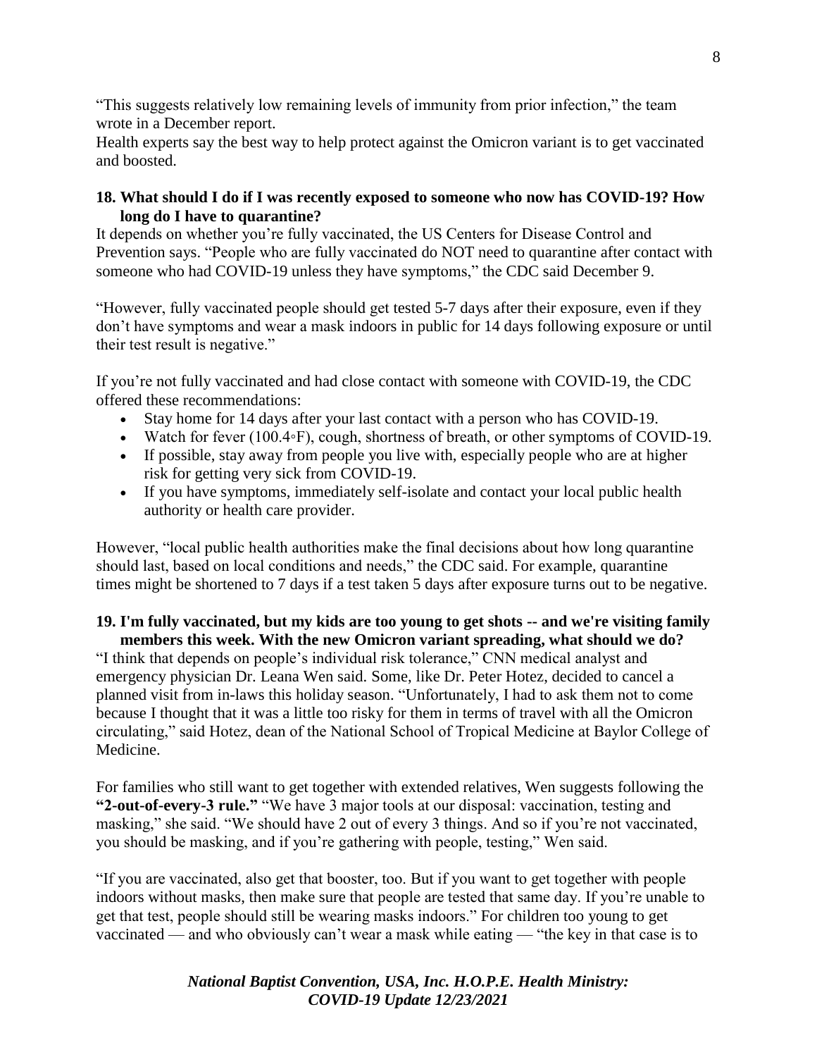"This suggests relatively low remaining levels of immunity from prior infection," the team wrote in a December report.

Health experts say the best way to help protect against the Omicron variant is to get vaccinated and boosted.

**18. What should I do if I was recently exposed to someone who now has COVID-19? How long do I have to quarantine?**

It depends on whether you're fully vaccinated, the US Centers for Disease Control and Prevention says. "People who are fully vaccinated do NOT need to quarantine after contact with someone who had COVID-19 unless they have symptoms," the CDC said December 9.

"However, fully vaccinated people should get tested 5-7 days after their exposure, even if they don't have symptoms and wear a mask indoors in public for 14 days following exposure or until their test result is negative."

If you're not fully vaccinated and had close contact with someone with COVID-19, the CDC offered these recommendations:

- Stay home for 14 days after your last contact with a person who has COVID-19.
- Watch for fever (100.4◦F), cough, shortness of breath, or other symptoms of COVID-19.
- If possible, stay away from people you live with, especially people who are at higher risk for getting very sick from COVID-19.
- If you have symptoms, immediately self-isolate and contact your local public health authority or health care provider.

However, "local public health authorities make the final decisions about how long quarantine should last, based on local conditions and needs," the CDC said. For example, quarantine times might be shortened to 7 days if a test taken 5 days after exposure turns out to be negative.

**19. I'm fully vaccinated, but my kids are too young to get shots -- and we're visiting family members this week. With the new Omicron variant spreading, what should we do?**

"I think that depends on people's individual risk tolerance," CNN medical analyst and emergency physician Dr. Leana Wen said. Some, like Dr. Peter Hotez, decided to cancel a planned visit from in-laws this holiday season. "Unfortunately, I had to ask them not to come because I thought that it was a little too risky for them in terms of travel with all the Omicron circulating," said Hotez, dean of the National School of Tropical Medicine at Baylor College of Medicine.

For families who still want to get together with extended relatives, Wen suggests following the **"2-out-of-every-3 rule."** "We have 3 major tools at our disposal: vaccination, testing and masking," she said. "We should have 2 out of every 3 things. And so if you're not vaccinated, you should be masking, and if you're gathering with people, testing," Wen said.

"If you are vaccinated, also get that booster, too. But if you want to get together with people indoors without masks, then make sure that people are tested that same day. If you're unable to get that test, people should still be wearing masks indoors." For children too young to get vaccinated — and who obviously can't wear a mask while eating — "the key in that case is to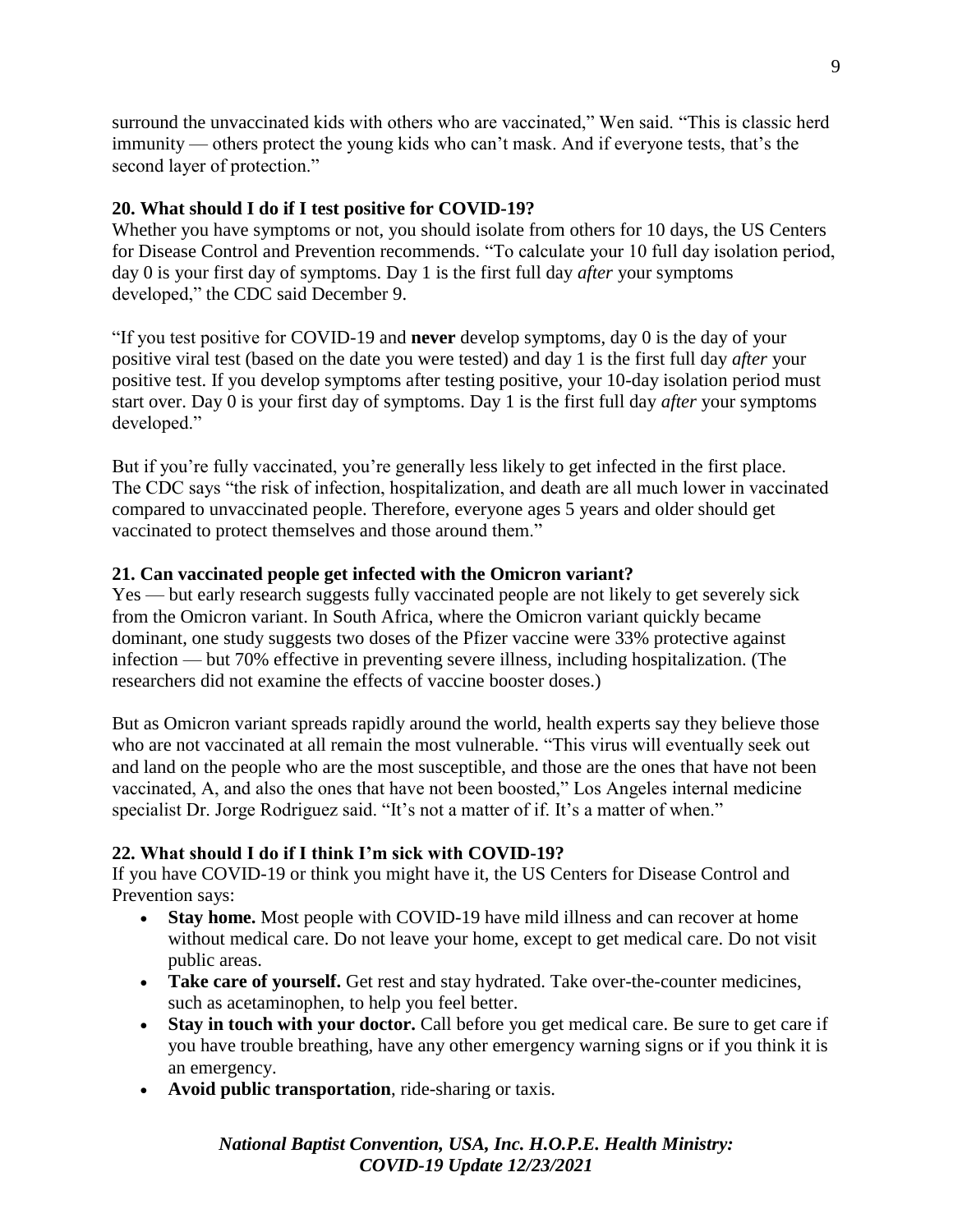surround the unvaccinated kids with others who are vaccinated," Wen said. "This is classic herd immunity — others protect the young kids who can't mask. And if everyone tests, that's the second layer of protection."

**20. What should I do if I test positive for COVID-19?**

Whether you have symptoms or not, you should isolate from others for 10 days, the US Centers for Disease Control and Prevention recommends. "To calculate your 10 full day isolation period, day 0 is your first day of symptoms. Day 1 is the first full day *after* your symptoms developed," the CDC said December 9.

"If you test positive for COVID-19 and **never** develop symptoms, day 0 is the day of your positive viral test (based on the date you were tested) and day 1 is the first full day *after* your positive test. If you develop symptoms after testing positive, your 10-day isolation period must start over. Day 0 is your first day of symptoms. Day 1 is the first full day *after* your symptoms developed."

But if you're fully vaccinated, you're generally less likely to get infected in the first place. The CDC says "the risk of infection, hospitalization, and death are all much lower in vaccinated compared to unvaccinated people. Therefore, everyone ages 5 years and older should get vaccinated to protect themselves and those around them."

**21. Can vaccinated people get infected with the Omicron variant?**

Yes — but early research suggests fully vaccinated people are not likely to get severely sick from the Omicron variant. In South Africa, where the Omicron variant quickly became dominant, one study suggests two doses of the Pfizer vaccine were 33% protective against infection — but 70% effective in preventing severe illness, including hospitalization. (The researchers did not examine the effects of vaccine booster doses.)

But as Omicron variant spreads rapidly around the world, health experts say they believe those who are not vaccinated at all remain the most vulnerable. "This virus will eventually seek out and land on the people who are the most susceptible, and those are the ones that have not been vaccinated, A, and also the ones that have not been boosted," Los Angeles internal medicine specialist Dr. Jorge Rodriguez said. "It's not a matter of if. It's a matter of when."

**22. What should I do if I think I'm sick with COVID-19?**

If you have COVID-19 or think you might have it, the US Centers for Disease Control and Prevention says:

- **Stay home.** Most people with COVID-19 have mild illness and can recover at home without medical care. Do not leave your home, except to get medical care. Do not visit public areas.
- **Take care of yourself.** Get rest and stay hydrated. Take over-the-counter medicines, such as acetaminophen, to help you feel better.
- **Stay in touch with your doctor.** Call before you get medical care. Be sure to get care if you have trouble breathing, have any other emergency warning signs or if you think it is an emergency.
- **Avoid public transportation**, ride-sharing or taxis.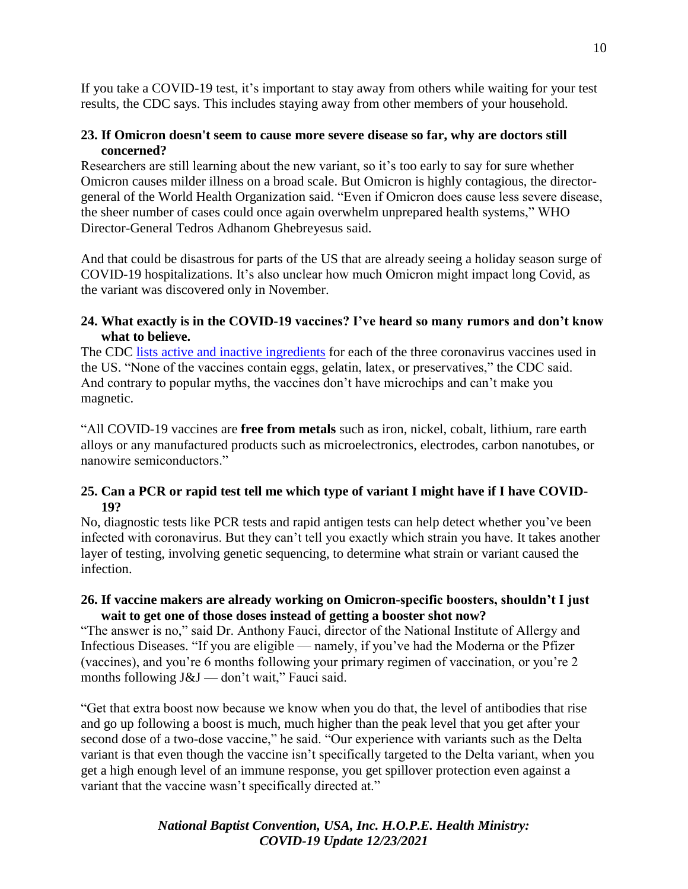If you take a COVID-19 test, it's important to stay away from others while waiting for your test results, the CDC says. This includes staying away from other members of your household.

**23. If Omicron doesn't seem to cause more severe disease so far, why are doctors still concerned?**

Researchers are still learning about the new variant, so it's too early to say for sure whether Omicron causes milder illness on a broad scale. But Omicron is highly contagious, the director-general of the World Health Organization said. "Even if Omicron does cause less severe disease, the sheer number of cases could once again overwhelm unprepared health systems," WHO Director-General Tedros Adhanom Ghebreyesus said.

And that could be disastrous for parts of the US that are already seeing a holiday season surge of COVID-19 hospitalizations. It's also unclear how much Omicron might impact long Covid, as the variant was discovered only in November.

**24. What exactly is in the COVID-19 vaccines? I've heard so many rumors and don't know what to believe.**

The CDC [lists active and inactive ingredients](https://www.cdc.gov) for each of the three coronavirus vaccines used in the US. "None of the vaccines contain eggs, gelatin, latex, or preservatives," the CDC said. And contrary to popular myths, the vaccines don't have microchips and can't make you magnetic.

"All COVID-19 vaccines are **free from metals** such as iron, nickel, cobalt, lithium, rare earth alloys or any manufactured products such as microelectronics, electrodes, carbon nanotubes, or nanowire semiconductors."

**25. Can a PCR or rapid test tell me which type of variant I might have if I have COVID-19?**

No, diagnostic tests like PCR tests and rapid antigen tests can help detect whether you've been infected with coronavirus. But they can't tell you exactly which strain you have. It takes another layer of testing, involving genetic sequencing, to determine what strain or variant caused the infection.

**26. If vaccine makers are already working on Omicron-specific boosters, shouldn't I just wait to get one of those doses instead of getting a booster shot now?**

"The answer is no," said Dr. Anthony Fauci, director of the National Institute of Allergy and Infectious Diseases. "If you are eligible — namely, if you've had the Moderna or the Pfizer (vaccines), and you're 6 months following your primary regimen of vaccination, or you're 2 months following J&J — don't wait," Fauci said.

"Get that extra boost now because we know when you do that, the level of antibodies that rise and go up following a boost is much, much higher than the peak level that you get after your second dose of a two-dose vaccine," he said. "Our experience with variants such as the Delta variant is that even though the vaccine isn't specifically targeted to the Delta variant, when you get a high enough level of an immune response, you get spillover protection even against a variant that the vaccine wasn't specifically directed at."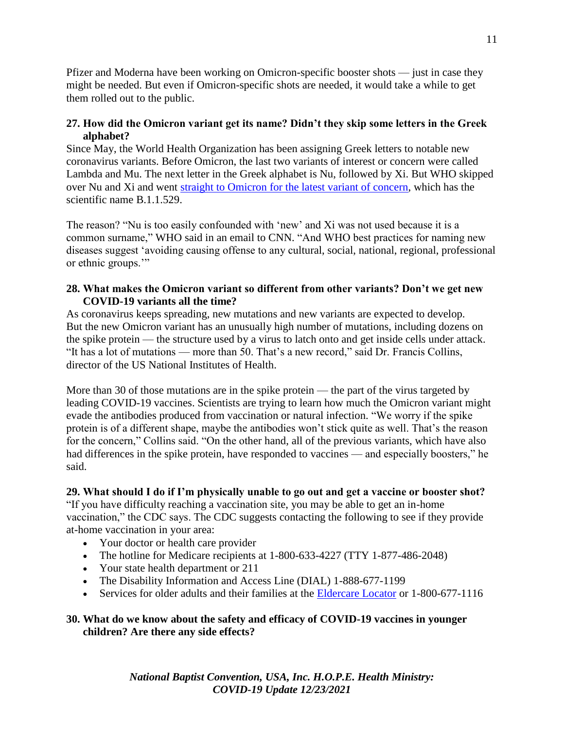Pfizer and Moderna have been working on Omicron-specific booster shots — just in case they might be needed. But even if Omicron-specific shots are needed, it would take a while to get them rolled out to the public.

**27. How did the Omicron variant get its name? Didn't they skip some letters in the Greek alphabet?**

Since May, the World Health Organization has been assigning Greek letters to notable new coronavirus variants. Before Omicron, the last two variants of interest or concern were called Lambda and Mu. The next letter in the Greek alphabet is Nu, followed by Xi. But WHO skipped over Nu and Xi and went [straight to Omicron for the latest variant of concern](), which has the scientific name B.1.1.529.

The reason? "Nu is too easily confounded with 'new' and Xi was not used because it is a common surname," WHO said in an email to CNN. "And WHO best practices for naming new diseases suggest 'avoiding causing offense to any cultural, social, national, regional, professional or ethnic groups.'"

**28. What makes the Omicron variant so different from other variants? Don't we get new COVID-19 variants all the time?**

As coronavirus keeps spreading, new mutations and new variants are expected to develop. But the new Omicron variant has an unusually high number of mutations, including dozens on the spike protein — the structure used by a virus to latch onto and get inside cells under attack. "It has a lot of mutations — more than 50. That's a new record," said Dr. Francis Collins, director of the US National Institutes of Health.

More than 30 of those mutations are in the spike protein — the part of the virus targeted by leading COVID-19 vaccines. Scientists are trying to learn how much the Omicron variant might evade the antibodies produced from vaccination or natural infection. "We worry if the spike protein is of a different shape, maybe the antibodies won't stick quite as well. That's the reason for the concern," Collins said. "On the other hand, all of the previous variants, which have also had differences in the spike protein, have responded to vaccines — and especially boosters," he said.

**29. What should I do if I'm physically unable to go out and get a vaccine or booster shot?**

"If you have difficulty reaching a vaccination site, you may be able to get an in-home vaccination," the CDC says. The CDC suggests contacting the following to see if they provide at-home vaccination in your area:

- Your doctor or health care provider
- The hotline for Medicare recipients at 1-800-633-4227 (TTY 1-877-486-2048)
- Your state health department or 211
- The Disability Information and Access Line (DIAL) 1-888-677-1199
- Services for older adults and their families at the [Eldercare Locator]() or 1-800-677-1116

**30. What do we know about the safety and efficacy of COVID-19 vaccines in younger children? Are there any side effects?**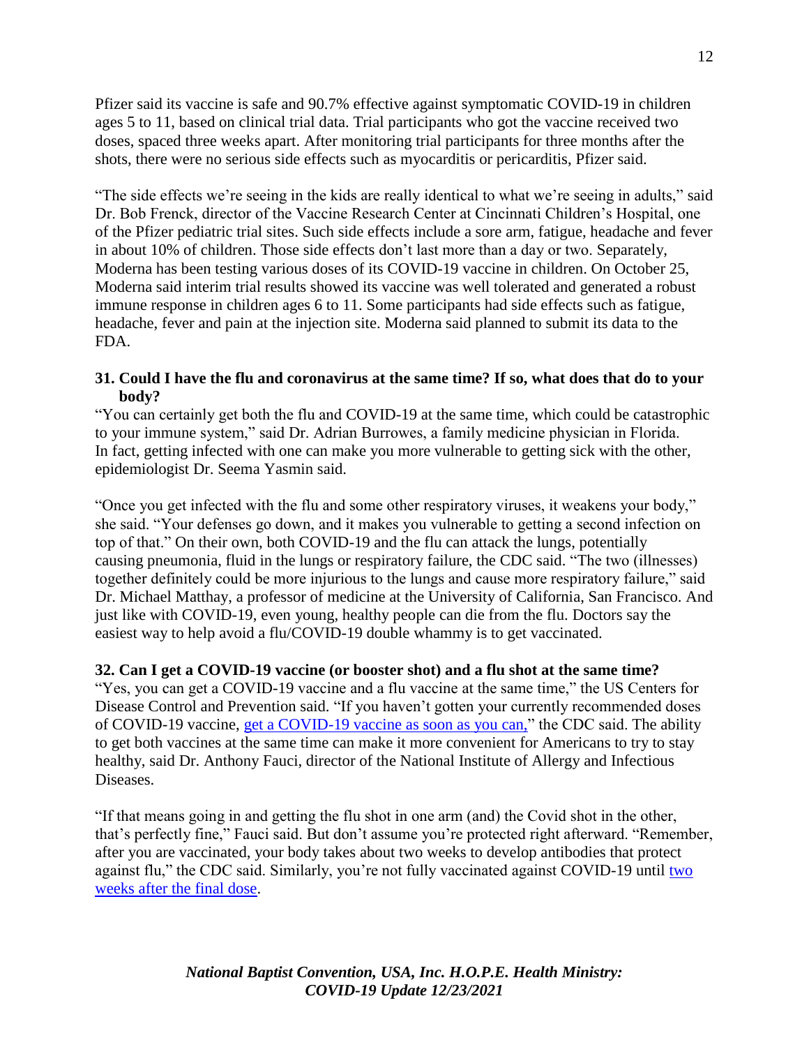Pfizer said its vaccine is safe and 90.7% effective against symptomatic COVID-19 in children ages 5 to 11, based on clinical trial data. Trial participants who got the vaccine received two doses, spaced three weeks apart. After monitoring trial participants for three months after the shots, there were no serious side effects such as myocarditis or pericarditis, Pfizer said.

"The side effects we're seeing in the kids are really identical to what we're seeing in adults," said Dr. Bob Frenck, director of the Vaccine Research Center at Cincinnati Children's Hospital, one of the Pfizer pediatric trial sites. Such side effects include a sore arm, fatigue, headache and fever in about 10% of children. Those side effects don't last more than a day or two. Separately, Moderna has been testing various doses of its COVID-19 vaccine in children. On October 25, Moderna said interim trial results showed its vaccine was well tolerated and generated a robust immune response in children ages 6 to 11. Some participants had side effects such as fatigue, headache, fever and pain at the injection site. Moderna said planned to submit its data to the FDA.

**31. Could I have the flu and coronavirus at the same time? If so, what does that do to your body?**

"You can certainly get both the flu and COVID-19 at the same time, which could be catastrophic to your immune system," said Dr. Adrian Burrowes, a family medicine physician in Florida. In fact, getting infected with one can make you more vulnerable to getting sick with the other, epidemiologist Dr. Seema Yasmin said.

"Once you get infected with the flu and some other respiratory viruses, it weakens your body," she said. "Your defenses go down, and it makes you vulnerable to getting a second infection on top of that." On their own, both COVID-19 and the flu can attack the lungs, potentially causing pneumonia, fluid in the lungs or respiratory failure, the CDC said. "The two (illnesses) together definitely could be more injurious to the lungs and cause more respiratory failure," said Dr. Michael Matthay, a professor of medicine at the University of California, San Francisco. And just like with COVID-19, even young, healthy people can die from the flu. Doctors say the easiest way to help avoid a flu/COVID-19 double whammy is to get vaccinated.

**32. Can I get a COVID-19 vaccine (or booster shot) and a flu shot at the same time?**

"Yes, you can get a COVID-19 vaccine and a flu vaccine at the same time," the US Centers for Disease Control and Prevention said. "If you haven't gotten your currently recommended doses of COVID-19 vaccine, get a COVID-19 vaccine as soon as you can," the CDC said. The ability to get both vaccines at the same time can make it more convenient for Americans to try to stay healthy, said Dr. Anthony Fauci, director of the National Institute of Allergy and Infectious Diseases.

"If that means going in and getting the flu shot in one arm (and) the Covid shot in the other, that's perfectly fine," Fauci said. But don't assume you're protected right afterward. "Remember, after you are vaccinated, your body takes about two weeks to develop antibodies that protect against flu," the CDC said. Similarly, you're not fully vaccinated against COVID-19 until two weeks after the final dose.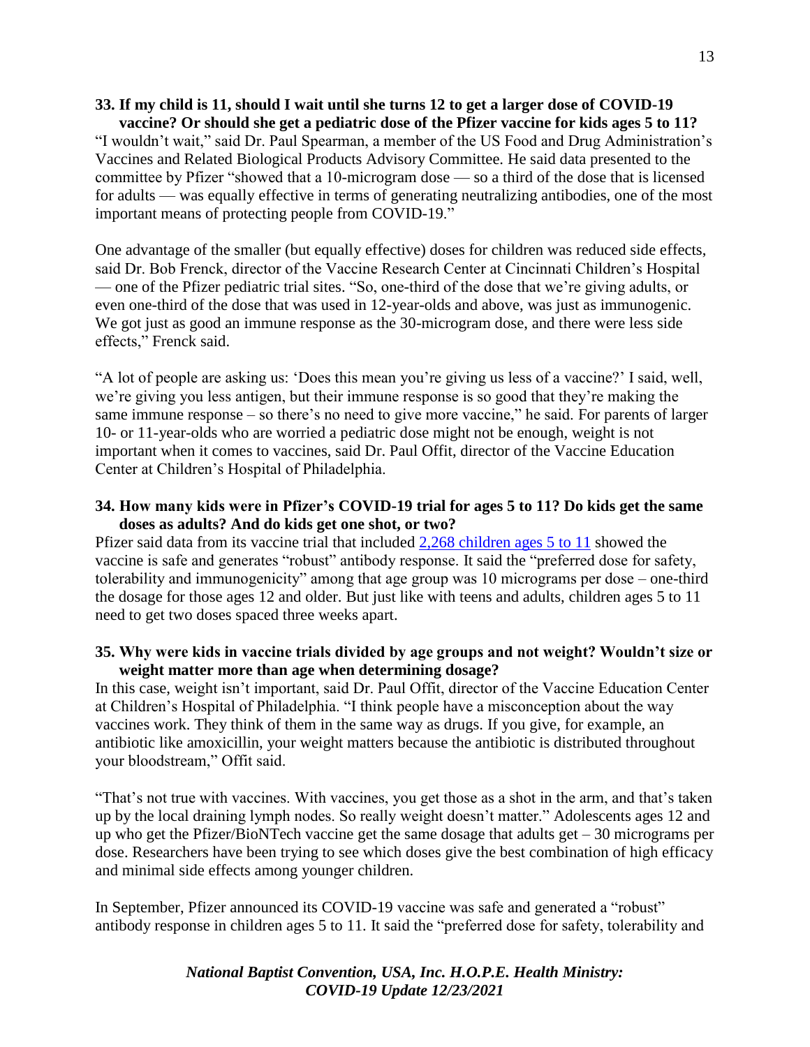**33. If my child is 11, should I wait until she turns 12 to get a larger dose of COVID-19 vaccine? Or should she get a pediatric dose of the Pfizer vaccine for kids ages 5 to 11?**

"I wouldn't wait," said Dr. Paul Spearman, a member of the US Food and Drug Administration's Vaccines and Related Biological Products Advisory Committee. He said data presented to the committee by Pfizer "showed that a 10-microgram dose — so a third of the dose that is licensed for adults — was equally effective in terms of generating neutralizing antibodies, one of the most important means of protecting people from COVID-19."

One advantage of the smaller (but equally effective) doses for children was reduced side effects, said Dr. Bob Frenck, director of the Vaccine Research Center at Cincinnati Children's Hospital — one of the Pfizer pediatric trial sites. "So, one-third of the dose that we're giving adults, or even one-third of the dose that was used in 12-year-olds and above, was just as immunogenic. We got just as good an immune response as the 30-microgram dose, and there were less side effects," Frenck said.

"A lot of people are asking us: 'Does this mean you're giving us less of a vaccine?' I said, well, we're giving you less antigen, but their immune response is so good that they're making the same immune response – so there's no need to give more vaccine," he said. For parents of larger 10- or 11-year-olds who are worried a pediatric dose might not be enough, weight is not important when it comes to vaccines, said Dr. Paul Offit, director of the Vaccine Education Center at Children's Hospital of Philadelphia.

**34. How many kids were in Pfizer's COVID-19 trial for ages 5 to 11? Do kids get the same doses as adults? And do kids get one shot, or two?**

Pfizer said data from its vaccine trial that included 2,268 children ages 5 to 11 showed the vaccine is safe and generates "robust" antibody response. It said the "preferred dose for safety, tolerability and immunogenicity" among that age group was 10 micrograms per dose – one-third the dosage for those ages 12 and older. But just like with teens and adults, children ages 5 to 11 need to get two doses spaced three weeks apart.

**35. Why were kids in vaccine trials divided by age groups and not weight? Wouldn't size or weight matter more than age when determining dosage?**

In this case, weight isn't important, said Dr. Paul Offit, director of the Vaccine Education Center at Children's Hospital of Philadelphia. "I think people have a misconception about the way vaccines work. They think of them in the same way as drugs. If you give, for example, an antibiotic like amoxicillin, your weight matters because the antibiotic is distributed throughout your bloodstream," Offit said.

"That's not true with vaccines. With vaccines, you get those as a shot in the arm, and that's taken up by the local draining lymph nodes. So really weight doesn't matter." Adolescents ages 12 and up who get the Pfizer/BioNTech vaccine get the same dosage that adults get – 30 micrograms per dose. Researchers have been trying to see which doses give the best combination of high efficacy and minimal side effects among younger children.

In September, Pfizer announced its COVID-19 vaccine was safe and generated a "robust" antibody response in children ages 5 to 11. It said the "preferred dose for safety, tolerability and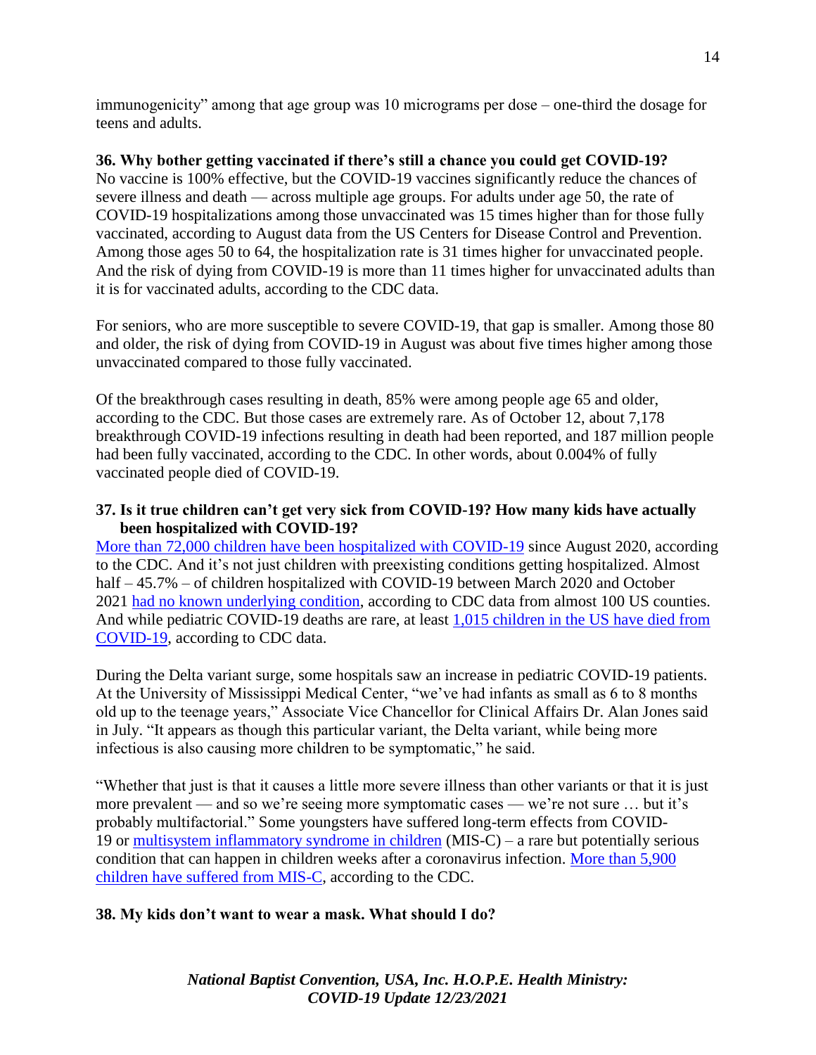immunogenicity" among that age group was 10 micrograms per dose – one-third the dosage for teens and adults.

**36. Why bother getting vaccinated if there's still a chance you could get COVID-19?**

No vaccine is 100% effective, but the COVID-19 vaccines significantly reduce the chances of severe illness and death — across multiple age groups. For adults under age 50, the rate of COVID-19 hospitalizations among those unvaccinated was 15 times higher than for those fully vaccinated, according to August data from the US Centers for Disease Control and Prevention. Among those ages 50 to 64, the hospitalization rate is 31 times higher for unvaccinated people. And the risk of dying from COVID-19 is more than 11 times higher for unvaccinated adults than it is for vaccinated adults, according to the CDC data.

For seniors, who are more susceptible to severe COVID-19, that gap is smaller. Among those 80 and older, the risk of dying from COVID-19 in August was about five times higher among those unvaccinated compared to those fully vaccinated.

Of the breakthrough cases resulting in death, 85% were among people age 65 and older, according to the CDC. But those cases are extremely rare. As of October 12, about 7,178 breakthrough COVID-19 infections resulting in death had been reported, and 187 million people had been fully vaccinated, according to the CDC. In other words, about 0.004% of fully vaccinated people died of COVID-19.

**37. Is it true children can't get very sick from COVID-19? How many kids have actually been hospitalized with COVID-19?**

More than 72,000 children have been hospitalized with COVID-19 since August 2020, according to the CDC. And it's not just children with preexisting conditions getting hospitalized. Almost half – 45.7% – of children hospitalized with COVID-19 between March 2020 and October 2021 had no known underlying condition, according to CDC data from almost 100 US counties. And while pediatric COVID-19 deaths are rare, at least 1,015 children in the US have died from COVID-19, according to CDC data.

During the Delta variant surge, some hospitals saw an increase in pediatric COVID-19 patients. At the University of Mississippi Medical Center, "we've had infants as small as 6 to 8 months old up to the teenage years," Associate Vice Chancellor for Clinical Affairs Dr. Alan Jones said in July. "It appears as though this particular variant, the Delta variant, while being more infectious is also causing more children to be symptomatic," he said.

"Whether that just is that it causes a little more severe illness than other variants or that it is just more prevalent — and so we're seeing more symptomatic cases — we're not sure … but it's probably multifactorial." Some youngsters have suffered long-term effects from COVID-19 or multisystem inflammatory syndrome in children (MIS-C) – a rare but potentially serious condition that can happen in children weeks after a coronavirus infection. More than 5,900 children have suffered from MIS-C, according to the CDC.

**38. My kids don't want to wear a mask. What should I do?**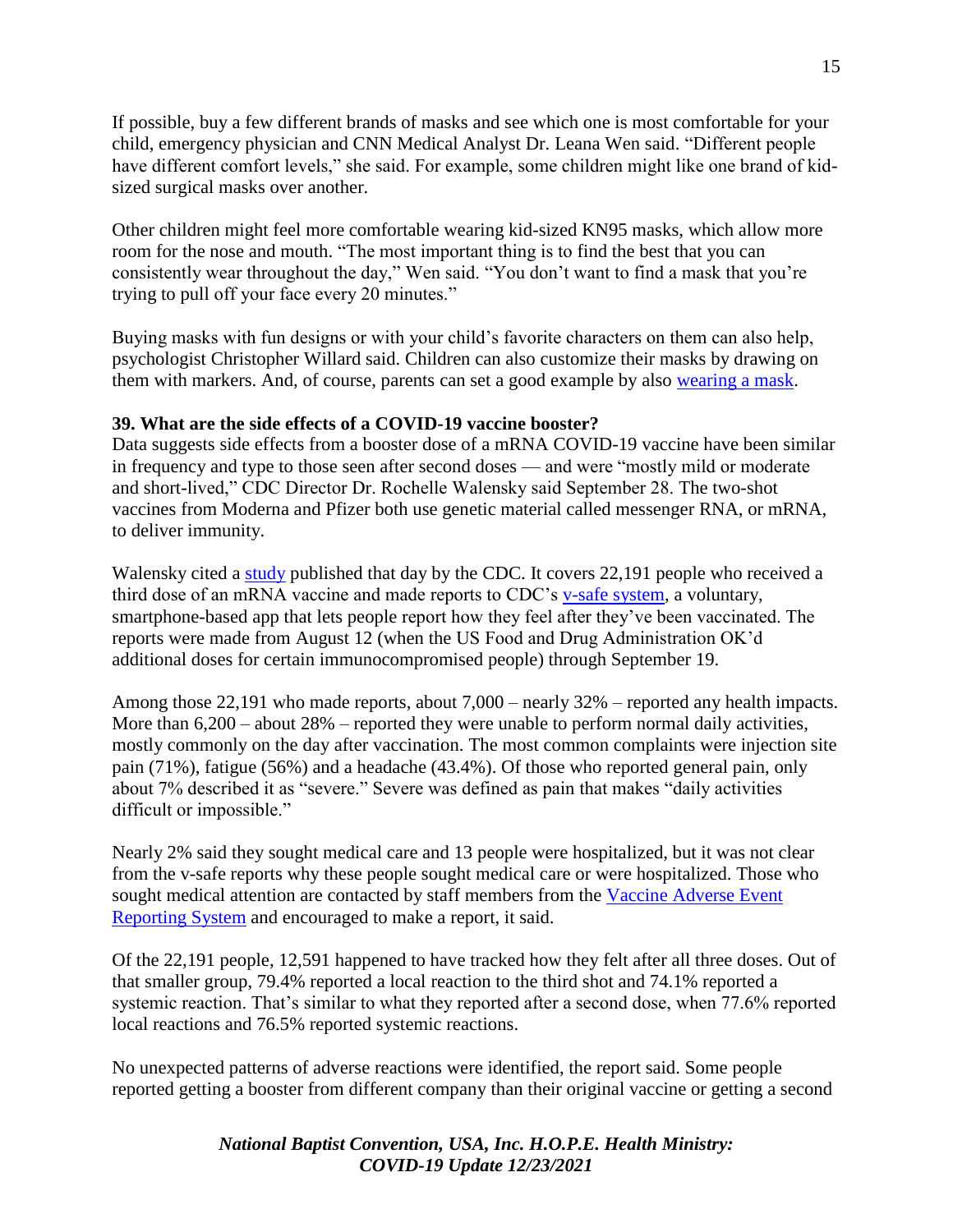If possible, buy a few different brands of masks and see which one is most comfortable for your child, emergency physician and CNN Medical Analyst Dr. Leana Wen said. "Different people have different comfort levels," she said. For example, some children might like one brand of kid-sized surgical masks over another.

Other children might feel more comfortable wearing kid-sized KN95 masks, which allow more room for the nose and mouth. "The most important thing is to find the best that you can consistently wear throughout the day," Wen said. "You don't want to find a mask that you're trying to pull off your face every 20 minutes."

Buying masks with fun designs or with your child's favorite characters on them can also help, psychologist Christopher Willard said. Children can also customize their masks by drawing on them with markers. And, of course, parents can set a good example by also wearing a mask.

**39. What are the side effects of a COVID-19 vaccine booster?**

Data suggests side effects from a booster dose of a mRNA COVID-19 vaccine have been similar in frequency and type to those seen after second doses — and were "mostly mild or moderate and short-lived," CDC Director Dr. Rochelle Walensky said September 28. The two-shot vaccines from Moderna and Pfizer both use genetic material called messenger RNA, or mRNA, to deliver immunity.

Walensky cited a study published that day by the CDC. It covers 22,191 people who received a third dose of an mRNA vaccine and made reports to CDC's v-safe system, a voluntary, smartphone-based app that lets people report how they feel after they've been vaccinated. The reports were made from August 12 (when the US Food and Drug Administration OK'd additional doses for certain immunocompromised people) through September 19.

Among those 22,191 who made reports, about 7,000 – nearly 32% – reported any health impacts. More than 6,200 – about 28% – reported they were unable to perform normal daily activities, mostly commonly on the day after vaccination. The most common complaints were injection site pain (71%), fatigue (56%) and a headache (43.4%). Of those who reported general pain, only about 7% described it as "severe." Severe was defined as pain that makes "daily activities difficult or impossible."

Nearly 2% said they sought medical care and 13 people were hospitalized, but it was not clear from the v-safe reports why these people sought medical care or were hospitalized. Those who sought medical attention are contacted by staff members from the Vaccine Adverse Event Reporting System and encouraged to make a report, it said.

Of the 22,191 people, 12,591 happened to have tracked how they felt after all three doses. Out of that smaller group, 79.4% reported a local reaction to the third shot and 74.1% reported a systemic reaction. That's similar to what they reported after a second dose, when 77.6% reported local reactions and 76.5% reported systemic reactions.

No unexpected patterns of adverse reactions were identified, the report said. Some people reported getting a booster from different company than their original vaccine or getting a second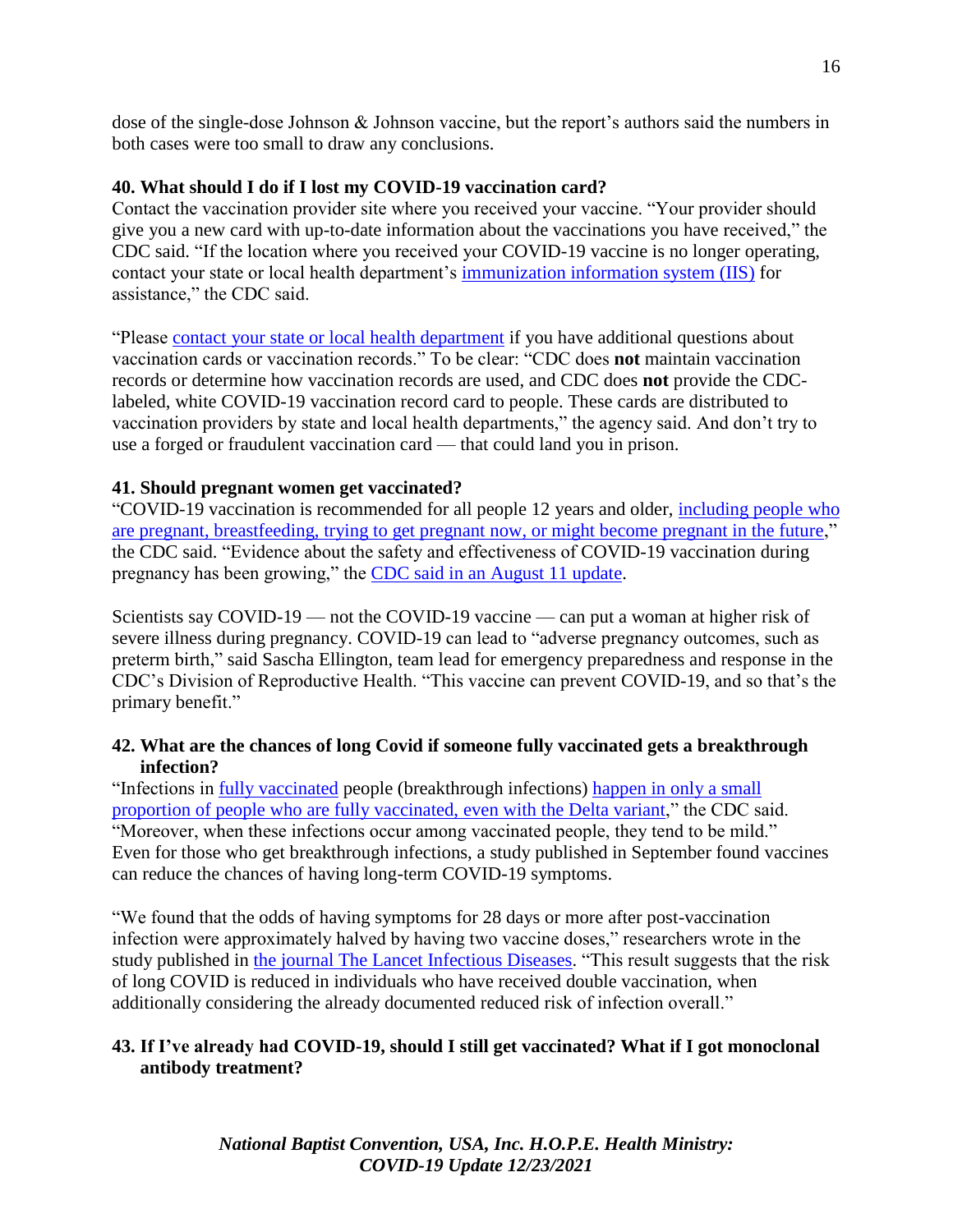dose of the single-dose Johnson & Johnson vaccine, but the report's authors said the numbers in both cases were too small to draw any conclusions.

**40. What should I do if I lost my COVID-19 vaccination card?**

Contact the vaccination provider site where you received your vaccine. "Your provider should give you a new card with up-to-date information about the vaccinations you have received," the CDC said. "If the location where you received your COVID-19 vaccine is no longer operating, contact your state or local health department's immunization information system (IIS) for assistance," the CDC said.

"Please contact your state or local health department if you have additional questions about vaccination cards or vaccination records." To be clear: "CDC does **not** maintain vaccination records or determine how vaccination records are used, and CDC does **not** provide the CDC-labeled, white COVID-19 vaccination record card to people. These cards are distributed to vaccination providers by state and local health departments," the agency said. And don't try to use a forged or fraudulent vaccination card — that could land you in prison.

**41. Should pregnant women get vaccinated?**

"COVID-19 vaccination is recommended for all people 12 years and older, including people who are pregnant, breastfeeding, trying to get pregnant now, or might become pregnant in the future," the CDC said. "Evidence about the safety and effectiveness of COVID-19 vaccination during pregnancy has been growing," the CDC said in an August 11 update.

Scientists say COVID-19 — not the COVID-19 vaccine — can put a woman at higher risk of severe illness during pregnancy. COVID-19 can lead to "adverse pregnancy outcomes, such as preterm birth," said Sascha Ellington, team lead for emergency preparedness and response in the CDC's Division of Reproductive Health. "This vaccine can prevent COVID-19, and so that's the primary benefit."

**42. What are the chances of long Covid if someone fully vaccinated gets a breakthrough infection?**

"Infections in fully vaccinated people (breakthrough infections) happen in only a small proportion of people who are fully vaccinated, even with the Delta variant," the CDC said. "Moreover, when these infections occur among vaccinated people, they tend to be mild." Even for those who get breakthrough infections, a study published in September found vaccines can reduce the chances of having long-term COVID-19 symptoms.

"We found that the odds of having symptoms for 28 days or more after post-vaccination infection were approximately halved by having two vaccine doses," researchers wrote in the study published in the journal The Lancet Infectious Diseases. "This result suggests that the risk of long COVID is reduced in individuals who have received double vaccination, when additionally considering the already documented reduced risk of infection overall."

**43. If I've already had COVID-19, should I still get vaccinated? What if I got monoclonal antibody treatment?**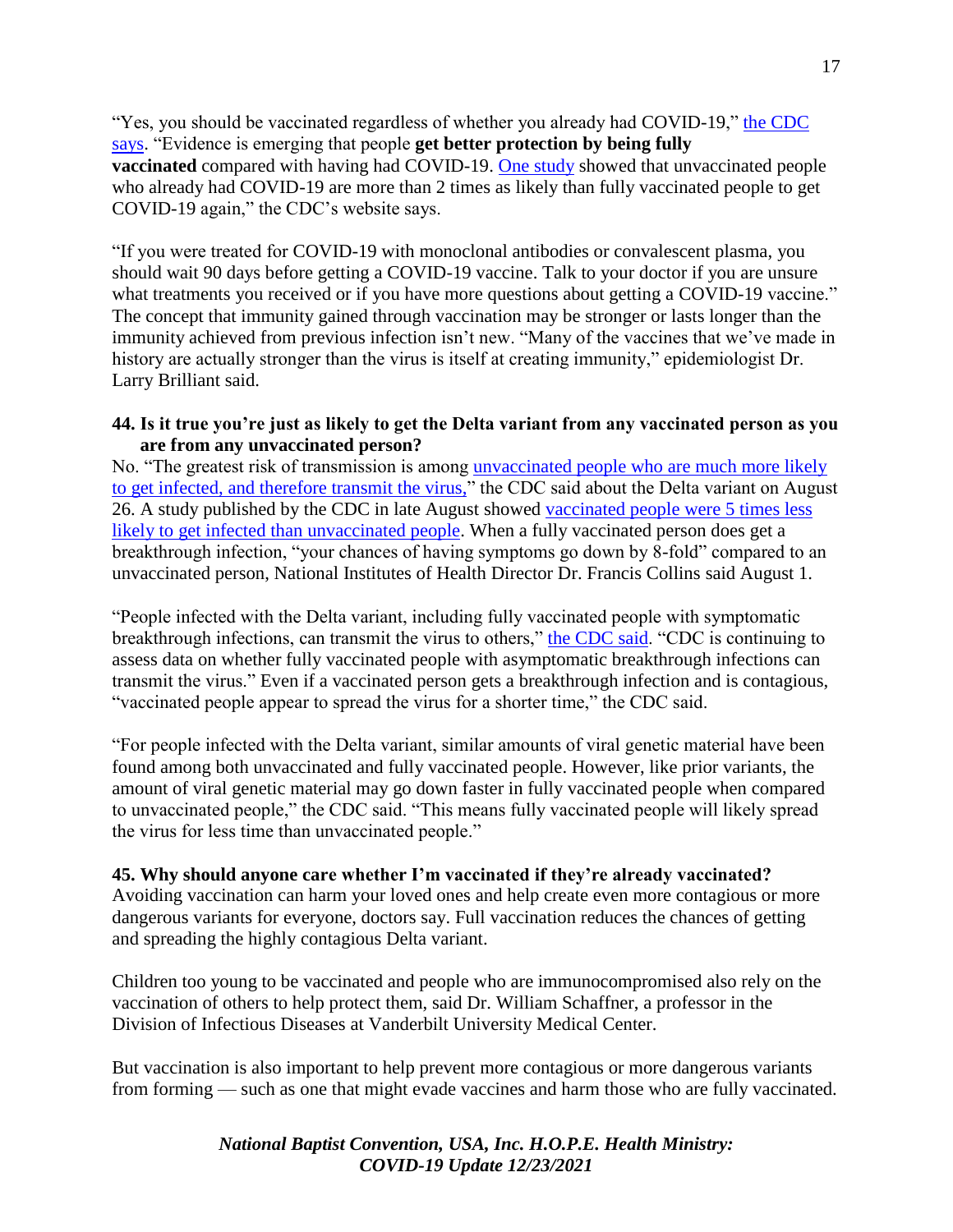"Yes, you should be vaccinated regardless of whether you already had COVID-19," the CDC says. "Evidence is emerging that people **get better protection by being fully vaccinated** compared with having had COVID-19. One study showed that unvaccinated people who already had COVID-19 are more than 2 times as likely than fully vaccinated people to get COVID-19 again," the CDC's website says.

"If you were treated for COVID-19 with monoclonal antibodies or convalescent plasma, you should wait 90 days before getting a COVID-19 vaccine. Talk to your doctor if you are unsure what treatments you received or if you have more questions about getting a COVID-19 vaccine." The concept that immunity gained through vaccination may be stronger or lasts longer than the immunity achieved from previous infection isn't new. "Many of the vaccines that we've made in history are actually stronger than the virus is itself at creating immunity," epidemiologist Dr. Larry Brilliant said.

**44. Is it true you're just as likely to get the Delta variant from any vaccinated person as you are from any unvaccinated person?**

No. "The greatest risk of transmission is among unvaccinated people who are much more likely to get infected, and therefore transmit the virus," the CDC said about the Delta variant on August 26. A study published by the CDC in late August showed vaccinated people were 5 times less likely to get infected than unvaccinated people. When a fully vaccinated person does get a breakthrough infection, "your chances of having symptoms go down by 8-fold" compared to an unvaccinated person, National Institutes of Health Director Dr. Francis Collins said August 1.

"People infected with the Delta variant, including fully vaccinated people with symptomatic breakthrough infections, can transmit the virus to others," the CDC said. "CDC is continuing to assess data on whether fully vaccinated people with asymptomatic breakthrough infections can transmit the virus." Even if a vaccinated person gets a breakthrough infection and is contagious, "vaccinated people appear to spread the virus for a shorter time," the CDC said.

"For people infected with the Delta variant, similar amounts of viral genetic material have been found among both unvaccinated and fully vaccinated people. However, like prior variants, the amount of viral genetic material may go down faster in fully vaccinated people when compared to unvaccinated people," the CDC said. "This means fully vaccinated people will likely spread the virus for less time than unvaccinated people."

**45. Why should anyone care whether I'm vaccinated if they're already vaccinated?**

Avoiding vaccination can harm your loved ones and help create even more contagious or more dangerous variants for everyone, doctors say. Full vaccination reduces the chances of getting and spreading the highly contagious Delta variant.

Children too young to be vaccinated and people who are immunocompromised also rely on the vaccination of others to help protect them, said Dr. William Schaffner, a professor in the Division of Infectious Diseases at Vanderbilt University Medical Center.

But vaccination is also important to help prevent more contagious or more dangerous variants from forming — such as one that might evade vaccines and harm those who are fully vaccinated.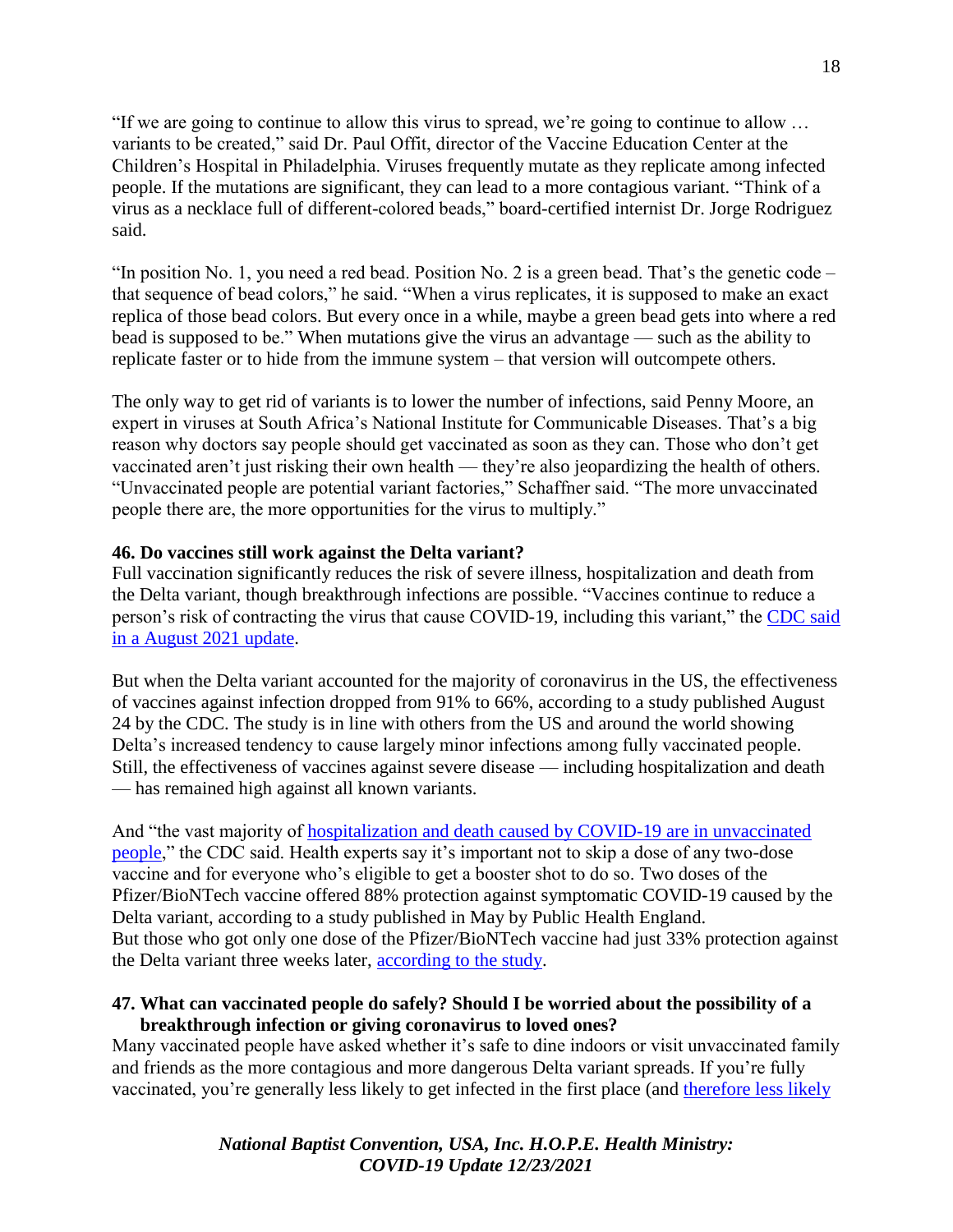"If we are going to continue to allow this virus to spread, we're going to continue to allow … variants to be created," said Dr. Paul Offit, director of the Vaccine Education Center at the Children's Hospital in Philadelphia. Viruses frequently mutate as they replicate among infected people. If the mutations are significant, they can lead to a more contagious variant. "Think of a virus as a necklace full of different-colored beads," board-certified internist Dr. Jorge Rodriguez said.

"In position No. 1, you need a red bead. Position No. 2 is a green bead. That's the genetic code – that sequence of bead colors," he said. "When a virus replicates, it is supposed to make an exact replica of those bead colors. But every once in a while, maybe a green bead gets into where a red bead is supposed to be." When mutations give the virus an advantage — such as the ability to replicate faster or to hide from the immune system – that version will outcompete others.

The only way to get rid of variants is to lower the number of infections, said Penny Moore, an expert in viruses at South Africa's National Institute for Communicable Diseases. That's a big reason why doctors say people should get vaccinated as soon as they can. Those who don't get vaccinated aren't just risking their own health — they're also jeopardizing the health of others. "Unvaccinated people are potential variant factories," Schaffner said. "The more unvaccinated people there are, the more opportunities for the virus to multiply."

**46. Do vaccines still work against the Delta variant?**

Full vaccination significantly reduces the risk of severe illness, hospitalization and death from the Delta variant, though breakthrough infections are possible. "Vaccines continue to reduce a person's risk of contracting the virus that cause COVID-19, including this variant," the [CDC said in a August 2021 update](#).

But when the Delta variant accounted for the majority of coronavirus in the US, the effectiveness of vaccines against infection dropped from 91% to 66%, according to a study published August 24 by the CDC. The study is in line with others from the US and around the world showing Delta's increased tendency to cause largely minor infections among fully vaccinated people. Still, the effectiveness of vaccines against severe disease — including hospitalization and death — has remained high against all known variants.

And "the vast majority of [hospitalization and death caused by COVID-19 are in unvaccinated people](#)," the CDC said. Health experts say it's important not to skip a dose of any two-dose vaccine and for everyone who's eligible to get a booster shot to do so. Two doses of the Pfizer/BioNTech vaccine offered 88% protection against symptomatic COVID-19 caused by the Delta variant, according to a study published in May by Public Health England.
But those who got only one dose of the Pfizer/BioNTech vaccine had just 33% protection against the Delta variant three weeks later, [according to the study](#).

**47. What can vaccinated people do safely? Should I be worried about the possibility of a breakthrough infection or giving coronavirus to loved ones?**

Many vaccinated people have asked whether it's safe to dine indoors or visit unvaccinated family and friends as the more contagious and more dangerous Delta variant spreads. If you're fully vaccinated, you're generally less likely to get infected in the first place (and [therefore less likely](#)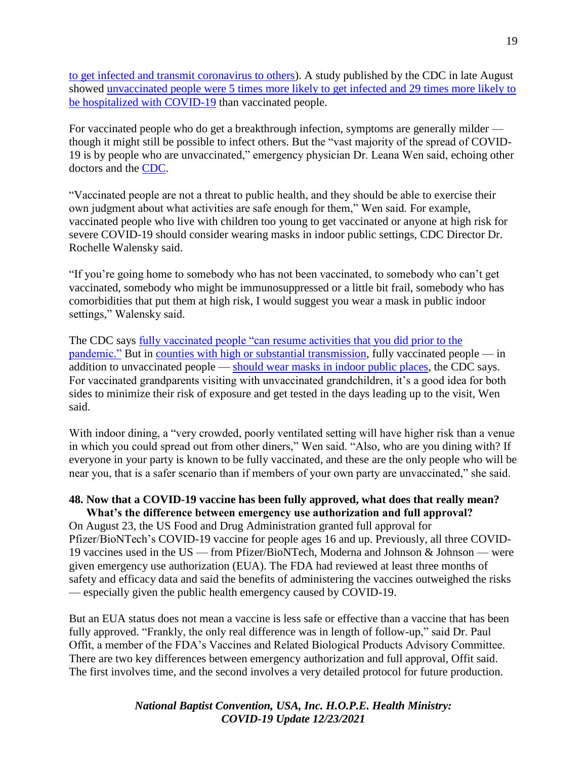to get infected and transmit coronavirus to others). A study published by the CDC in late August showed unvaccinated people were 5 times more likely to get infected and 29 times more likely to be hospitalized with COVID-19 than vaccinated people.

For vaccinated people who do get a breakthrough infection, symptoms are generally milder — though it might still be possible to infect others. But the "vast majority of the spread of COVID-19 is by people who are unvaccinated," emergency physician Dr. Leana Wen said, echoing other doctors and the CDC.

"Vaccinated people are not a threat to public health, and they should be able to exercise their own judgment about what activities are safe enough for them," Wen said. For example, vaccinated people who live with children too young to get vaccinated or anyone at high risk for severe COVID-19 should consider wearing masks in indoor public settings, CDC Director Dr. Rochelle Walensky said.

"If you're going home to somebody who has not been vaccinated, to somebody who can't get vaccinated, somebody who might be immunosuppressed or a little bit frail, somebody who has comorbidities that put them at high risk, I would suggest you wear a mask in public indoor settings," Walensky said.

The CDC says fully vaccinated people "can resume activities that you did prior to the pandemic." But in counties with high or substantial transmission, fully vaccinated people — in addition to unvaccinated people — should wear masks in indoor public places, the CDC says. For vaccinated grandparents visiting with unvaccinated grandchildren, it's a good idea for both sides to minimize their risk of exposure and get tested in the days leading up to the visit, Wen said.

With indoor dining, a "very crowded, poorly ventilated setting will have higher risk than a venue in which you could spread out from other diners," Wen said. "Also, who are you dining with? If everyone in your party is known to be fully vaccinated, and these are the only people who will be near you, that is a safer scenario than if members of your own party are unvaccinated," she said.

**48. Now that a COVID-19 vaccine has been fully approved, what does that really mean? What's the difference between emergency use authorization and full approval?**

On August 23, the US Food and Drug Administration granted full approval for Pfizer/BioNTech's COVID-19 vaccine for people ages 16 and up. Previously, all three COVID-19 vaccines used in the US — from Pfizer/BioNTech, Moderna and Johnson & Johnson — were given emergency use authorization (EUA). The FDA had reviewed at least three months of safety and efficacy data and said the benefits of administering the vaccines outweighed the risks — especially given the public health emergency caused by COVID-19.

But an EUA status does not mean a vaccine is less safe or effective than a vaccine that has been fully approved. "Frankly, the only real difference was in length of follow-up," said Dr. Paul Offit, a member of the FDA's Vaccines and Related Biological Products Advisory Committee. There are two key differences between emergency authorization and full approval, Offit said. The first involves time, and the second involves a very detailed protocol for future production.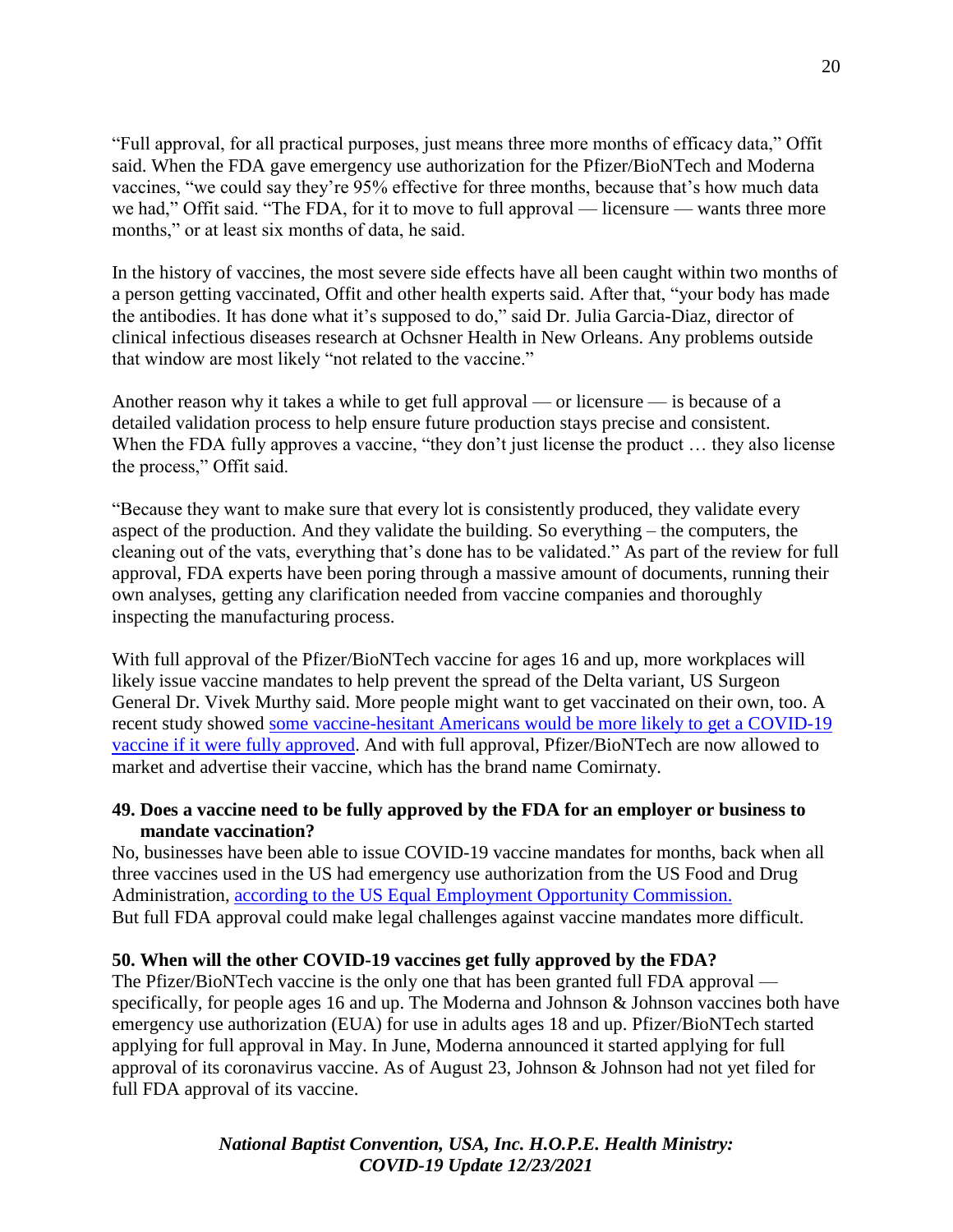"Full approval, for all practical purposes, just means three more months of efficacy data," Offit said. When the FDA gave emergency use authorization for the Pfizer/BioNTech and Moderna vaccines, "we could say they're 95% effective for three months, because that's how much data we had," Offit said. "The FDA, for it to move to full approval — licensure — wants three more months," or at least six months of data, he said.

In the history of vaccines, the most severe side effects have all been caught within two months of a person getting vaccinated, Offit and other health experts said. After that, "your body has made the antibodies. It has done what it's supposed to do," said Dr. Julia Garcia-Diaz, director of clinical infectious diseases research at Ochsner Health in New Orleans. Any problems outside that window are most likely "not related to the vaccine."

Another reason why it takes a while to get full approval — or licensure — is because of a detailed validation process to help ensure future production stays precise and consistent. When the FDA fully approves a vaccine, "they don't just license the product … they also license the process," Offit said.

"Because they want to make sure that every lot is consistently produced, they validate every aspect of the production. And they validate the building. So everything – the computers, the cleaning out of the vats, everything that's done has to be validated." As part of the review for full approval, FDA experts have been poring through a massive amount of documents, running their own analyses, getting any clarification needed from vaccine companies and thoroughly inspecting the manufacturing process.

With full approval of the Pfizer/BioNTech vaccine for ages 16 and up, more workplaces will likely issue vaccine mandates to help prevent the spread of the Delta variant, US Surgeon General Dr. Vivek Murthy said. More people might want to get vaccinated on their own, too. A recent study showed some vaccine-hesitant Americans would be more likely to get a COVID-19 vaccine if it were fully approved. And with full approval, Pfizer/BioNTech are now allowed to market and advertise their vaccine, which has the brand name Comirnaty.

**49. Does a vaccine need to be fully approved by the FDA for an employer or business to mandate vaccination?**

No, businesses have been able to issue COVID-19 vaccine mandates for months, back when all three vaccines used in the US had emergency use authorization from the US Food and Drug Administration, according to the US Equal Employment Opportunity Commission.
But full FDA approval could make legal challenges against vaccine mandates more difficult.

**50. When will the other COVID-19 vaccines get fully approved by the FDA?**

The Pfizer/BioNTech vaccine is the only one that has been granted full FDA approval — specifically, for people ages 16 and up. The Moderna and Johnson & Johnson vaccines both have emergency use authorization (EUA) for use in adults ages 18 and up. Pfizer/BioNTech started applying for full approval in May. In June, Moderna announced it started applying for full approval of its coronavirus vaccine. As of August 23, Johnson & Johnson had not yet filed for full FDA approval of its vaccine.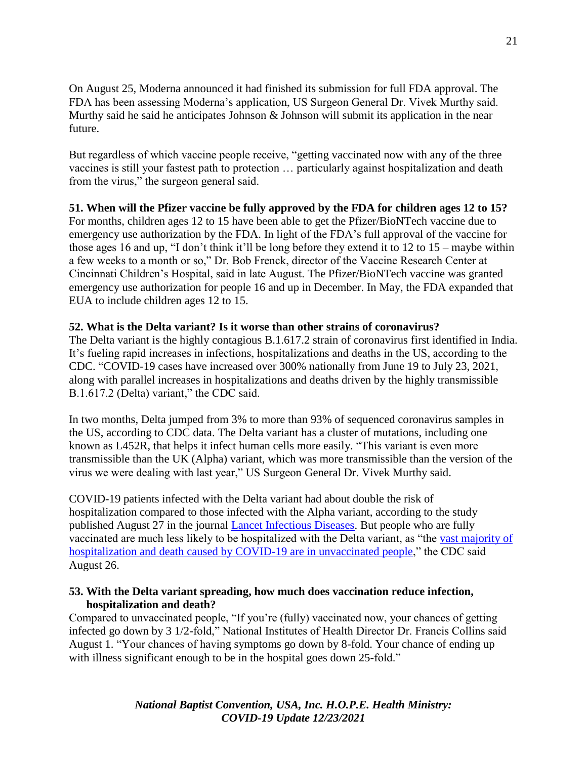On August 25, Moderna announced it had finished its submission for full FDA approval. The FDA has been assessing Moderna's application, US Surgeon General Dr. Vivek Murthy said. Murthy said he said he anticipates Johnson & Johnson will submit its application in the near future.

But regardless of which vaccine people receive, "getting vaccinated now with any of the three vaccines is still your fastest path to protection … particularly against hospitalization and death from the virus," the surgeon general said.

**51. When will the Pfizer vaccine be fully approved by the FDA for children ages 12 to 15?**

For months, children ages 12 to 15 have been able to get the Pfizer/BioNTech vaccine due to emergency use authorization by the FDA. In light of the FDA's full approval of the vaccine for those ages 16 and up, "I don't think it'll be long before they extend it to 12 to 15 – maybe within a few weeks to a month or so," Dr. Bob Frenck, director of the Vaccine Research Center at Cincinnati Children's Hospital, said in late August. The Pfizer/BioNTech vaccine was granted emergency use authorization for people 16 and up in December. In May, the FDA expanded that EUA to include children ages 12 to 15.

**52. What is the Delta variant? Is it worse than other strains of coronavirus?**

The Delta variant is the highly contagious B.1.617.2 strain of coronavirus first identified in India. It's fueling rapid increases in infections, hospitalizations and deaths in the US, according to the CDC. "COVID-19 cases have increased over 300% nationally from June 19 to July 23, 2021, along with parallel increases in hospitalizations and deaths driven by the highly transmissible B.1.617.2 (Delta) variant," the CDC said.

In two months, Delta jumped from 3% to more than 93% of sequenced coronavirus samples in the US, according to CDC data. The Delta variant has a cluster of mutations, including one known as L452R, that helps it infect human cells more easily. "This variant is even more transmissible than the UK (Alpha) variant, which was more transmissible than the version of the virus we were dealing with last year," US Surgeon General Dr. Vivek Murthy said.

COVID-19 patients infected with the Delta variant had about double the risk of hospitalization compared to those infected with the Alpha variant, according to the study published August 27 in the journal Lancet Infectious Diseases. But people who are fully vaccinated are much less likely to be hospitalized with the Delta variant, as "the vast majority of hospitalization and death caused by COVID-19 are in unvaccinated people," the CDC said August 26.

**53. With the Delta variant spreading, how much does vaccination reduce infection, hospitalization and death?**

Compared to unvaccinated people, "If you're (fully) vaccinated now, your chances of getting infected go down by 3 1/2-fold," National Institutes of Health Director Dr. Francis Collins said August 1. "Your chances of having symptoms go down by 8-fold. Your chance of ending up with illness significant enough to be in the hospital goes down 25-fold."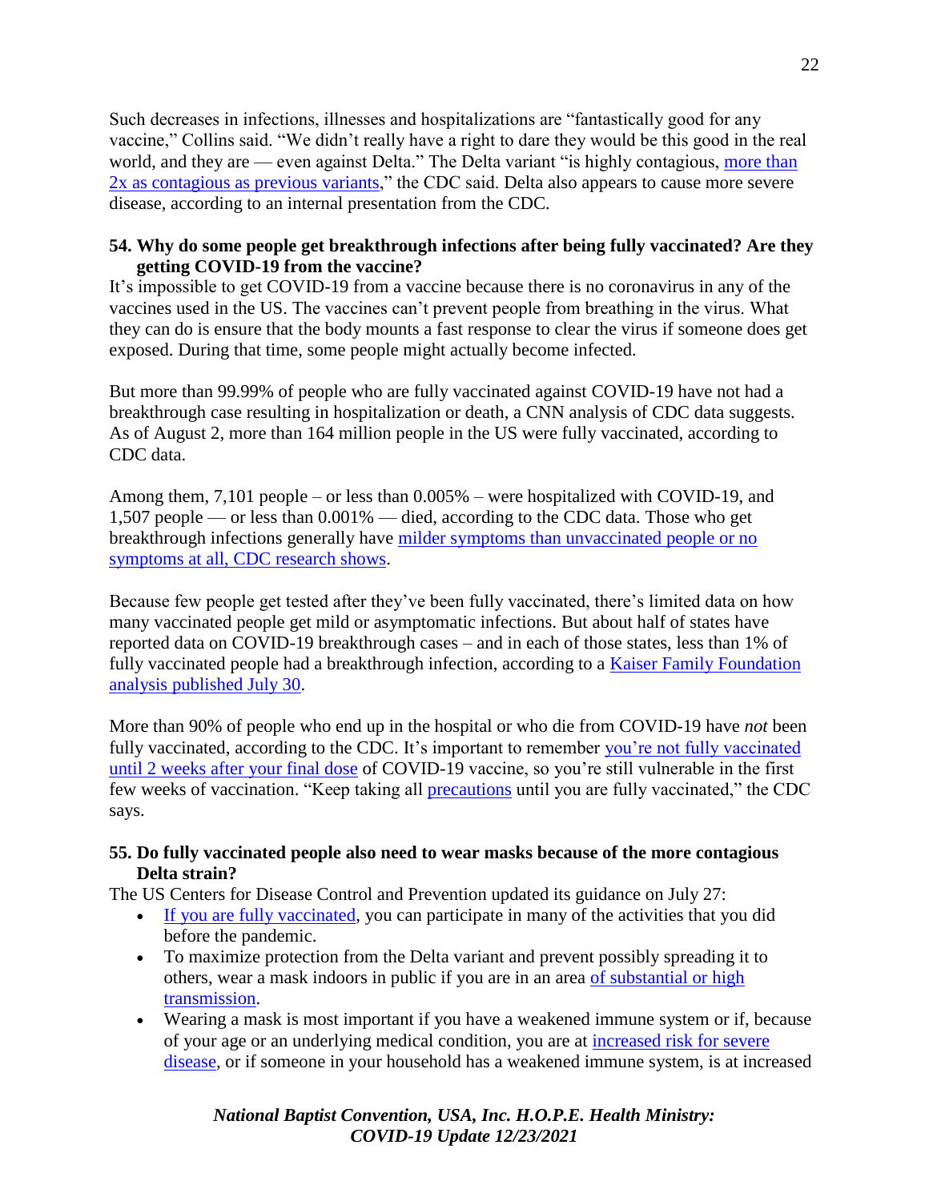Such decreases in infections, illnesses and hospitalizations are "fantastically good for any vaccine," Collins said. "We didn't really have a right to dare they would be this good in the real world, and they are — even against Delta." The Delta variant "is highly contagious, more than 2x as contagious as previous variants," the CDC said. Delta also appears to cause more severe disease, according to an internal presentation from the CDC.

**54. Why do some people get breakthrough infections after being fully vaccinated? Are they getting COVID-19 from the vaccine?**

It's impossible to get COVID-19 from a vaccine because there is no coronavirus in any of the vaccines used in the US. The vaccines can't prevent people from breathing in the virus. What they can do is ensure that the body mounts a fast response to clear the virus if someone does get exposed. During that time, some people might actually become infected.

But more than 99.99% of people who are fully vaccinated against COVID-19 have not had a breakthrough case resulting in hospitalization or death, a CNN analysis of CDC data suggests. As of August 2, more than 164 million people in the US were fully vaccinated, according to CDC data.

Among them, 7,101 people – or less than 0.005% – were hospitalized with COVID-19, and 1,507 people — or less than 0.001% — died, according to the CDC data. Those who get breakthrough infections generally have milder symptoms than unvaccinated people or no symptoms at all, CDC research shows.

Because few people get tested after they've been fully vaccinated, there's limited data on how many vaccinated people get mild or asymptomatic infections. But about half of states have reported data on COVID-19 breakthrough cases – and in each of those states, less than 1% of fully vaccinated people had a breakthrough infection, according to a Kaiser Family Foundation analysis published July 30.

More than 90% of people who end up in the hospital or who die from COVID-19 have *not* been fully vaccinated, according to the CDC. It's important to remember you're not fully vaccinated until 2 weeks after your final dose of COVID-19 vaccine, so you're still vulnerable in the first few weeks of vaccination. "Keep taking all precautions until you are fully vaccinated," the CDC says.

**55. Do fully vaccinated people also need to wear masks because of the more contagious Delta strain?**

The US Centers for Disease Control and Prevention updated its guidance on July 27:

- If you are fully vaccinated, you can participate in many of the activities that you did before the pandemic.
- To maximize protection from the Delta variant and prevent possibly spreading it to others, wear a mask indoors in public if you are in an area of substantial or high transmission.
- Wearing a mask is most important if you have a weakened immune system or if, because of your age or an underlying medical condition, you are at increased risk for severe disease, or if someone in your household has a weakened immune system, is at increased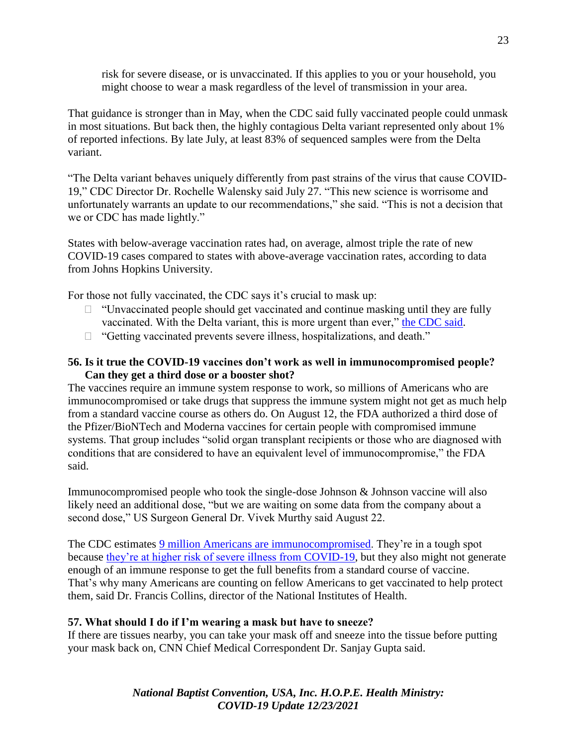risk for severe disease, or is unvaccinated. If this applies to you or your household, you might choose to wear a mask regardless of the level of transmission in your area.

That guidance is stronger than in May, when the CDC said fully vaccinated people could unmask in most situations. But back then, the highly contagious Delta variant represented only about 1% of reported infections. By late July, at least 83% of sequenced samples were from the Delta variant.

"The Delta variant behaves uniquely differently from past strains of the virus that cause COVID-19," CDC Director Dr. Rochelle Walensky said July 27. "This new science is worrisome and unfortunately warrants an update to our recommendations," she said. "This is not a decision that we or CDC has made lightly."

States with below-average vaccination rates had, on average, almost triple the rate of new COVID-19 cases compared to states with above-average vaccination rates, according to data from Johns Hopkins University.

For those not fully vaccinated, the CDC says it's crucial to mask up:

- "Unvaccinated people should get vaccinated and continue masking until they are fully vaccinated. With the Delta variant, this is more urgent than ever," the CDC said.
- "Getting vaccinated prevents severe illness, hospitalizations, and death."

**56. Is it true the COVID-19 vaccines don't work as well in immunocompromised people? Can they get a third dose or a booster shot?**

The vaccines require an immune system response to work, so millions of Americans who are immunocompromised or take drugs that suppress the immune system might not get as much help from a standard vaccine course as others do. On August 12, the FDA authorized a third dose of the Pfizer/BioNTech and Moderna vaccines for certain people with compromised immune systems. That group includes "solid organ transplant recipients or those who are diagnosed with conditions that are considered to have an equivalent level of immunocompromise," the FDA said.

Immunocompromised people who took the single-dose Johnson & Johnson vaccine will also likely need an additional dose, "but we are waiting on some data from the company about a second dose," US Surgeon General Dr. Vivek Murthy said August 22.

The CDC estimates 9 million Americans are immunocompromised. They're in a tough spot because they're at higher risk of severe illness from COVID-19, but they also might not generate enough of an immune response to get the full benefits from a standard course of vaccine. That's why many Americans are counting on fellow Americans to get vaccinated to help protect them, said Dr. Francis Collins, director of the National Institutes of Health.

**57. What should I do if I'm wearing a mask but have to sneeze?**

If there are tissues nearby, you can take your mask off and sneeze into the tissue before putting your mask back on, CNN Chief Medical Correspondent Dr. Sanjay Gupta said.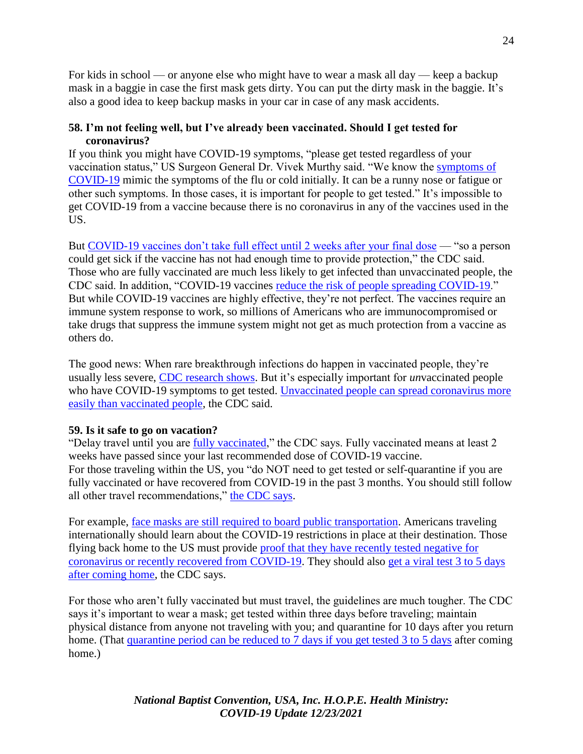For kids in school — or anyone else who might have to wear a mask all day — keep a backup mask in a baggie in case the first mask gets dirty. You can put the dirty mask in the baggie. It's also a good idea to keep backup masks in your car in case of any mask accidents.

**58. I'm not feeling well, but I've already been vaccinated. Should I get tested for coronavirus?**

If you think you might have COVID-19 symptoms, "please get tested regardless of your vaccination status," US Surgeon General Dr. Vivek Murthy said. "We know the symptoms of COVID-19 mimic the symptoms of the flu or cold initially. It can be a runny nose or fatigue or other such symptoms. In those cases, it is important for people to get tested." It's impossible to get COVID-19 from a vaccine because there is no coronavirus in any of the vaccines used in the US.

But COVID-19 vaccines don't take full effect until 2 weeks after your final dose — "so a person could get sick if the vaccine has not had enough time to provide protection," the CDC said. Those who are fully vaccinated are much less likely to get infected than unvaccinated people, the CDC said. In addition, "COVID-19 vaccines reduce the risk of people spreading COVID-19." But while COVID-19 vaccines are highly effective, they're not perfect. The vaccines require an immune system response to work, so millions of Americans who are immunocompromised or take drugs that suppress the immune system might not get as much protection from a vaccine as others do.

The good news: When rare breakthrough infections do happen in vaccinated people, they're usually less severe, CDC research shows. But it's especially important for *un*vaccinated people who have COVID-19 symptoms to get tested. Unvaccinated people can spread coronavirus more easily than vaccinated people, the CDC said.

**59. Is it safe to go on vacation?**

"Delay travel until you are fully vaccinated," the CDC says. Fully vaccinated means at least 2 weeks have passed since your last recommended dose of COVID-19 vaccine.
For those traveling within the US, you "do NOT need to get tested or self-quarantine if you are fully vaccinated or have recovered from COVID-19 in the past 3 months. You should still follow all other travel recommendations," the CDC says.

For example, face masks are still required to board public transportation. Americans traveling internationally should learn about the COVID-19 restrictions in place at their destination. Those flying back home to the US must provide proof that they have recently tested negative for coronavirus or recently recovered from COVID-19. They should also get a viral test 3 to 5 days after coming home, the CDC says.

For those who aren't fully vaccinated but must travel, the guidelines are much tougher. The CDC says it's important to wear a mask; get tested within three days before traveling; maintain physical distance from anyone not traveling with you; and quarantine for 10 days after you return home. (That quarantine period can be reduced to 7 days if you get tested 3 to 5 days after coming home.)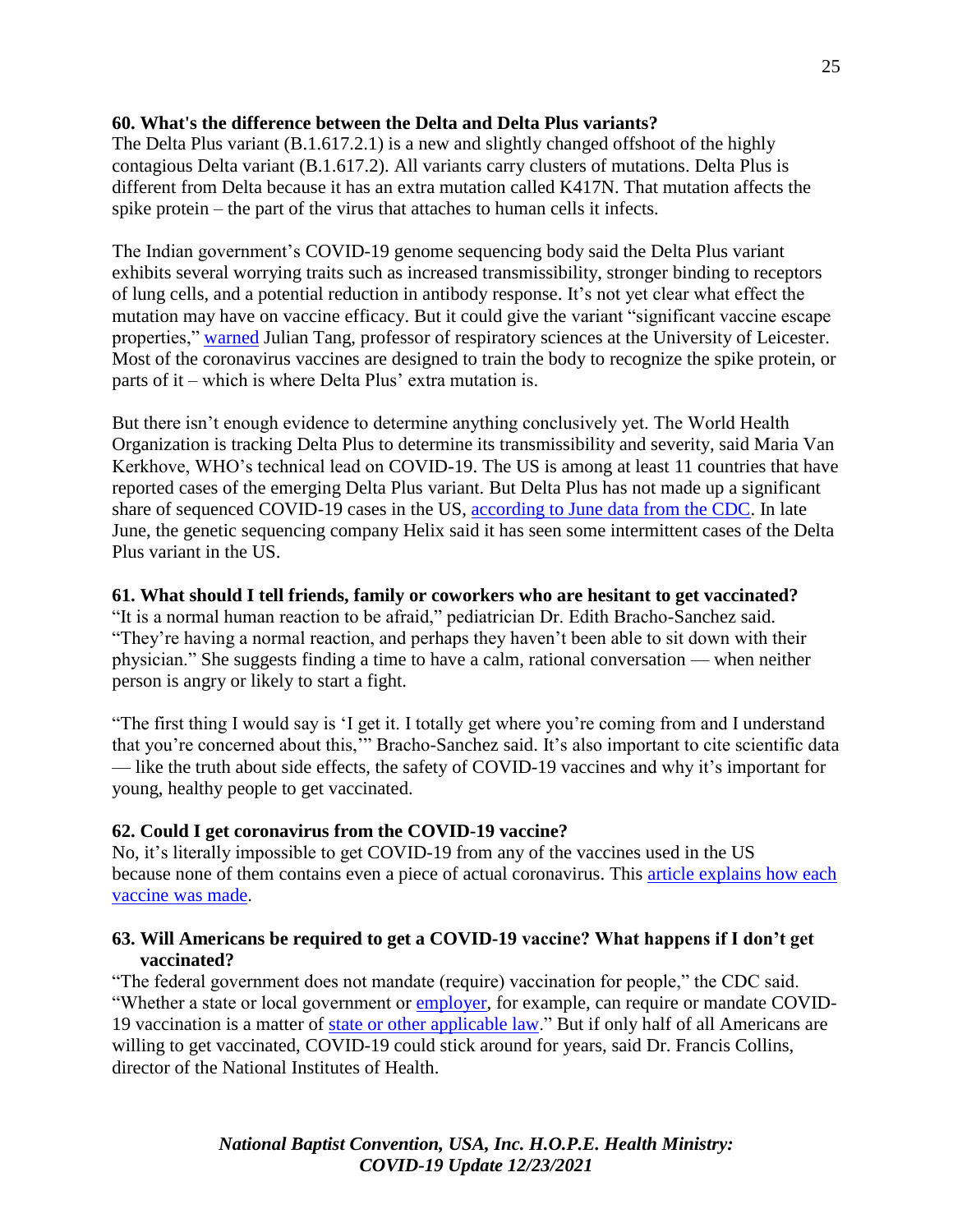**60. What's the difference between the Delta and Delta Plus variants?**

The Delta Plus variant (B.1.617.2.1) is a new and slightly changed offshoot of the highly contagious Delta variant (B.1.617.2). All variants carry clusters of mutations. Delta Plus is different from Delta because it has an extra mutation called K417N. That mutation affects the spike protein – the part of the virus that attaches to human cells it infects.

The Indian government's COVID-19 genome sequencing body said the Delta Plus variant exhibits several worrying traits such as increased transmissibility, stronger binding to receptors of lung cells, and a potential reduction in antibody response. It's not yet clear what effect the mutation may have on vaccine efficacy. But it could give the variant "significant vaccine escape properties," warned Julian Tang, professor of respiratory sciences at the University of Leicester. Most of the coronavirus vaccines are designed to train the body to recognize the spike protein, or parts of it – which is where Delta Plus' extra mutation is.

But there isn't enough evidence to determine anything conclusively yet. The World Health Organization is tracking Delta Plus to determine its transmissibility and severity, said Maria Van Kerkhove, WHO's technical lead on COVID-19. The US is among at least 11 countries that have reported cases of the emerging Delta Plus variant. But Delta Plus has not made up a significant share of sequenced COVID-19 cases in the US, according to June data from the CDC. In late June, the genetic sequencing company Helix said it has seen some intermittent cases of the Delta Plus variant in the US.

**61. What should I tell friends, family or coworkers who are hesitant to get vaccinated?**

"It is a normal human reaction to be afraid," pediatrician Dr. Edith Bracho-Sanchez said. "They're having a normal reaction, and perhaps they haven't been able to sit down with their physician." She suggests finding a time to have a calm, rational conversation — when neither person is angry or likely to start a fight.

"The first thing I would say is 'I get it. I totally get where you're coming from and I understand that you're concerned about this,'" Bracho-Sanchez said. It's also important to cite scientific data — like the truth about side effects, the safety of COVID-19 vaccines and why it's important for young, healthy people to get vaccinated.

**62. Could I get coronavirus from the COVID-19 vaccine?**

No, it's literally impossible to get COVID-19 from any of the vaccines used in the US because none of them contains even a piece of actual coronavirus. This article explains how each vaccine was made.

**63. Will Americans be required to get a COVID-19 vaccine? What happens if I don't get vaccinated?**

"The federal government does not mandate (require) vaccination for people," the CDC said. "Whether a state or local government or employer, for example, can require or mandate COVID-19 vaccination is a matter of state or other applicable law." But if only half of all Americans are willing to get vaccinated, COVID-19 could stick around for years, said Dr. Francis Collins, director of the National Institutes of Health.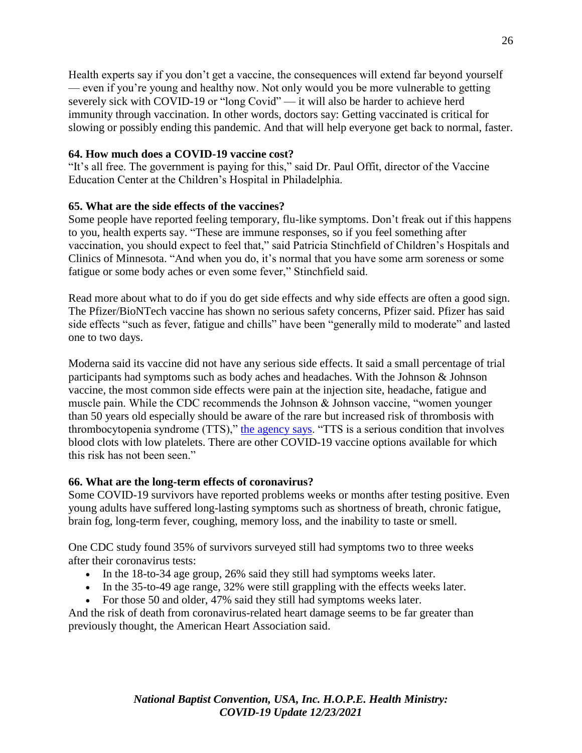Health experts say if you don't get a vaccine, the consequences will extend far beyond yourself — even if you're young and healthy now. Not only would you be more vulnerable to getting severely sick with COVID-19 or "long Covid" — it will also be harder to achieve herd immunity through vaccination. In other words, doctors say: Getting vaccinated is critical for slowing or possibly ending this pandemic. And that will help everyone get back to normal, faster.

**64. How much does a COVID-19 vaccine cost?**

"It's all free. The government is paying for this," said Dr. Paul Offit, director of the Vaccine Education Center at the Children's Hospital in Philadelphia.

**65. What are the side effects of the vaccines?**

Some people have reported feeling temporary, flu-like symptoms. Don't freak out if this happens to you, health experts say. "These are immune responses, so if you feel something after vaccination, you should expect to feel that," said Patricia Stinchfield of Children's Hospitals and Clinics of Minnesota. "And when you do, it's normal that you have some arm soreness or some fatigue or some body aches or even some fever," Stinchfield said.

Read more about what to do if you do get side effects and why side effects are often a good sign. The Pfizer/BioNTech vaccine has shown no serious safety concerns, Pfizer said. Pfizer has said side effects "such as fever, fatigue and chills" have been "generally mild to moderate" and lasted one to two days.

Moderna said its vaccine did not have any serious side effects. It said a small percentage of trial participants had symptoms such as body aches and headaches. With the Johnson & Johnson vaccine, the most common side effects were pain at the injection site, headache, fatigue and muscle pain. While the CDC recommends the Johnson & Johnson vaccine, "women younger than 50 years old especially should be aware of the rare but increased risk of thrombosis with thrombocytopenia syndrome (TTS)," the agency says. "TTS is a serious condition that involves blood clots with low platelets. There are other COVID-19 vaccine options available for which this risk has not been seen."

**66. What are the long-term effects of coronavirus?**

Some COVID-19 survivors have reported problems weeks or months after testing positive. Even young adults have suffered long-lasting symptoms such as shortness of breath, chronic fatigue, brain fog, long-term fever, coughing, memory loss, and the inability to taste or smell.

One CDC study found 35% of survivors surveyed still had symptoms two to three weeks after their coronavirus tests:

- In the 18-to-34 age group, 26% said they still had symptoms weeks later.
- In the 35-to-49 age range, 32% were still grappling with the effects weeks later.
- For those 50 and older, 47% said they still had symptoms weeks later.

And the risk of death from coronavirus-related heart damage seems to be far greater than previously thought, the American Heart Association said.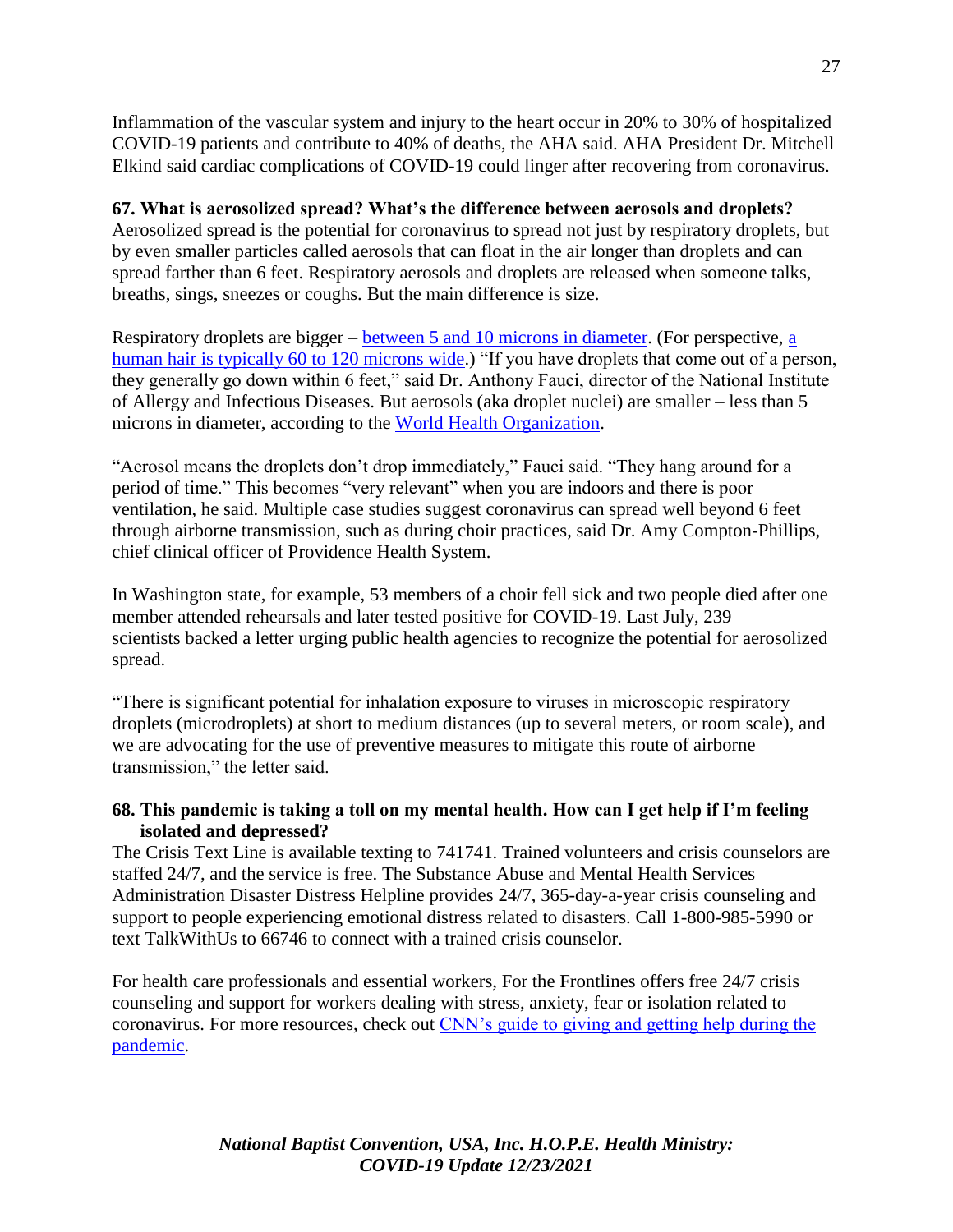Inflammation of the vascular system and injury to the heart occur in 20% to 30% of hospitalized COVID-19 patients and contribute to 40% of deaths, the AHA said. AHA President Dr. Mitchell Elkind said cardiac complications of COVID-19 could linger after recovering from coronavirus.

**67. What is aerosolized spread? What's the difference between aerosols and droplets?**
Aerosolized spread is the potential for coronavirus to spread not just by respiratory droplets, but by even smaller particles called aerosols that can float in the air longer than droplets and can spread farther than 6 feet. Respiratory aerosols and droplets are released when someone talks, breaths, sings, sneezes or coughs. But the main difference is size.

Respiratory droplets are bigger – [between 5 and 10 microns in diameter](). (For perspective, [a human hair is typically 60 to 120 microns wide]().) "If you have droplets that come out of a person, they generally go down within 6 feet," said Dr. Anthony Fauci, director of the National Institute of Allergy and Infectious Diseases. But aerosols (aka droplet nuclei) are smaller – less than 5 microns in diameter, according to the [World Health Organization]().

"Aerosol means the droplets don't drop immediately," Fauci said. "They hang around for a period of time." This becomes "very relevant" when you are indoors and there is poor ventilation, he said. Multiple case studies suggest coronavirus can spread well beyond 6 feet through airborne transmission, such as during choir practices, said Dr. Amy Compton-Phillips, chief clinical officer of Providence Health System.

In Washington state, for example, 53 members of a choir fell sick and two people died after one member attended rehearsals and later tested positive for COVID-19. Last July, 239 scientists backed a letter urging public health agencies to recognize the potential for aerosolized spread.

"There is significant potential for inhalation exposure to viruses in microscopic respiratory droplets (microdroplets) at short to medium distances (up to several meters, or room scale), and we are advocating for the use of preventive measures to mitigate this route of airborne transmission," the letter said.

**68. This pandemic is taking a toll on my mental health. How can I get help if I'm feeling isolated and depressed?**
The Crisis Text Line is available texting to 741741. Trained volunteers and crisis counselors are staffed 24/7, and the service is free. The Substance Abuse and Mental Health Services Administration Disaster Distress Helpline provides 24/7, 365-day-a-year crisis counseling and support to people experiencing emotional distress related to disasters. Call 1-800-985-5990 or text TalkWithUs to 66746 to connect with a trained crisis counselor.

For health care professionals and essential workers, For the Frontlines offers free 24/7 crisis counseling and support for workers dealing with stress, anxiety, fear or isolation related to coronavirus. For more resources, check out [CN's guide to giving and getting help during the pandemic]().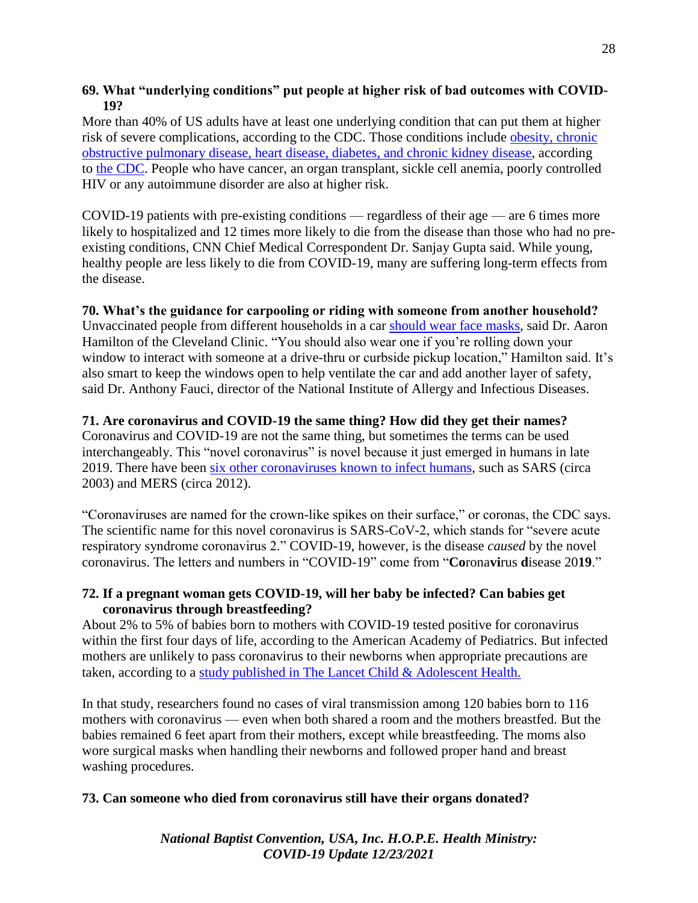**69. What "underlying conditions" put people at higher risk of bad outcomes with COVID-19?**

More than 40% of US adults have at least one underlying condition that can put them at higher risk of severe complications, according to the CDC. Those conditions include obesity, chronic obstructive pulmonary disease, heart disease, diabetes, and chronic kidney disease, according to the CDC. People who have cancer, an organ transplant, sickle cell anemia, poorly controlled HIV or any autoimmune disorder are also at higher risk.

COVID-19 patients with pre-existing conditions — regardless of their age — are 6 times more likely to hospitalized and 12 times more likely to die from the disease than those who had no pre-existing conditions, CNN Chief Medical Correspondent Dr. Sanjay Gupta said. While young, healthy people are less likely to die from COVID-19, many are suffering long-term effects from the disease.

**70. What's the guidance for carpooling or riding with someone from another household?**

Unvaccinated people from different households in a car should wear face masks, said Dr. Aaron Hamilton of the Cleveland Clinic. "You should also wear one if you're rolling down your window to interact with someone at a drive-thru or curbside pickup location," Hamilton said. It's also smart to keep the windows open to help ventilate the car and add another layer of safety, said Dr. Anthony Fauci, director of the National Institute of Allergy and Infectious Diseases.

**71. Are coronavirus and COVID-19 the same thing? How did they get their names?**

Coronavirus and COVID-19 are not the same thing, but sometimes the terms can be used interchangeably. This "novel coronavirus" is novel because it just emerged in humans in late 2019. There have been six other coronaviruses known to infect humans, such as SARS (circa 2003) and MERS (circa 2012).

"Coronaviruses are named for the crown-like spikes on their surface," or coronas, the CDC says. The scientific name for this novel coronavirus is SARS-CoV-2, which stands for "severe acute respiratory syndrome coronavirus 2." COVID-19, however, is the disease *caused* by the novel coronavirus. The letters and numbers in "COVID-19" come from "**Co**rona**vi**rus **d**isease 20**19**."

**72. If a pregnant woman gets COVID-19, will her baby be infected? Can babies get coronavirus through breastfeeding?**

About 2% to 5% of babies born to mothers with COVID-19 tested positive for coronavirus within the first four days of life, according to the American Academy of Pediatrics. But infected mothers are unlikely to pass coronavirus to their newborns when appropriate precautions are taken, according to a study published in The Lancet Child & Adolescent Health.

In that study, researchers found no cases of viral transmission among 120 babies born to 116 mothers with coronavirus — even when both shared a room and the mothers breastfed. But the babies remained 6 feet apart from their mothers, except while breastfeeding. The moms also wore surgical masks when handling their newborns and followed proper hand and breast washing procedures.

**73. Can someone who died from coronavirus still have their organs donated?**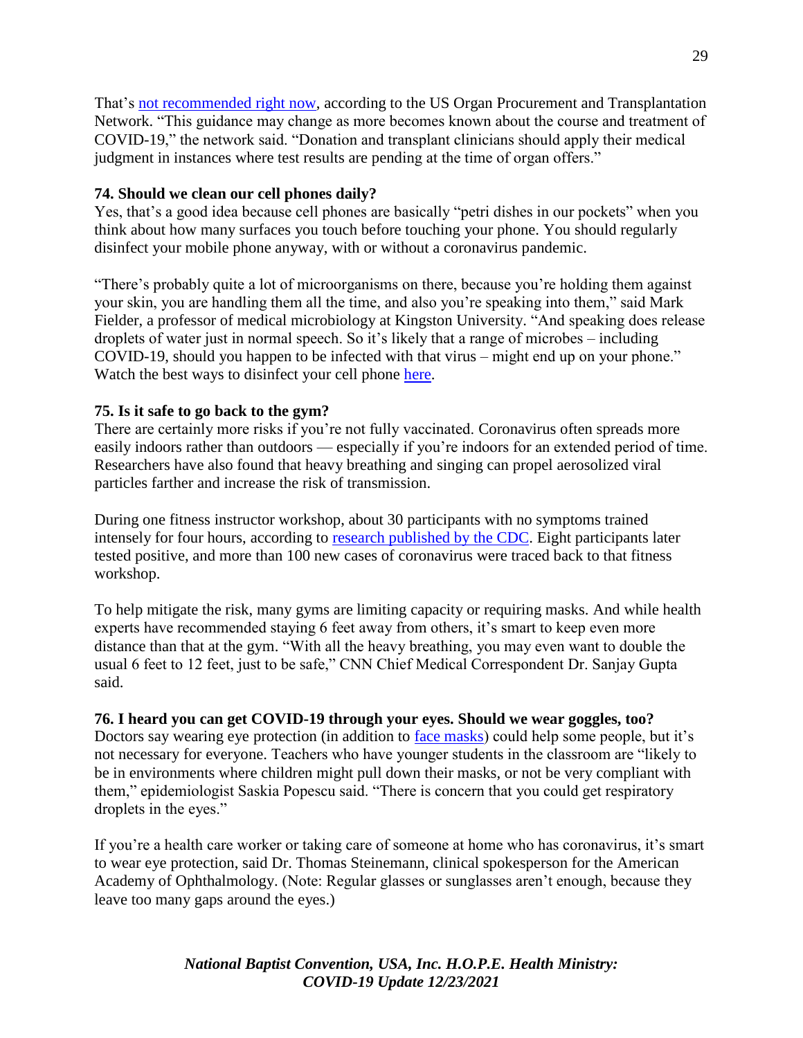That's not recommended right now, according to the US Organ Procurement and Transplantation Network. "This guidance may change as more becomes known about the course and treatment of COVID-19," the network said. "Donation and transplant clinicians should apply their medical judgment in instances where test results are pending at the time of organ offers."

**74. Should we clean our cell phones daily?**
Yes, that's a good idea because cell phones are basically "petri dishes in our pockets" when you think about how many surfaces you touch before touching your phone. You should regularly disinfect your mobile phone anyway, with or without a coronavirus pandemic.

"There's probably quite a lot of microorganisms on there, because you're holding them against your skin, you are handling them all the time, and also you're speaking into them," said Mark Fielder, a professor of medical microbiology at Kingston University. "And speaking does release droplets of water just in normal speech. So it's likely that a range of microbes – including COVID-19, should you happen to be infected with that virus – might end up on your phone." Watch the best ways to disinfect your cell phone here.

**75. Is it safe to go back to the gym?**
There are certainly more risks if you're not fully vaccinated. Coronavirus often spreads more easily indoors rather than outdoors — especially if you're indoors for an extended period of time. Researchers have also found that heavy breathing and singing can propel aerosolized viral particles farther and increase the risk of transmission.

During one fitness instructor workshop, about 30 participants with no symptoms trained intensely for four hours, according to research published by the CDC. Eight participants later tested positive, and more than 100 new cases of coronavirus were traced back to that fitness workshop.

To help mitigate the risk, many gyms are limiting capacity or requiring masks. And while health experts have recommended staying 6 feet away from others, it's smart to keep even more distance than that at the gym. "With all the heavy breathing, you may even want to double the usual 6 feet to 12 feet, just to be safe," CNN Chief Medical Correspondent Dr. Sanjay Gupta said.

**76. I heard you can get COVID-19 through your eyes. Should we wear goggles, too?**
Doctors say wearing eye protection (in addition to face masks) could help some people, but it's not necessary for everyone. Teachers who have younger students in the classroom are "likely to be in environments where children might pull down their masks, or not be very compliant with them," epidemiologist Saskia Popescu said. "There is concern that you could get respiratory droplets in the eyes."

If you're a health care worker or taking care of someone at home who has coronavirus, it's smart to wear eye protection, said Dr. Thomas Steinemann, clinical spokesperson for the American Academy of Ophthalmology. (Note: Regular glasses or sunglasses aren't enough, because they leave too many gaps around the eyes.)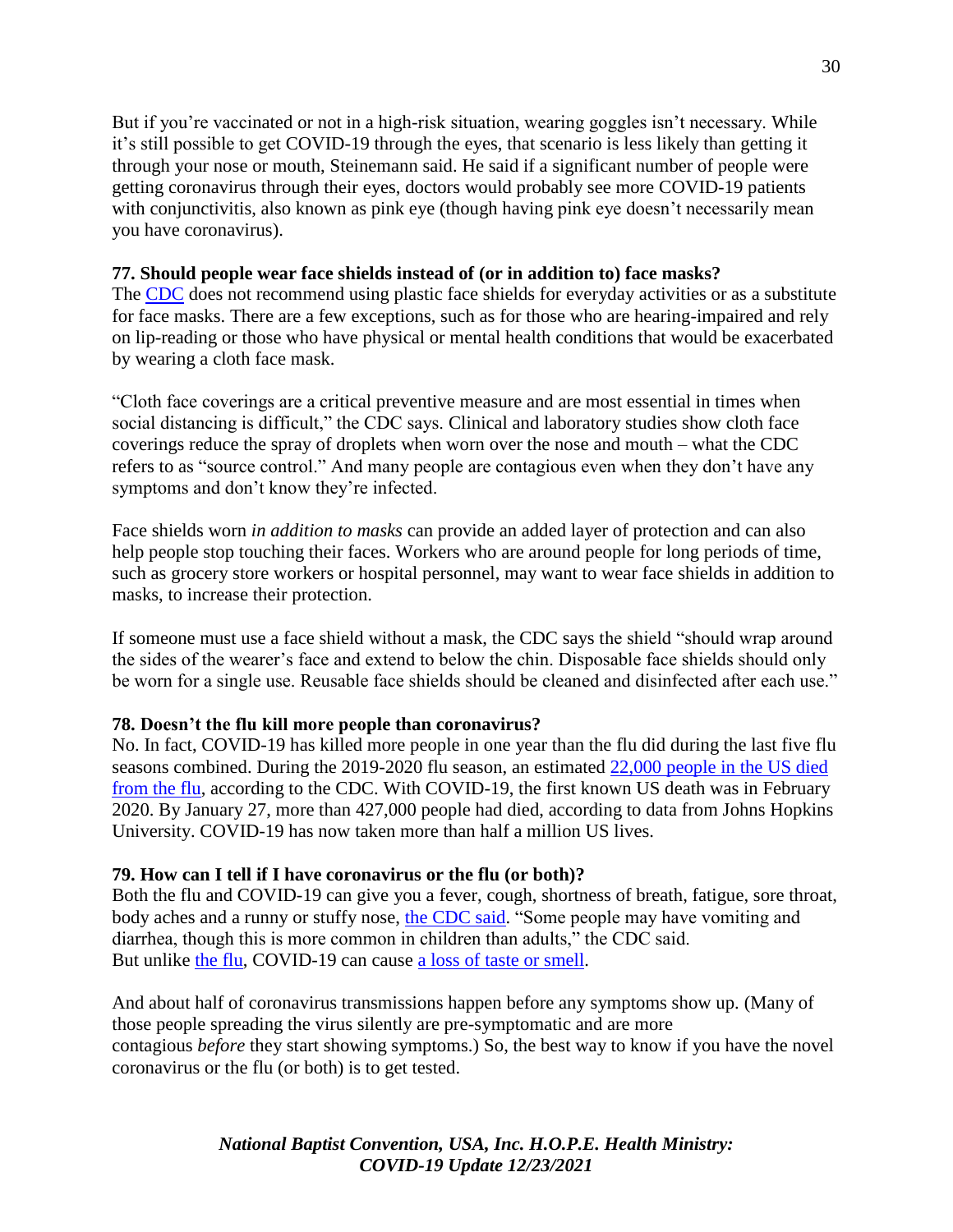But if you're vaccinated or not in a high-risk situation, wearing goggles isn't necessary. While it's still possible to get COVID-19 through the eyes, that scenario is less likely than getting it through your nose or mouth, Steinemann said. He said if a significant number of people were getting coronavirus through their eyes, doctors would probably see more COVID-19 patients with conjunctivitis, also known as pink eye (though having pink eye doesn't necessarily mean you have coronavirus).

**77. Should people wear face shields instead of (or in addition to) face masks?**

The CDC does not recommend using plastic face shields for everyday activities or as a substitute for face masks. There are a few exceptions, such as for those who are hearing-impaired and rely on lip-reading or those who have physical or mental health conditions that would be exacerbated by wearing a cloth face mask.

"Cloth face coverings are a critical preventive measure and are most essential in times when social distancing is difficult," the CDC says. Clinical and laboratory studies show cloth face coverings reduce the spray of droplets when worn over the nose and mouth – what the CDC refers to as "source control." And many people are contagious even when they don't have any symptoms and don't know they're infected.

Face shields worn *in addition to masks* can provide an added layer of protection and can also help people stop touching their faces. Workers who are around people for long periods of time, such as grocery store workers or hospital personnel, may want to wear face shields in addition to masks, to increase their protection.

If someone must use a face shield without a mask, the CDC says the shield "should wrap around the sides of the wearer's face and extend to below the chin. Disposable face shields should only be worn for a single use. Reusable face shields should be cleaned and disinfected after each use."

**78. Doesn't the flu kill more people than coronavirus?**

No. In fact, COVID-19 has killed more people in one year than the flu did during the last five flu seasons combined. During the 2019-2020 flu season, an estimated 22,000 people in the US died from the flu, according to the CDC. With COVID-19, the first known US death was in February 2020. By January 27, more than 427,000 people had died, according to data from Johns Hopkins University. COVID-19 has now taken more than half a million US lives.

**79. How can I tell if I have coronavirus or the flu (or both)?**

Both the flu and COVID-19 can give you a fever, cough, shortness of breath, fatigue, sore throat, body aches and a runny or stuffy nose, the CDC said. "Some people may have vomiting and diarrhea, though this is more common in children than adults," the CDC said.
But unlike the flu, COVID-19 can cause a loss of taste or smell.

And about half of coronavirus transmissions happen before any symptoms show up. (Many of those people spreading the virus silently are pre-symptomatic and are more contagious *before* they start showing symptoms.) So, the best way to know if you have the novel coronavirus or the flu (or both) is to get tested.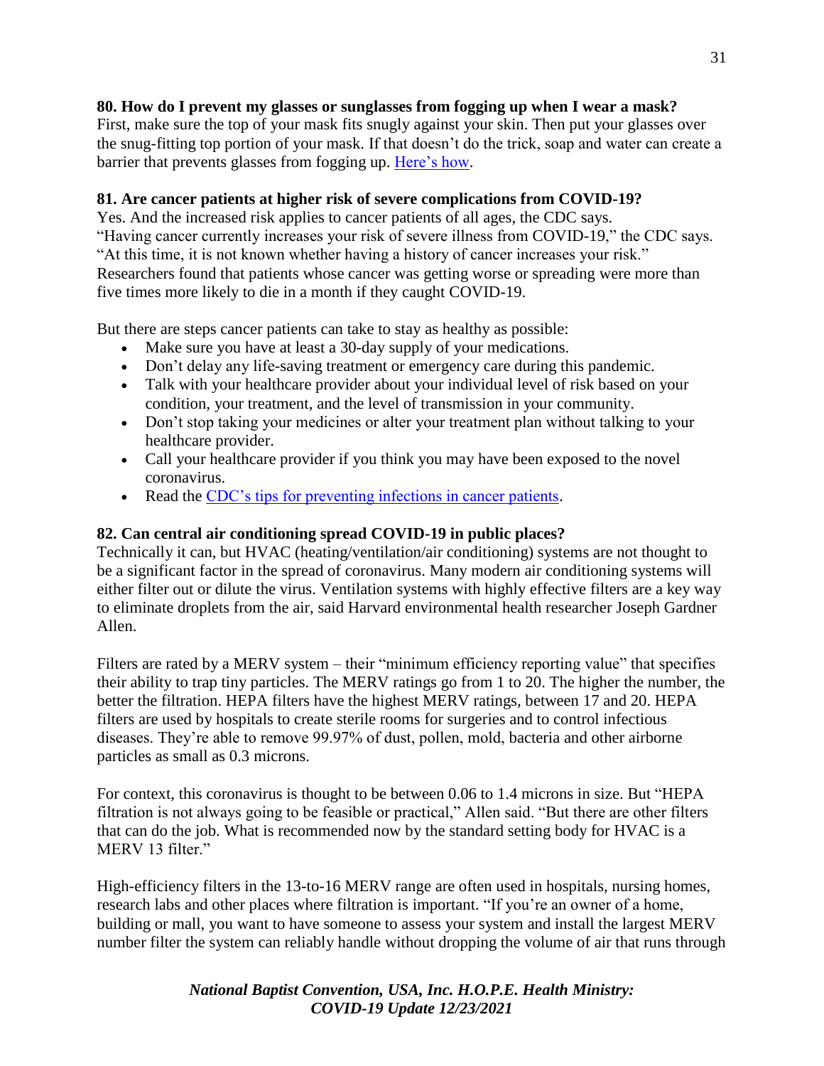**80. How do I prevent my glasses or sunglasses from fogging up when I wear a mask?**
First, make sure the top of your mask fits snugly against your skin. Then put your glasses over the snug-fitting top portion of your mask. If that doesn't do the trick, soap and water can create a barrier that prevents glasses from fogging up. [Here's how](#).

**81. Are cancer patients at higher risk of severe complications from COVID-19?**
Yes. And the increased risk applies to cancer patients of all ages, the CDC says. "Having cancer currently increases your risk of severe illness from COVID-19," the CDC says. "At this time, it is not known whether having a history of cancer increases your risk." Researchers found that patients whose cancer was getting worse or spreading were more than five times more likely to die in a month if they caught COVID-19.

But there are steps cancer patients can take to stay as healthy as possible:

- Make sure you have at least a 30-day supply of your medications.
- Don't delay any life-saving treatment or emergency care during this pandemic.
- Talk with your healthcare provider about your individual level of risk based on your condition, your treatment, and the level of transmission in your community.
- Don't stop taking your medicines or alter your treatment plan without talking to your healthcare provider.
- Call your healthcare provider if you think you may have been exposed to the novel coronavirus.
- Read the [CDC's tips for preventing infections in cancer patients](#).

**82. Can central air conditioning spread COVID-19 in public places?**
Technically it can, but HVAC (heating/ventilation/air conditioning) systems are not thought to be a significant factor in the spread of coronavirus. Many modern air conditioning systems will either filter out or dilute the virus. Ventilation systems with highly effective filters are a key way to eliminate droplets from the air, said Harvard environmental health researcher Joseph Gardner Allen.

Filters are rated by a MERV system – their "minimum efficiency reporting value" that specifies their ability to trap tiny particles. The MERV ratings go from 1 to 20. The higher the number, the better the filtration. HEPA filters have the highest MERV ratings, between 17 and 20. HEPA filters are used by hospitals to create sterile rooms for surgeries and to control infectious diseases. They're able to remove 99.97% of dust, pollen, mold, bacteria and other airborne particles as small as 0.3 microns.

For context, this coronavirus is thought to be between 0.06 to 1.4 microns in size. But "HEPA filtration is not always going to be feasible or practical," Allen said. "But there are other filters that can do the job. What is recommended now by the standard setting body for HVAC is a MERV 13 filter."

High-efficiency filters in the 13-to-16 MERV range are often used in hospitals, nursing homes, research labs and other places where filtration is important. "If you're an owner of a home, building or mall, you want to have someone to assess your system and install the largest MERV number filter the system can reliably handle without dropping the volume of air that runs through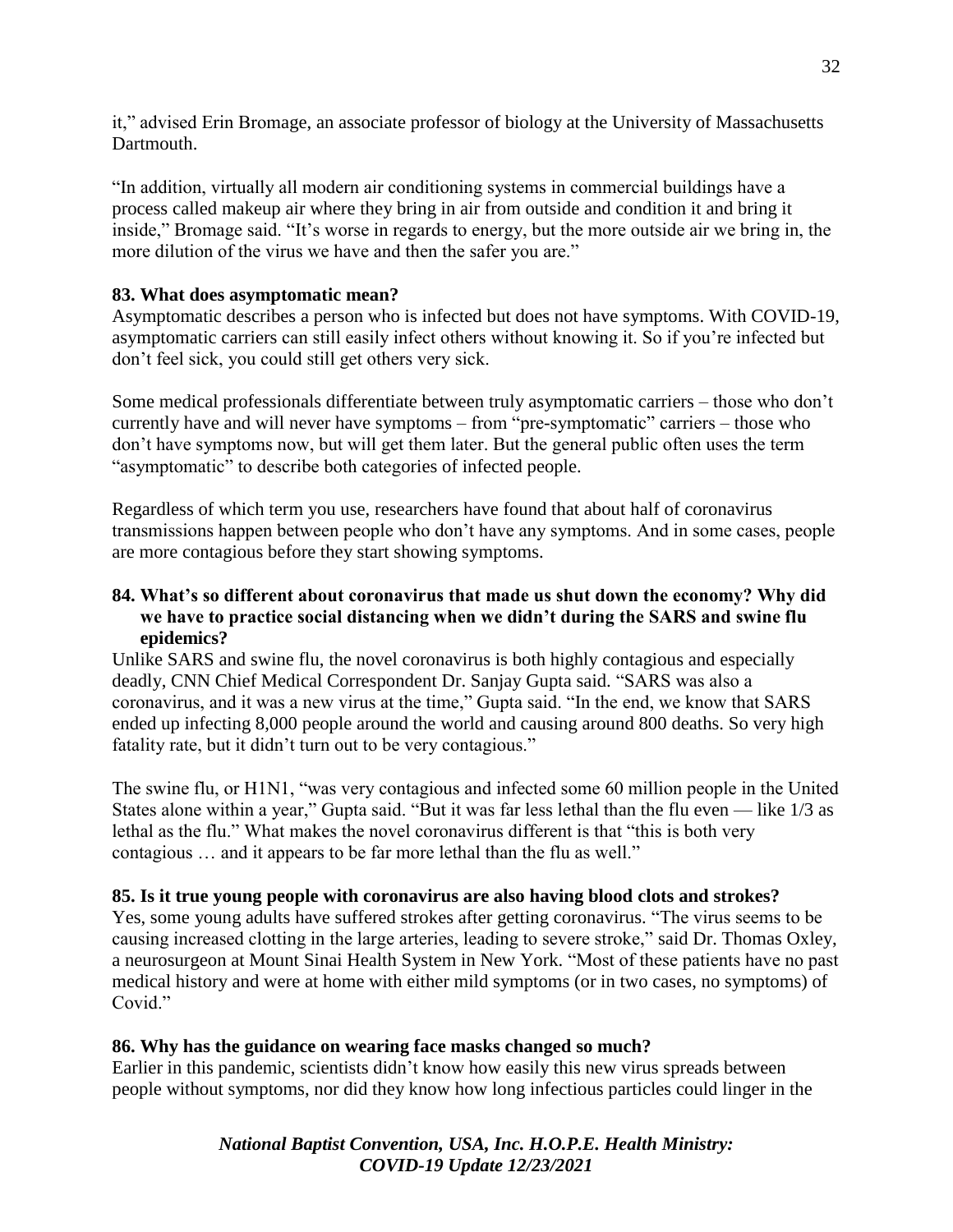it," advised Erin Bromage, an associate professor of biology at the University of Massachusetts Dartmouth.

"In addition, virtually all modern air conditioning systems in commercial buildings have a process called makeup air where they bring in air from outside and condition it and bring it inside," Bromage said. "It's worse in regards to energy, but the more outside air we bring in, the more dilution of the virus we have and then the safer you are."

**83. What does asymptomatic mean?**

Asymptomatic describes a person who is infected but does not have symptoms. With COVID-19, asymptomatic carriers can still easily infect others without knowing it. So if you're infected but don't feel sick, you could still get others very sick.

Some medical professionals differentiate between truly asymptomatic carriers – those who don't currently have and will never have symptoms – from "pre-symptomatic" carriers – those who don't have symptoms now, but will get them later. But the general public often uses the term "asymptomatic" to describe both categories of infected people.

Regardless of which term you use, researchers have found that about half of coronavirus transmissions happen between people who don't have any symptoms. And in some cases, people are more contagious before they start showing symptoms.

**84. What's so different about coronavirus that made us shut down the economy? Why did we have to practice social distancing when we didn't during the SARS and swine flu epidemics?**

Unlike SARS and swine flu, the novel coronavirus is both highly contagious and especially deadly, CNN Chief Medical Correspondent Dr. Sanjay Gupta said. "SARS was also a coronavirus, and it was a new virus at the time," Gupta said. "In the end, we know that SARS ended up infecting 8,000 people around the world and causing around 800 deaths. So very high fatality rate, but it didn't turn out to be very contagious."

The swine flu, or H1N1, "was very contagious and infected some 60 million people in the United States alone within a year," Gupta said. "But it was far less lethal than the flu even — like 1/3 as lethal as the flu." What makes the novel coronavirus different is that "this is both very contagious … and it appears to be far more lethal than the flu as well."

**85. Is it true young people with coronavirus are also having blood clots and strokes?**

Yes, some young adults have suffered strokes after getting coronavirus. "The virus seems to be causing increased clotting in the large arteries, leading to severe stroke," said Dr. Thomas Oxley, a neurosurgeon at Mount Sinai Health System in New York. "Most of these patients have no past medical history and were at home with either mild symptoms (or in two cases, no symptoms) of Covid."

**86. Why has the guidance on wearing face masks changed so much?**

Earlier in this pandemic, scientists didn't know how easily this new virus spreads between people without symptoms, nor did they know how long infectious particles could linger in the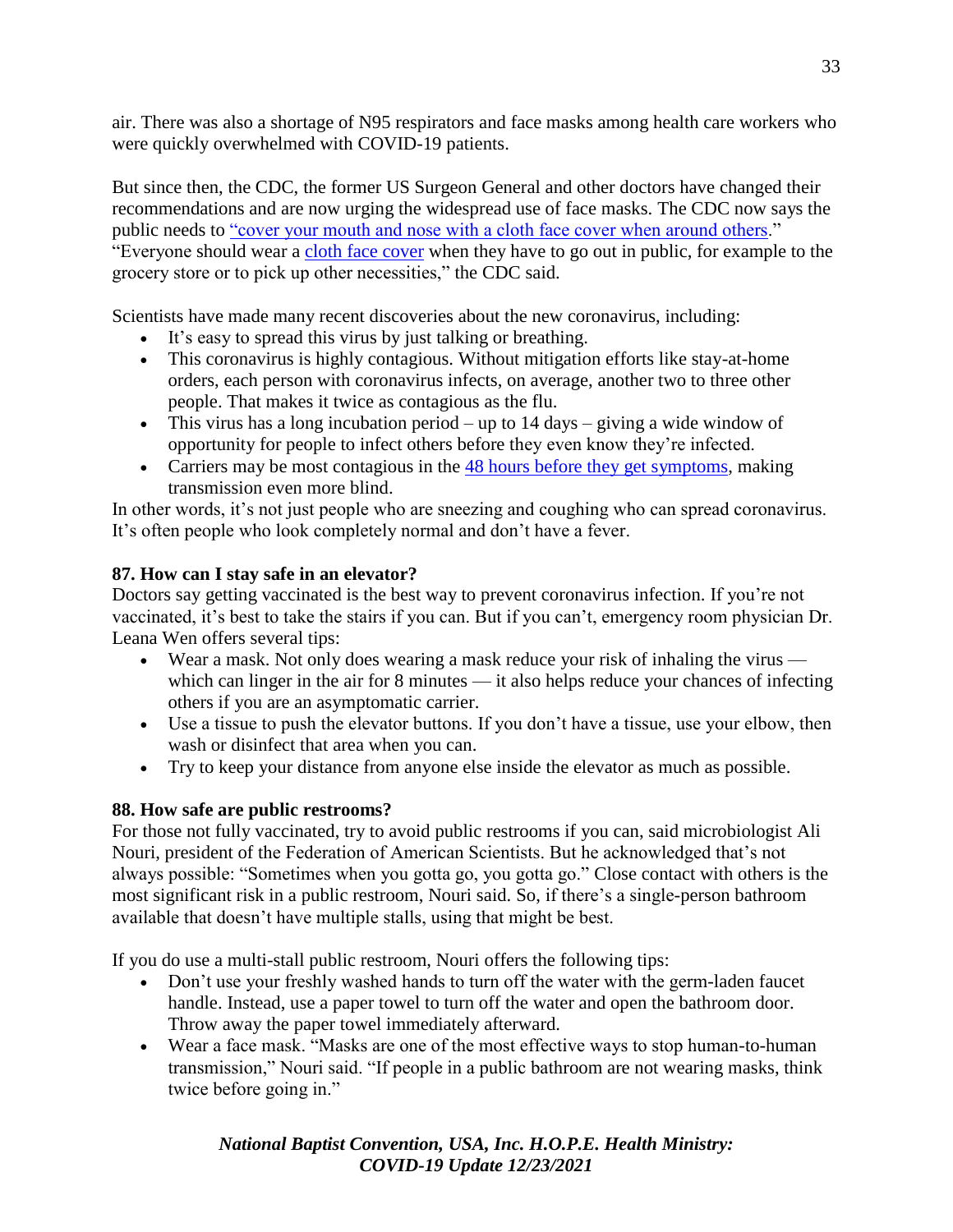air. There was also a shortage of N95 respirators and face masks among health care workers who were quickly overwhelmed with COVID-19 patients.

But since then, the CDC, the former US Surgeon General and other doctors have changed their recommendations and are now urging the widespread use of face masks. The CDC now says the public needs to "cover your mouth and nose with a cloth face cover when around others." "Everyone should wear a cloth face cover when they have to go out in public, for example to the grocery store or to pick up other necessities," the CDC said.

Scientists have made many recent discoveries about the new coronavirus, including:

- It's easy to spread this virus by just talking or breathing.
- This coronavirus is highly contagious. Without mitigation efforts like stay-at-home orders, each person with coronavirus infects, on average, another two to three other people. That makes it twice as contagious as the flu.
- This virus has a long incubation period – up to 14 days – giving a wide window of opportunity for people to infect others before they even know they're infected.
- Carriers may be most contagious in the 48 hours before they get symptoms, making transmission even more blind.

In other words, it's not just people who are sneezing and coughing who can spread coronavirus. It's often people who look completely normal and don't have a fever.

**87. How can I stay safe in an elevator?**

Doctors say getting vaccinated is the best way to prevent coronavirus infection. If you're not vaccinated, it's best to take the stairs if you can. But if you can't, emergency room physician Dr. Leana Wen offers several tips:

- Wear a mask. Not only does wearing a mask reduce your risk of inhaling the virus — which can linger in the air for 8 minutes — it also helps reduce your chances of infecting others if you are an asymptomatic carrier.
- Use a tissue to push the elevator buttons. If you don't have a tissue, use your elbow, then wash or disinfect that area when you can.
- Try to keep your distance from anyone else inside the elevator as much as possible.

**88. How safe are public restrooms?**

For those not fully vaccinated, try to avoid public restrooms if you can, said microbiologist Ali Nouri, president of the Federation of American Scientists. But he acknowledged that's not always possible: "Sometimes when you gotta go, you gotta go." Close contact with others is the most significant risk in a public restroom, Nouri said. So, if there's a single-person bathroom available that doesn't have multiple stalls, using that might be best.

If you do use a multi-stall public restroom, Nouri offers the following tips:

- Don't use your freshly washed hands to turn off the water with the germ-laden faucet handle. Instead, use a paper towel to turn off the water and open the bathroom door. Throw away the paper towel immediately afterward.
- Wear a face mask. "Masks are one of the most effective ways to stop human-to-human transmission," Nouri said. "If people in a public bathroom are not wearing masks, think twice before going in."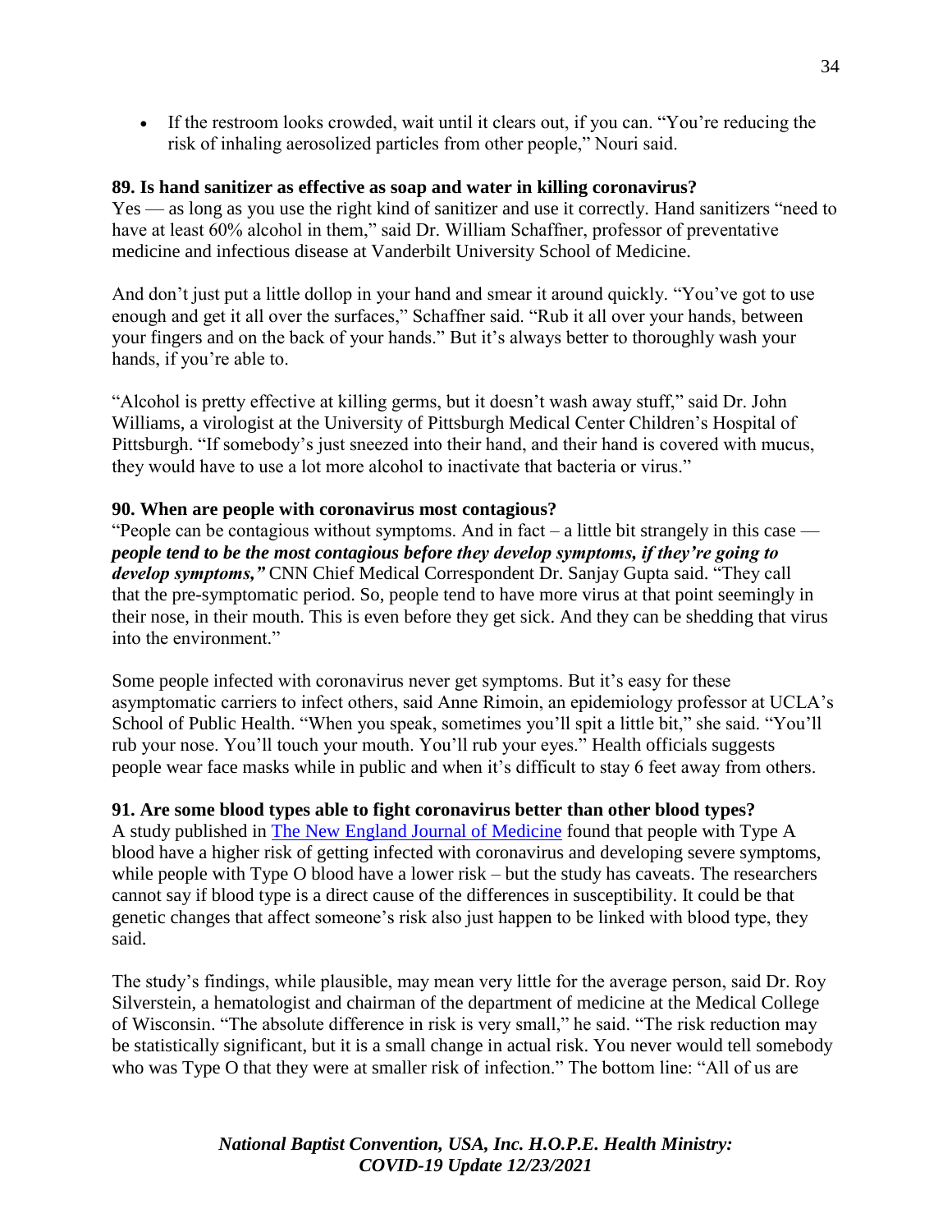- If the restroom looks crowded, wait until it clears out, if you can. "You're reducing the risk of inhaling aerosolized particles from other people," Nouri said.

**89. Is hand sanitizer as effective as soap and water in killing coronavirus?**

Yes — as long as you use the right kind of sanitizer and use it correctly. Hand sanitizers "need to have at least 60% alcohol in them," said Dr. William Schaffner, professor of preventative medicine and infectious disease at Vanderbilt University School of Medicine.

And don't just put a little dollop in your hand and smear it around quickly. "You've got to use enough and get it all over the surfaces," Schaffner said. "Rub it all over your hands, between your fingers and on the back of your hands." But it's always better to thoroughly wash your hands, if you're able to.

"Alcohol is pretty effective at killing germs, but it doesn't wash away stuff," said Dr. John Williams, a virologist at the University of Pittsburgh Medical Center Children's Hospital of Pittsburgh. "If somebody's just sneezed into their hand, and their hand is covered with mucus, they would have to use a lot more alcohol to inactivate that bacteria or virus."

**90. When are people with coronavirus most contagious?**

"People can be contagious without symptoms. And in fact – a little bit strangely in this case — ***people tend to be the most contagious before they develop symptoms, if they're going to develop symptoms,"*** CNN Chief Medical Correspondent Dr. Sanjay Gupta said. "They call that the pre-symptomatic period. So, people tend to have more virus at that point seemingly in their nose, in their mouth. This is even before they get sick. And they can be shedding that virus into the environment."

Some people infected with coronavirus never get symptoms. But it's easy for these asymptomatic carriers to infect others, said Anne Rimoin, an epidemiology professor at UCLA's School of Public Health. "When you speak, sometimes you'll spit a little bit," she said. "You'll rub your nose. You'll touch your mouth. You'll rub your eyes." Health officials suggests people wear face masks while in public and when it's difficult to stay 6 feet away from others.

**91. Are some blood types able to fight coronavirus better than other blood types?**

A study published in The New England Journal of Medicine found that people with Type A blood have a higher risk of getting infected with coronavirus and developing severe symptoms, while people with Type O blood have a lower risk – but the study has caveats. The researchers cannot say if blood type is a direct cause of the differences in susceptibility. It could be that genetic changes that affect someone's risk also just happen to be linked with blood type, they said.

The study's findings, while plausible, may mean very little for the average person, said Dr. Roy Silverstein, a hematologist and chairman of the department of medicine at the Medical College of Wisconsin. "The absolute difference in risk is very small," he said. "The risk reduction may be statistically significant, but it is a small change in actual risk. You never would tell somebody who was Type O that they were at smaller risk of infection." The bottom line: "All of us are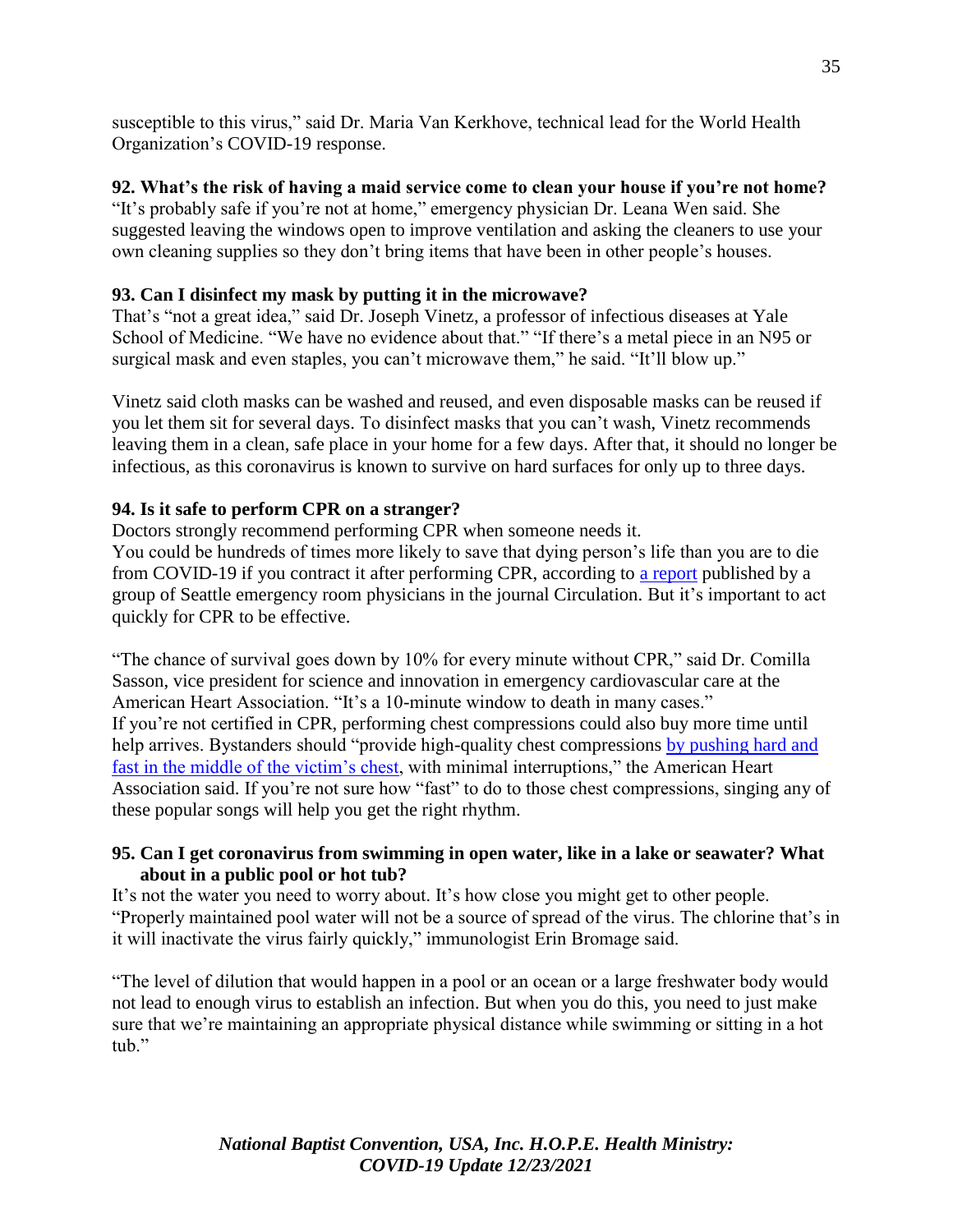susceptible to this virus," said Dr. Maria Van Kerkhove, technical lead for the World Health Organization's COVID-19 response.

**92. What's the risk of having a maid service come to clean your house if you're not home?**
"It's probably safe if you're not at home," emergency physician Dr. Leana Wen said. She suggested leaving the windows open to improve ventilation and asking the cleaners to use your own cleaning supplies so they don't bring items that have been in other people's houses.

**93. Can I disinfect my mask by putting it in the microwave?**
That's "not a great idea," said Dr. Joseph Vinetz, a professor of infectious diseases at Yale School of Medicine. "We have no evidence about that." "If there's a metal piece in an N95 or surgical mask and even staples, you can't microwave them," he said. "It'll blow up."

Vinetz said cloth masks can be washed and reused, and even disposable masks can be reused if you let them sit for several days. To disinfect masks that you can't wash, Vinetz recommends leaving them in a clean, safe place in your home for a few days. After that, it should no longer be infectious, as this coronavirus is known to survive on hard surfaces for only up to three days.

**94. Is it safe to perform CPR on a stranger?**
Doctors strongly recommend performing CPR when someone needs it.
You could be hundreds of times more likely to save that dying person's life than you are to die from COVID-19 if you contract it after performing CPR, according to [a report](#) published by a group of Seattle emergency room physicians in the journal Circulation. But it's important to act quickly for CPR to be effective.

"The chance of survival goes down by 10% for every minute without CPR," said Dr. Comilla Sasson, vice president for science and innovation in emergency cardiovascular care at the American Heart Association. "It's a 10-minute window to death in many cases."
If you're not certified in CPR, performing chest compressions could also buy more time until help arrives. Bystanders should "provide high-quality chest compressions [by pushing hard and fast in the middle of the victim's chest](#), with minimal interruptions," the American Heart Association said. If you're not sure how "fast" to do to those chest compressions, singing any of these popular songs will help you get the right rhythm.

**95. Can I get coronavirus from swimming in open water, like in a lake or seawater? What about in a public pool or hot tub?**
It's not the water you need to worry about. It's how close you might get to other people.
"Properly maintained pool water will not be a source of spread of the virus. The chlorine that's in it will inactivate the virus fairly quickly," immunologist Erin Bromage said.

"The level of dilution that would happen in a pool or an ocean or a large freshwater body would not lead to enough virus to establish an infection. But when you do this, you need to just make sure that we're maintaining an appropriate physical distance while swimming or sitting in a hot tub."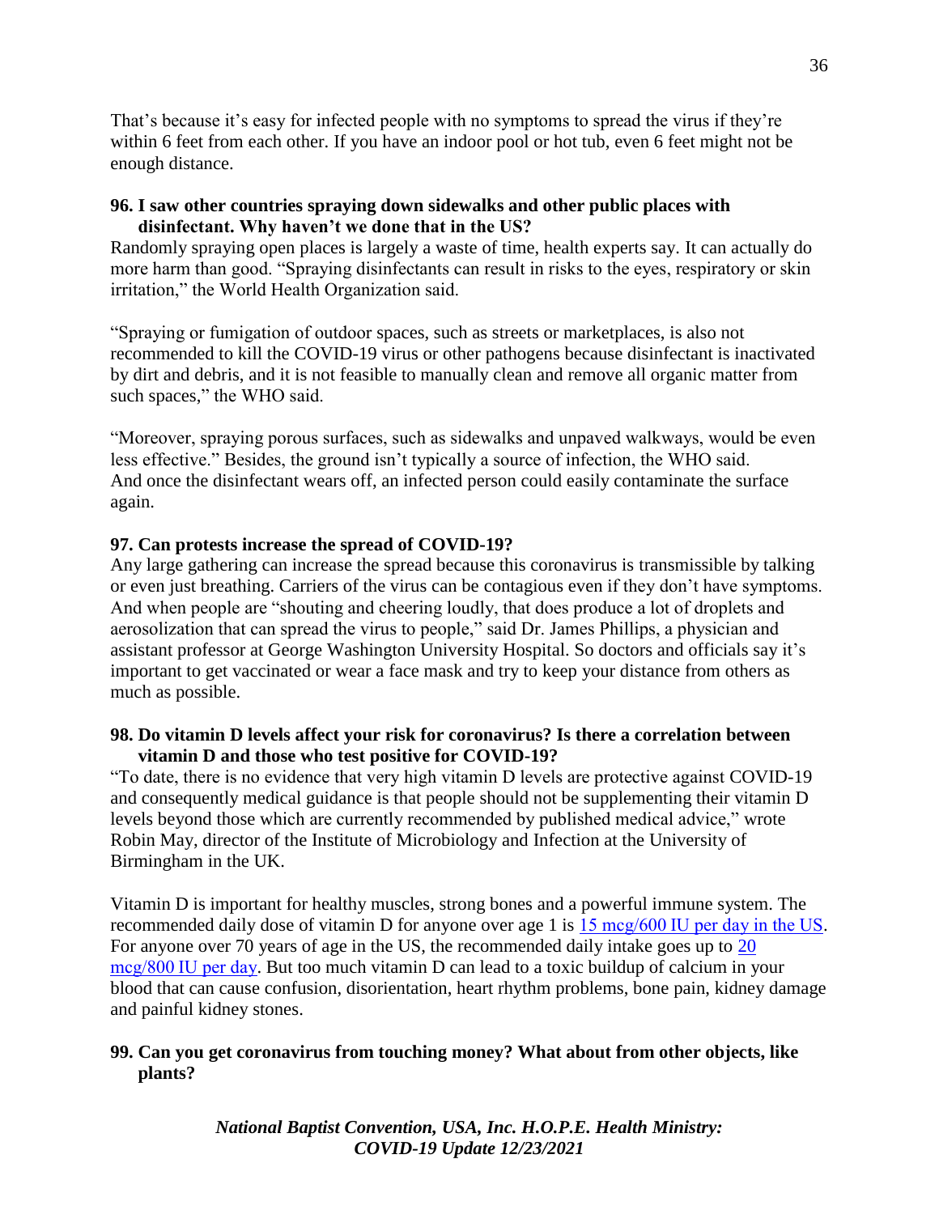That's because it's easy for infected people with no symptoms to spread the virus if they're within 6 feet from each other. If you have an indoor pool or hot tub, even 6 feet might not be enough distance.

**96. I saw other countries spraying down sidewalks and other public places with disinfectant. Why haven't we done that in the US?**

Randomly spraying open places is largely a waste of time, health experts say. It can actually do more harm than good. "Spraying disinfectants can result in risks to the eyes, respiratory or skin irritation," the World Health Organization said.

"Spraying or fumigation of outdoor spaces, such as streets or marketplaces, is also not recommended to kill the COVID-19 virus or other pathogens because disinfectant is inactivated by dirt and debris, and it is not feasible to manually clean and remove all organic matter from such spaces," the WHO said.

"Moreover, spraying porous surfaces, such as sidewalks and unpaved walkways, would be even less effective." Besides, the ground isn't typically a source of infection, the WHO said. And once the disinfectant wears off, an infected person could easily contaminate the surface again.

**97. Can protests increase the spread of COVID-19?**

Any large gathering can increase the spread because this coronavirus is transmissible by talking or even just breathing. Carriers of the virus can be contagious even if they don't have symptoms. And when people are "shouting and cheering loudly, that does produce a lot of droplets and aerosolization that can spread the virus to people," said Dr. James Phillips, a physician and assistant professor at George Washington University Hospital. So doctors and officials say it's important to get vaccinated or wear a face mask and try to keep your distance from others as much as possible.

**98. Do vitamin D levels affect your risk for coronavirus? Is there a correlation between vitamin D and those who test positive for COVID-19?**

"To date, there is no evidence that very high vitamin D levels are protective against COVID-19 and consequently medical guidance is that people should not be supplementing their vitamin D levels beyond those which are currently recommended by published medical advice," wrote Robin May, director of the Institute of Microbiology and Infection at the University of Birmingham in the UK.

Vitamin D is important for healthy muscles, strong bones and a powerful immune system. The recommended daily dose of vitamin D for anyone over age 1 is 15 mcg/600 IU per day in the US. For anyone over 70 years of age in the US, the recommended daily intake goes up to 20 mcg/800 IU per day. But too much vitamin D can lead to a toxic buildup of calcium in your blood that can cause confusion, disorientation, heart rhythm problems, bone pain, kidney damage and painful kidney stones.

**99. Can you get coronavirus from touching money? What about from other objects, like plants?**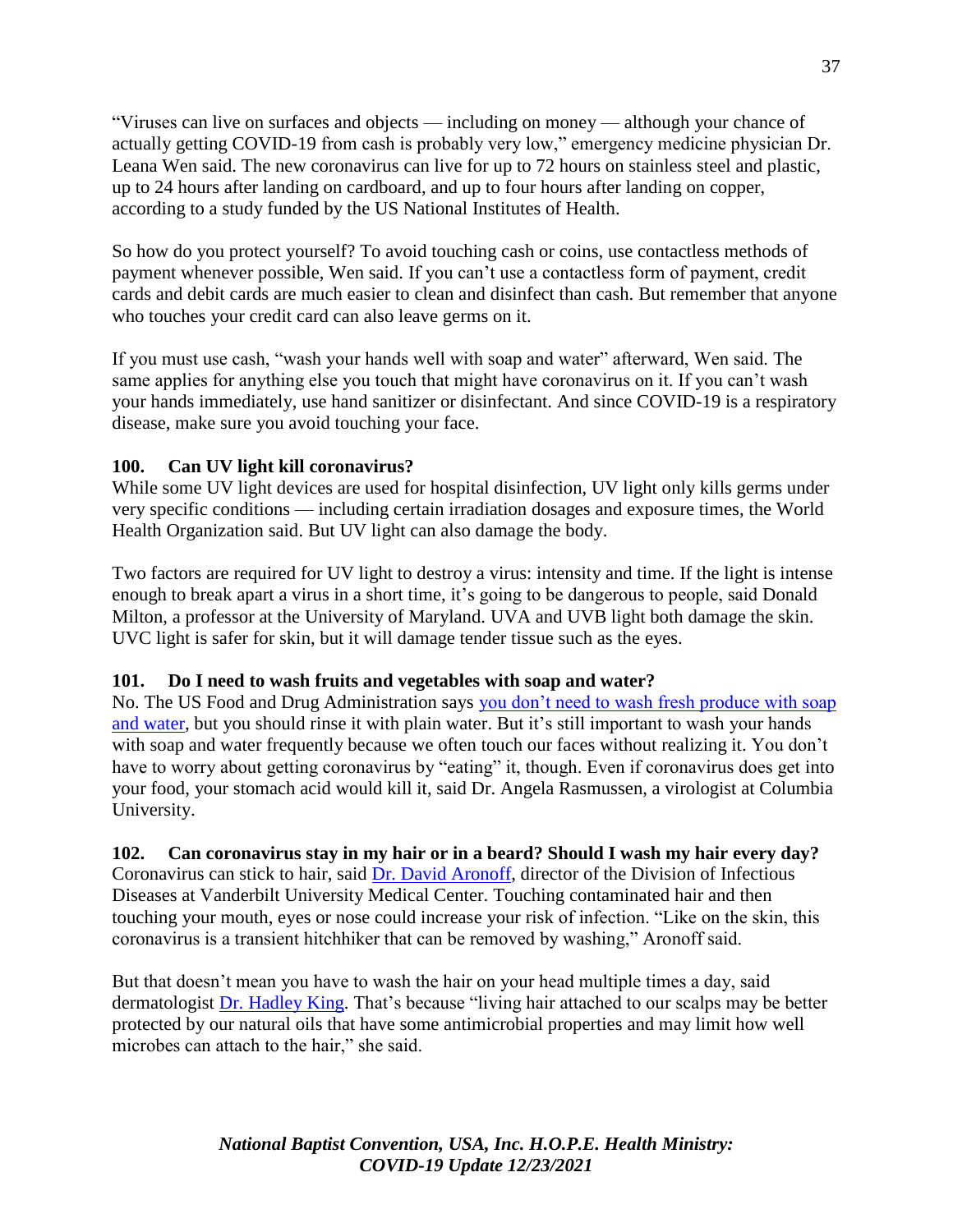"Viruses can live on surfaces and objects — including on money — although your chance of actually getting COVID-19 from cash is probably very low," emergency medicine physician Dr. Leana Wen said. The new coronavirus can live for up to 72 hours on stainless steel and plastic, up to 24 hours after landing on cardboard, and up to four hours after landing on copper, according to a study funded by the US National Institutes of Health.

So how do you protect yourself? To avoid touching cash or coins, use contactless methods of payment whenever possible, Wen said. If you can't use a contactless form of payment, credit cards and debit cards are much easier to clean and disinfect than cash. But remember that anyone who touches your credit card can also leave germs on it.

If you must use cash, "wash your hands well with soap and water" afterward, Wen said. The same applies for anything else you touch that might have coronavirus on it. If you can't wash your hands immediately, use hand sanitizer or disinfectant. And since COVID-19 is a respiratory disease, make sure you avoid touching your face.

### 100. Can UV light kill coronavirus?

While some UV light devices are used for hospital disinfection, UV light only kills germs under very specific conditions — including certain irradiation dosages and exposure times, the World Health Organization said. But UV light can also damage the body.

Two factors are required for UV light to destroy a virus: intensity and time. If the light is intense enough to break apart a virus in a short time, it's going to be dangerous to people, said Donald Milton, a professor at the University of Maryland. UVA and UVB light both damage the skin. UVC light is safer for skin, but it will damage tender tissue such as the eyes.

### 101. Do I need to wash fruits and vegetables with soap and water?

No. The US Food and Drug Administration says [you don't need to wash fresh produce with soap and water](), but you should rinse it with plain water. But it's still important to wash your hands with soap and water frequently because we often touch our faces without realizing it. You don't have to worry about getting coronavirus by "eating" it, though. Even if coronavirus does get into your food, your stomach acid would kill it, said Dr. Angela Rasmussen, a virologist at Columbia University.

### 102. Can coronavirus stay in my hair or in a beard? Should I wash my hair every day?

Coronavirus can stick to hair, said [Dr. David Aronoff](), director of the Division of Infectious Diseases at Vanderbilt University Medical Center. Touching contaminated hair and then touching your mouth, eyes or nose could increase your risk of infection. "Like on the skin, this coronavirus is a transient hitchhiker that can be removed by washing," Aronoff said.

But that doesn't mean you have to wash the hair on your head multiple times a day, said dermatologist [Dr. Hadley King](). That's because "living hair attached to our scalps may be better protected by our natural oils that have some antimicrobial properties and may limit how well microbes can attach to the hair," she said.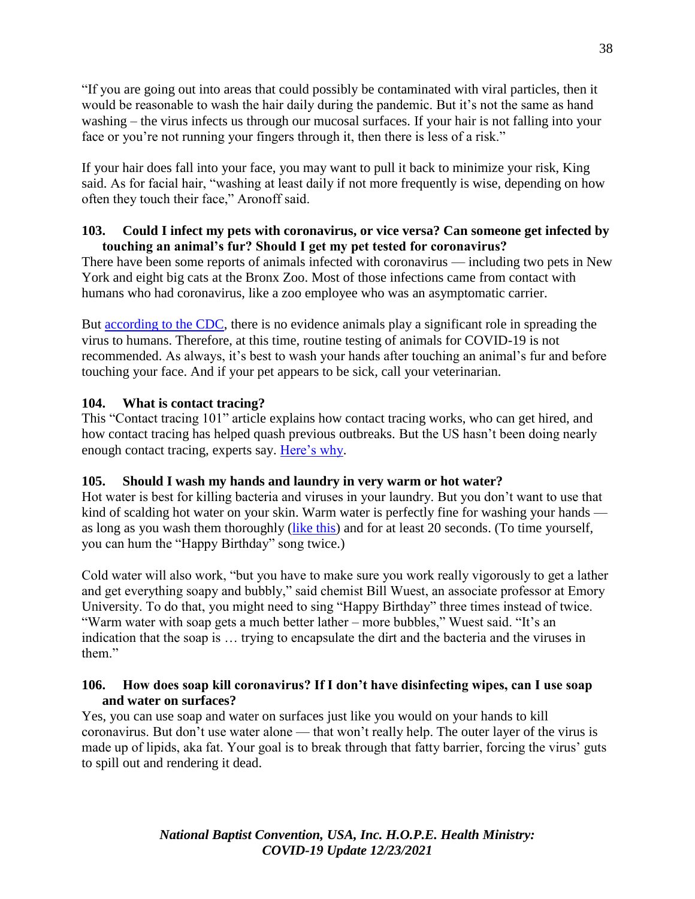"If you are going out into areas that could possibly be contaminated with viral particles, then it would be reasonable to wash the hair daily during the pandemic. But it's not the same as hand washing – the virus infects us through our mucosal surfaces. If your hair is not falling into your face or you're not running your fingers through it, then there is less of a risk."

If your hair does fall into your face, you may want to pull it back to minimize your risk, King said. As for facial hair, "washing at least daily if not more frequently is wise, depending on how often they touch their face," Aronoff said.

**103. Could I infect my pets with coronavirus, or vice versa? Can someone get infected by touching an animal's fur? Should I get my pet tested for coronavirus?**

There have been some reports of animals infected with coronavirus — including two pets in New York and eight big cats at the Bronx Zoo. Most of those infections came from contact with humans who had coronavirus, like a zoo employee who was an asymptomatic carrier.

But according to the CDC, there is no evidence animals play a significant role in spreading the virus to humans. Therefore, at this time, routine testing of animals for COVID-19 is not recommended. As always, it's best to wash your hands after touching an animal's fur and before touching your face. And if your pet appears to be sick, call your veterinarian.

**104. What is contact tracing?**

This "Contact tracing 101" article explains how contact tracing works, who can get hired, and how contact tracing has helped quash previous outbreaks. But the US hasn't been doing nearly enough contact tracing, experts say. Here's why.

**105. Should I wash my hands and laundry in very warm or hot water?**

Hot water is best for killing bacteria and viruses in your laundry. But you don't want to use that kind of scalding hot water on your skin. Warm water is perfectly fine for washing your hands — as long as you wash them thoroughly (like this) and for at least 20 seconds. (To time yourself, you can hum the "Happy Birthday" song twice.)

Cold water will also work, "but you have to make sure you work really vigorously to get a lather and get everything soapy and bubbly," said chemist Bill Wuest, an associate professor at Emory University. To do that, you might need to sing "Happy Birthday" three times instead of twice. "Warm water with soap gets a much better lather – more bubbles," Wuest said. "It's an indication that the soap is … trying to encapsulate the dirt and the bacteria and the viruses in them."

**106. How does soap kill coronavirus? If I don't have disinfecting wipes, can I use soap and water on surfaces?**

Yes, you can use soap and water on surfaces just like you would on your hands to kill coronavirus. But don't use water alone — that won't really help. The outer layer of the virus is made up of lipids, aka fat. Your goal is to break through that fatty barrier, forcing the virus' guts to spill out and rendering it dead.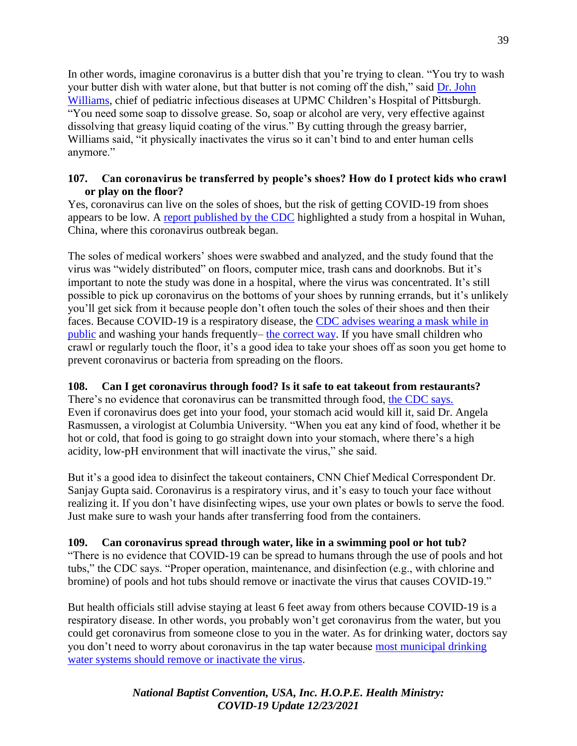In other words, imagine coronavirus is a butter dish that you're trying to clean. "You try to wash your butter dish with water alone, but that butter is not coming off the dish," said Dr. John Williams, chief of pediatric infectious diseases at UPMC Children's Hospital of Pittsburgh. "You need some soap to dissolve grease. So, soap or alcohol are very, very effective against dissolving that greasy liquid coating of the virus." By cutting through the greasy barrier, Williams said, "it physically inactivates the virus so it can't bind to and enter human cells anymore."

**107. Can coronavirus be transferred by people's shoes? How do I protect kids who crawl or play on the floor?**

Yes, coronavirus can live on the soles of shoes, but the risk of getting COVID-19 from shoes appears to be low. A report published by the CDC highlighted a study from a hospital in Wuhan, China, where this coronavirus outbreak began.

The soles of medical workers' shoes were swabbed and analyzed, and the study found that the virus was "widely distributed" on floors, computer mice, trash cans and doorknobs. But it's important to note the study was done in a hospital, where the virus was concentrated. It's still possible to pick up coronavirus on the bottoms of your shoes by running errands, but it's unlikely you'll get sick from it because people don't often touch the soles of their shoes and then their faces. Because COVID-19 is a respiratory disease, the CDC advises wearing a mask while in public and washing your hands frequently– the correct way. If you have small children who crawl or regularly touch the floor, it's a good idea to take your shoes off as soon you get home to prevent coronavirus or bacteria from spreading on the floors.

**108. Can I get coronavirus through food? Is it safe to eat takeout from restaurants?**

There's no evidence that coronavirus can be transmitted through food, the CDC says. Even if coronavirus does get into your food, your stomach acid would kill it, said Dr. Angela Rasmussen, a virologist at Columbia University. "When you eat any kind of food, whether it be hot or cold, that food is going to go straight down into your stomach, where there's a high acidity, low-pH environment that will inactivate the virus," she said.

But it's a good idea to disinfect the takeout containers, CNN Chief Medical Correspondent Dr. Sanjay Gupta said. Coronavirus is a respiratory virus, and it's easy to touch your face without realizing it. If you don't have disinfecting wipes, use your own plates or bowls to serve the food. Just make sure to wash your hands after transferring food from the containers.

**109. Can coronavirus spread through water, like in a swimming pool or hot tub?**

"There is no evidence that COVID-19 can be spread to humans through the use of pools and hot tubs," the CDC says. "Proper operation, maintenance, and disinfection (e.g., with chlorine and bromine) of pools and hot tubs should remove or inactivate the virus that causes COVID-19."

But health officials still advise staying at least 6 feet away from others because COVID-19 is a respiratory disease. In other words, you probably won't get coronavirus from the water, but you could get coronavirus from someone close to you in the water. As for drinking water, doctors say you don't need to worry about coronavirus in the tap water because most municipal drinking water systems should remove or inactivate the virus.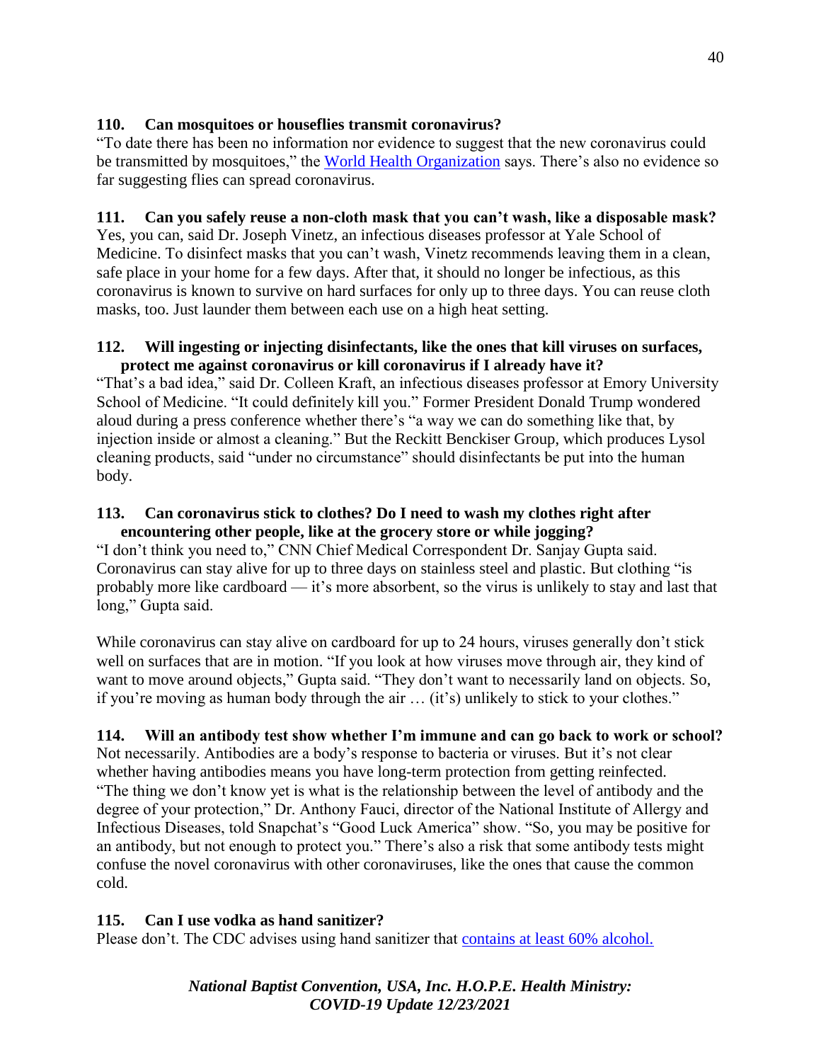**110. Can mosquitoes or houseflies transmit coronavirus?**
"To date there has been no information nor evidence to suggest that the new coronavirus could be transmitted by mosquitoes," the [World Health Organization](#) says. There's also no evidence so far suggesting flies can spread coronavirus.

**111. Can you safely reuse a non-cloth mask that you can't wash, like a disposable mask?**
Yes, you can, said Dr. Joseph Vinetz, an infectious diseases professor at Yale School of Medicine. To disinfect masks that you can't wash, Vinetz recommends leaving them in a clean, safe place in your home for a few days. After that, it should no longer be infectious, as this coronavirus is known to survive on hard surfaces for only up to three days. You can reuse cloth masks, too. Just launder them between each use on a high heat setting.

**112. Will ingesting or injecting disinfectants, like the ones that kill viruses on surfaces, protect me against coronavirus or kill coronavirus if I already have it?**
"That's a bad idea," said Dr. Colleen Kraft, an infectious diseases professor at Emory University School of Medicine. "It could definitely kill you." Former President Donald Trump wondered aloud during a press conference whether there's "a way we can do something like that, by injection inside or almost a cleaning." But the Reckitt Benckiser Group, which produces Lysol cleaning products, said "under no circumstance" should disinfectants be put into the human body.

**113. Can coronavirus stick to clothes? Do I need to wash my clothes right after encountering other people, like at the grocery store or while jogging?**
"I don't think you need to," CNN Chief Medical Correspondent Dr. Sanjay Gupta said. Coronavirus can stay alive for up to three days on stainless steel and plastic. But clothing "is probably more like cardboard — it's more absorbent, so the virus is unlikely to stay and last that long," Gupta said.

While coronavirus can stay alive on cardboard for up to 24 hours, viruses generally don't stick well on surfaces that are in motion. "If you look at how viruses move through air, they kind of want to move around objects," Gupta said. "They don't want to necessarily land on objects. So, if you're moving as human body through the air … (it's) unlikely to stick to your clothes."

**114. Will an antibody test show whether I'm immune and can go back to work or school?**
Not necessarily. Antibodies are a body's response to bacteria or viruses. But it's not clear whether having antibodies means you have long-term protection from getting reinfected. "The thing we don't know yet is what is the relationship between the level of antibody and the degree of your protection," Dr. Anthony Fauci, director of the National Institute of Allergy and Infectious Diseases, told Snapchat's "Good Luck America" show. "So, you may be positive for an antibody, but not enough to protect you." There's also a risk that some antibody tests might confuse the novel coronavirus with other coronaviruses, like the ones that cause the common cold.

**115. Can I use vodka as hand sanitizer?**
Please don't. The CDC advises using hand sanitizer that [contains at least 60% alcohol.](#)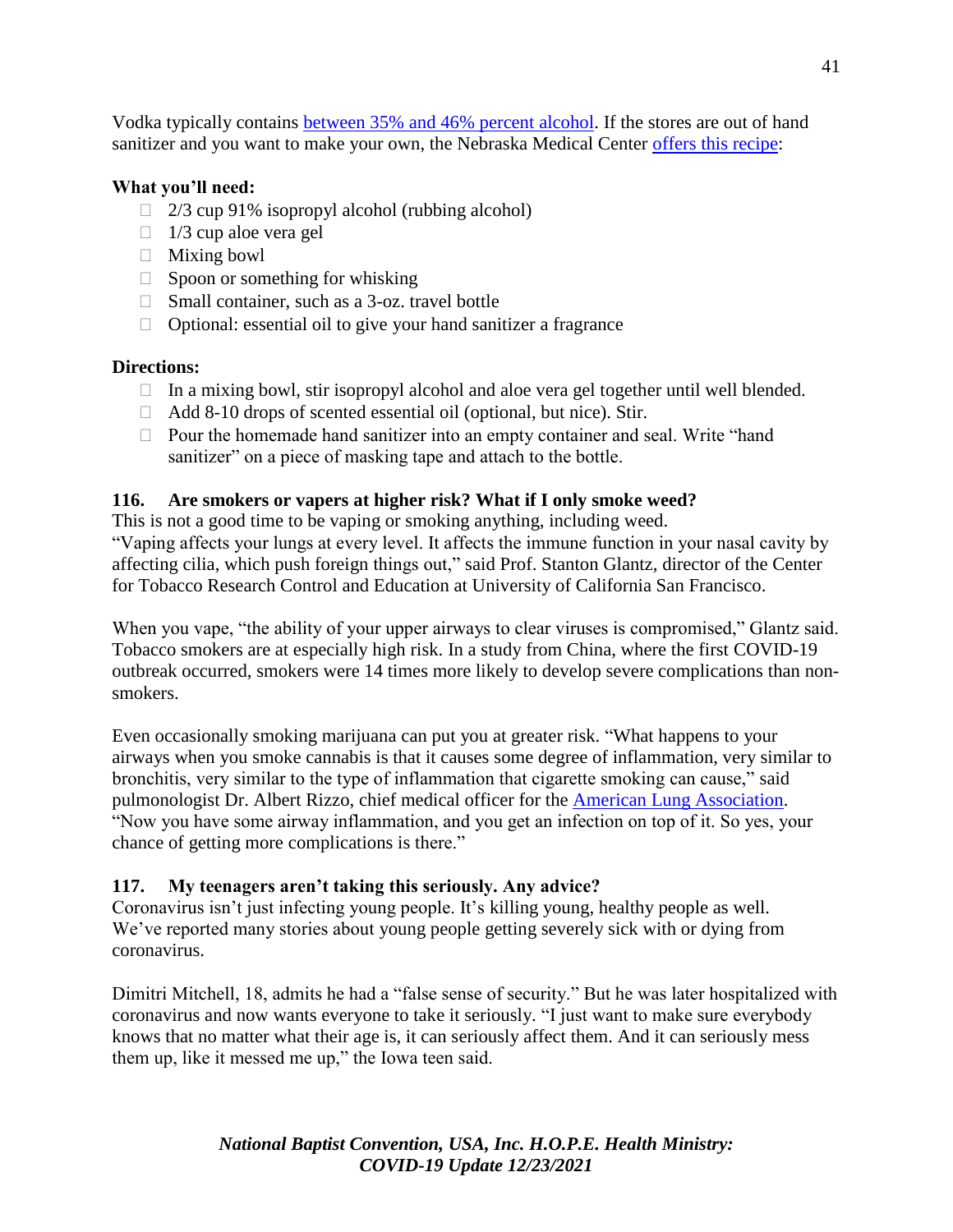Vodka typically contains between 35% and 46% percent alcohol. If the stores are out of hand sanitizer and you want to make your own, the Nebraska Medical Center offers this recipe:

**What you'll need:**

- 2/3 cup 91% isopropyl alcohol (rubbing alcohol)
- 1/3 cup aloe vera gel
- Mixing bowl
- Spoon or something for whisking
- Small container, such as a 3-oz. travel bottle
- Optional: essential oil to give your hand sanitizer a fragrance

**Directions:**

- In a mixing bowl, stir isopropyl alcohol and aloe vera gel together until well blended.
- Add 8-10 drops of scented essential oil (optional, but nice). Stir.
- Pour the homemade hand sanitizer into an empty container and seal. Write "hand sanitizer" on a piece of masking tape and attach to the bottle.

**116. Are smokers or vapers at higher risk? What if I only smoke weed?**

This is not a good time to be vaping or smoking anything, including weed.
"Vaping affects your lungs at every level. It affects the immune function in your nasal cavity by affecting cilia, which push foreign things out," said Prof. Stanton Glantz, director of the Center for Tobacco Research Control and Education at University of California San Francisco.

When you vape, "the ability of your upper airways to clear viruses is compromised," Glantz said. Tobacco smokers are at especially high risk. In a study from China, where the first COVID-19 outbreak occurred, smokers were 14 times more likely to develop severe complications than non-smokers.

Even occasionally smoking marijuana can put you at greater risk. "What happens to your airways when you smoke cannabis is that it causes some degree of inflammation, very similar to bronchitis, very similar to the type of inflammation that cigarette smoking can cause," said pulmonologist Dr. Albert Rizzo, chief medical officer for the American Lung Association. "Now you have some airway inflammation, and you get an infection on top of it. So yes, your chance of getting more complications is there."

**117. My teenagers aren't taking this seriously. Any advice?**

Coronavirus isn't just infecting young people. It's killing young, healthy people as well. We've reported many stories about young people getting severely sick with or dying from coronavirus.

Dimitri Mitchell, 18, admits he had a "false sense of security." But he was later hospitalized with coronavirus and now wants everyone to take it seriously. "I just want to make sure everybody knows that no matter what their age is, it can seriously affect them. And it can seriously mess them up, like it messed me up," the Iowa teen said.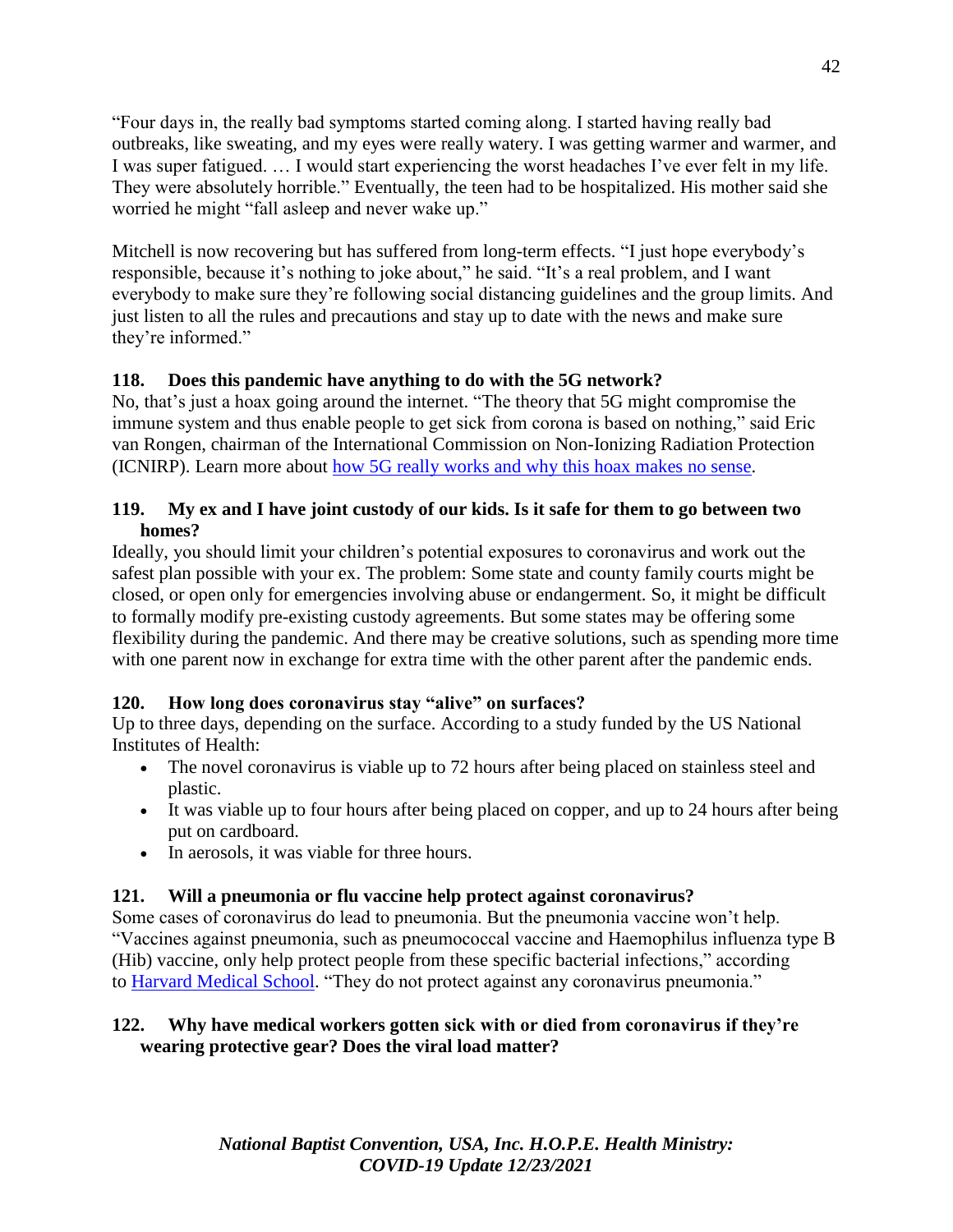"Four days in, the really bad symptoms started coming along. I started having really bad outbreaks, like sweating, and my eyes were really watery. I was getting warmer and warmer, and I was super fatigued. … I would start experiencing the worst headaches I've ever felt in my life. They were absolutely horrible." Eventually, the teen had to be hospitalized. His mother said she worried he might "fall asleep and never wake up."

Mitchell is now recovering but has suffered from long-term effects. "I just hope everybody's responsible, because it's nothing to joke about," he said. "It's a real problem, and I want everybody to make sure they're following social distancing guidelines and the group limits. And just listen to all the rules and precautions and stay up to date with the news and make sure they're informed."

### 118. Does this pandemic have anything to do with the 5G network?

No, that's just a hoax going around the internet. "The theory that 5G might compromise the immune system and thus enable people to get sick from corona is based on nothing," said Eric van Rongen, chairman of the International Commission on Non-Ionizing Radiation Protection (ICNIRP). Learn more about how 5G really works and why this hoax makes no sense.

### 119. My ex and I have joint custody of our kids. Is it safe for them to go between two homes?

Ideally, you should limit your children's potential exposures to coronavirus and work out the safest plan possible with your ex. The problem: Some state and county family courts might be closed, or open only for emergencies involving abuse or endangerment. So, it might be difficult to formally modify pre-existing custody agreements. But some states may be offering some flexibility during the pandemic. And there may be creative solutions, such as spending more time with one parent now in exchange for extra time with the other parent after the pandemic ends.

### 120. How long does coronavirus stay "alive" on surfaces?

Up to three days, depending on the surface. According to a study funded by the US National Institutes of Health:

- The novel coronavirus is viable up to 72 hours after being placed on stainless steel and plastic.
- It was viable up to four hours after being placed on copper, and up to 24 hours after being put on cardboard.
- In aerosols, it was viable for three hours.

### 121. Will a pneumonia or flu vaccine help protect against coronavirus?

Some cases of coronavirus do lead to pneumonia. But the pneumonia vaccine won't help. "Vaccines against pneumonia, such as pneumococcal vaccine and Haemophilus influenza type B (Hib) vaccine, only help protect people from these specific bacterial infections," according to Harvard Medical School. "They do not protect against any coronavirus pneumonia."

### 122. Why have medical workers gotten sick with or died from coronavirus if they're wearing protective gear? Does the viral load matter?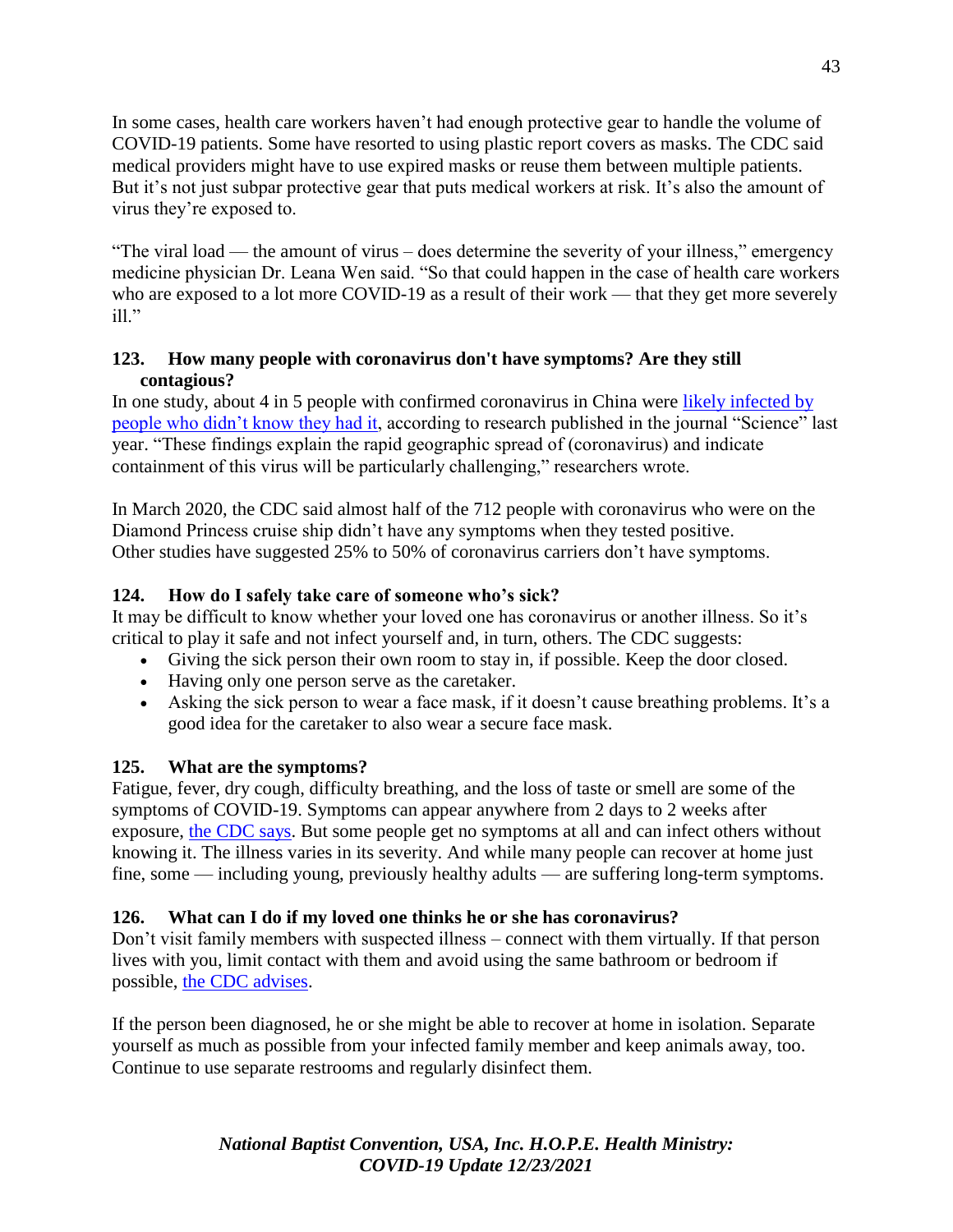In some cases, health care workers haven't had enough protective gear to handle the volume of COVID-19 patients. Some have resorted to using plastic report covers as masks. The CDC said medical providers might have to use expired masks or reuse them between multiple patients. But it's not just subpar protective gear that puts medical workers at risk. It's also the amount of virus they're exposed to.

"The viral load — the amount of virus – does determine the severity of your illness," emergency medicine physician Dr. Leana Wen said. "So that could happen in the case of health care workers who are exposed to a lot more COVID-19 as a result of their work — that they get more severely ill."

### 123. How many people with coronavirus don't have symptoms? Are they still contagious?

In one study, about 4 in 5 people with confirmed coronavirus in China were [likely infected by people who didn't know they had it](), according to research published in the journal "Science" last year. "These findings explain the rapid geographic spread of (coronavirus) and indicate containment of this virus will be particularly challenging," researchers wrote.

In March 2020, the CDC said almost half of the 712 people with coronavirus who were on the Diamond Princess cruise ship didn't have any symptoms when they tested positive. Other studies have suggested 25% to 50% of coronavirus carriers don't have symptoms.

### 124. How do I safely take care of someone who's sick?

It may be difficult to know whether your loved one has coronavirus or another illness. So it's critical to play it safe and not infect yourself and, in turn, others. The CDC suggests:

- Giving the sick person their own room to stay in, if possible. Keep the door closed.
- Having only one person serve as the caretaker.
- Asking the sick person to wear a face mask, if it doesn't cause breathing problems. It's a good idea for the caretaker to also wear a secure face mask.

### 125. What are the symptoms?

Fatigue, fever, dry cough, difficulty breathing, and the loss of taste or smell are some of the symptoms of COVID-19. Symptoms can appear anywhere from 2 days to 2 weeks after exposure, [the CDC says](). But some people get no symptoms at all and can infect others without knowing it. The illness varies in its severity. And while many people can recover at home just fine, some — including young, previously healthy adults — are suffering long-term symptoms.

### 126. What can I do if my loved one thinks he or she has coronavirus?

Don't visit family members with suspected illness – connect with them virtually. If that person lives with you, limit contact with them and avoid using the same bathroom or bedroom if possible, [the CDC advises]().

If the person been diagnosed, he or she might be able to recover at home in isolation. Separate yourself as much as possible from your infected family member and keep animals away, too. Continue to use separate restrooms and regularly disinfect them.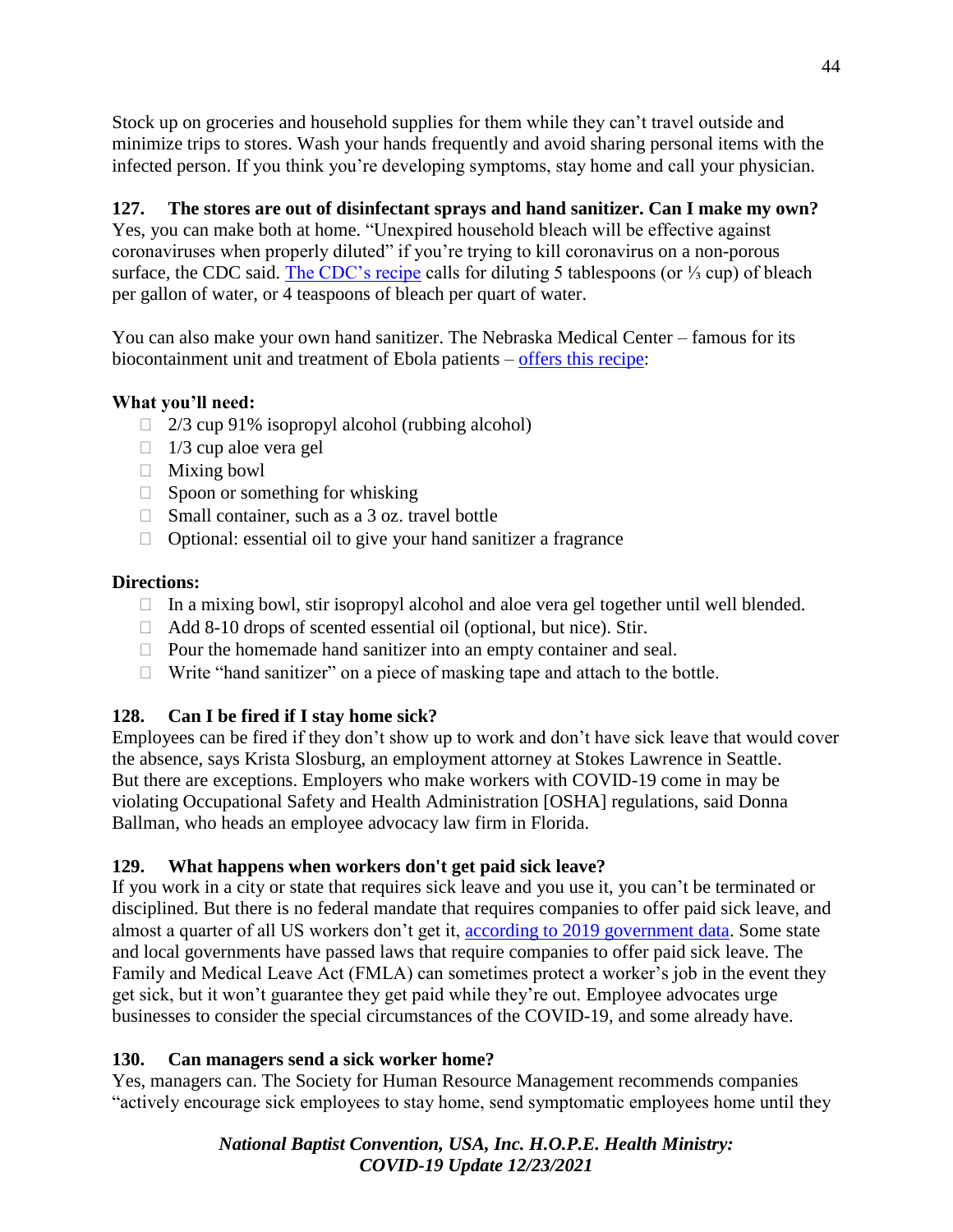Stock up on groceries and household supplies for them while they can't travel outside and minimize trips to stores. Wash your hands frequently and avoid sharing personal items with the infected person. If you think you're developing symptoms, stay home and call your physician.

**127. The stores are out of disinfectant sprays and hand sanitizer. Can I make my own?**
Yes, you can make both at home. "Unexpired household bleach will be effective against coronaviruses when properly diluted" if you're trying to kill coronavirus on a non-porous surface, the CDC said. [The CDC's recipe](#) calls for diluting 5 tablespoons (or ⅓ cup) of bleach per gallon of water, or 4 teaspoons of bleach per quart of water.

You can also make your own hand sanitizer. The Nebraska Medical Center – famous for its biocontainment unit and treatment of Ebola patients – [offers this recipe](#):

**What you'll need:**

- 2/3 cup 91% isopropyl alcohol (rubbing alcohol)
- 1/3 cup aloe vera gel
- Mixing bowl
- Spoon or something for whisking
- Small container, such as a 3 oz. travel bottle
- Optional: essential oil to give your hand sanitizer a fragrance

**Directions:**

- In a mixing bowl, stir isopropyl alcohol and aloe vera gel together until well blended.
- Add 8-10 drops of scented essential oil (optional, but nice). Stir.
- Pour the homemade hand sanitizer into an empty container and seal.
- Write "hand sanitizer" on a piece of masking tape and attach to the bottle.

**128. Can I be fired if I stay home sick?**
Employees can be fired if they don't show up to work and don't have sick leave that would cover the absence, says Krista Slosburg, an employment attorney at Stokes Lawrence in Seattle. But there are exceptions. Employers who make workers with COVID-19 come in may be violating Occupational Safety and Health Administration [OSHA] regulations, said Donna Ballman, who heads an employee advocacy law firm in Florida.

**129. What happens when workers don't get paid sick leave?**
If you work in a city or state that requires sick leave and you use it, you can't be terminated or disciplined. But there is no federal mandate that requires companies to offer paid sick leave, and almost a quarter of all US workers don't get it, [according to 2019 government data](#). Some state and local governments have passed laws that require companies to offer paid sick leave. The Family and Medical Leave Act (FMLA) can sometimes protect a worker's job in the event they get sick, but it won't guarantee they get paid while they're out. Employee advocates urge businesses to consider the special circumstances of the COVID-19, and some already have.

**130. Can managers send a sick worker home?**
Yes, managers can. The Society for Human Resource Management recommends companies "actively encourage sick employees to stay home, send symptomatic employees home until they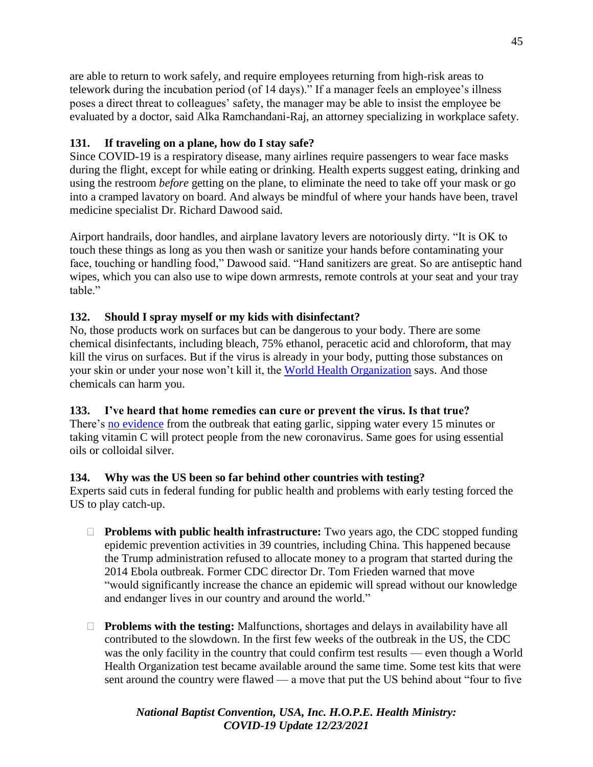are able to return to work safely, and require employees returning from high-risk areas to telework during the incubation period (of 14 days)." If a manager feels an employee's illness poses a direct threat to colleagues' safety, the manager may be able to insist the employee be evaluated by a doctor, said Alka Ramchandani-Raj, an attorney specializing in workplace safety.

### 131. If traveling on a plane, how do I stay safe?

Since COVID-19 is a respiratory disease, many airlines require passengers to wear face masks during the flight, except for while eating or drinking. Health experts suggest eating, drinking and using the restroom *before* getting on the plane, to eliminate the need to take off your mask or go into a cramped lavatory on board. And always be mindful of where your hands have been, travel medicine specialist Dr. Richard Dawood said.

Airport handrails, door handles, and airplane lavatory levers are notoriously dirty. "It is OK to touch these things as long as you then wash or sanitize your hands before contaminating your face, touching or handling food," Dawood said. "Hand sanitizers are great. So are antiseptic hand wipes, which you can also use to wipe down armrests, remote controls at your seat and your tray table."

### 132. Should I spray myself or my kids with disinfectant?

No, those products work on surfaces but can be dangerous to your body. There are some chemical disinfectants, including bleach, 75% ethanol, peracetic acid and chloroform, that may kill the virus on surfaces. But if the virus is already in your body, putting those substances on your skin or under your nose won't kill it, the [World Health Organization]() says. And those chemicals can harm you.

### 133. I've heard that home remedies can cure or prevent the virus. Is that true?

There's [no evidence]() from the outbreak that eating garlic, sipping water every 15 minutes or taking vitamin C will protect people from the new coronavirus. Same goes for using essential oils or colloidal silver.

### 134. Why was the US been so far behind other countries with testing?

Experts said cuts in federal funding for public health and problems with early testing forced the US to play catch-up.

- **Problems with public health infrastructure:** Two years ago, the CDC stopped funding epidemic prevention activities in 39 countries, including China. This happened because the Trump administration refused to allocate money to a program that started during the 2014 Ebola outbreak. Former CDC director Dr. Tom Frieden warned that move "would significantly increase the chance an epidemic will spread without our knowledge and endanger lives in our country and around the world."

- **Problems with the testing:** Malfunctions, shortages and delays in availability have all contributed to the slowdown. In the first few weeks of the outbreak in the US, the CDC was the only facility in the country that could confirm test results — even though a World Health Organization test became available around the same time. Some test kits that were sent around the country were flawed — a move that put the US behind about "four to five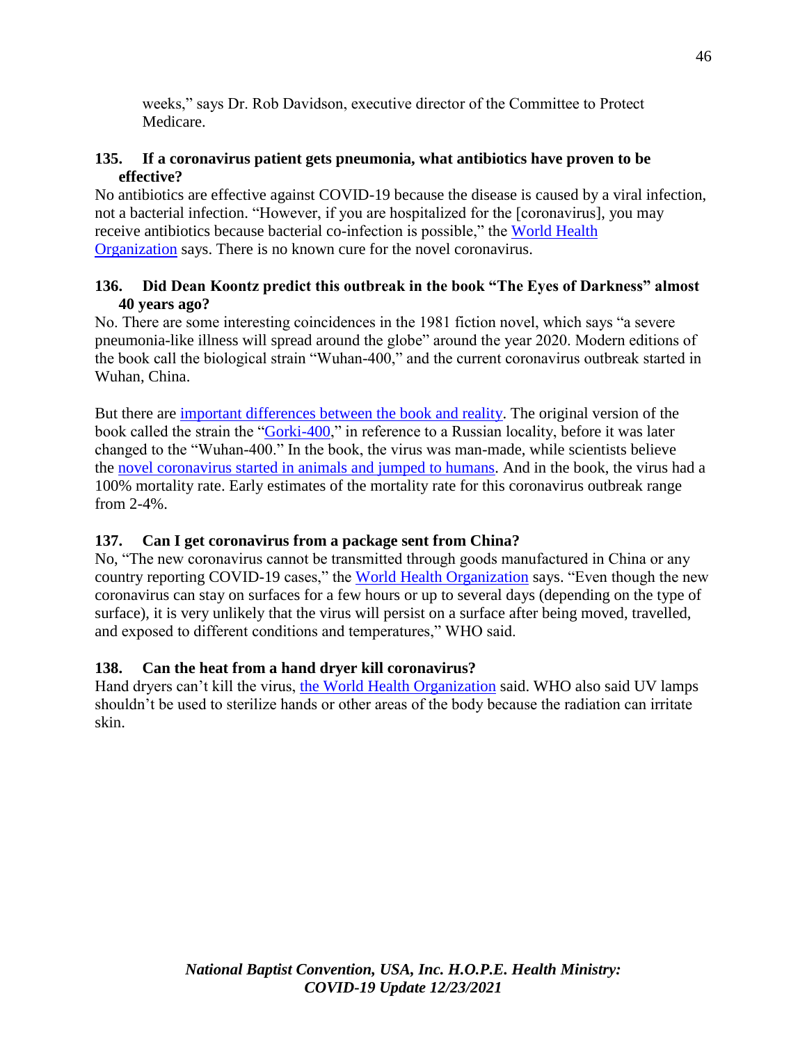weeks," says Dr. Rob Davidson, executive director of the Committee to Protect Medicare.

### 135. If a coronavirus patient gets pneumonia, what antibiotics have proven to be effective?

No antibiotics are effective against COVID-19 because the disease is caused by a viral infection, not a bacterial infection. "However, if you are hospitalized for the [coronavirus], you may receive antibiotics because bacterial co-infection is possible," the World Health Organization says. There is no known cure for the novel coronavirus.

### 136. Did Dean Koontz predict this outbreak in the book "The Eyes of Darkness" almost 40 years ago?

No. There are some interesting coincidences in the 1981 fiction novel, which says "a severe pneumonia-like illness will spread around the globe" around the year 2020. Modern editions of the book call the biological strain "Wuhan-400," and the current coronavirus outbreak started in Wuhan, China.

But there are important differences between the book and reality. The original version of the book called the strain the "Gorki-400," in reference to a Russian locality, before it was later changed to the "Wuhan-400." In the book, the virus was man-made, while scientists believe the novel coronavirus started in animals and jumped to humans. And in the book, the virus had a 100% mortality rate. Early estimates of the mortality rate for this coronavirus outbreak range from 2-4%.

### 137. Can I get coronavirus from a package sent from China?

No, "The new coronavirus cannot be transmitted through goods manufactured in China or any country reporting COVID-19 cases," the World Health Organization says. "Even though the new coronavirus can stay on surfaces for a few hours or up to several days (depending on the type of surface), it is very unlikely that the virus will persist on a surface after being moved, travelled, and exposed to different conditions and temperatures," WHO said.

### 138. Can the heat from a hand dryer kill coronavirus?

Hand dryers can't kill the virus, the World Health Organization said. WHO also said UV lamps shouldn't be used to sterilize hands or other areas of the body because the radiation can irritate skin.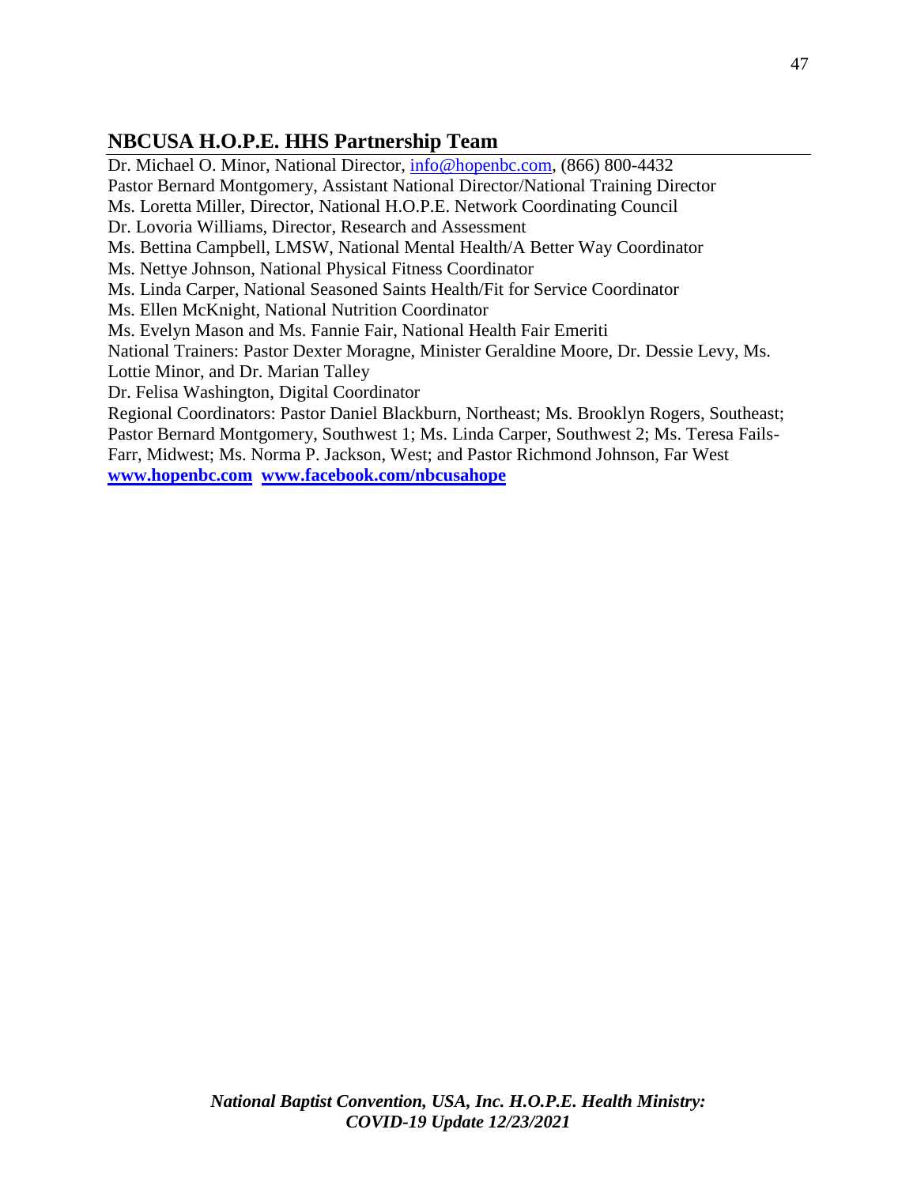## NBCUSA H.O.P.E. HHS Partnership Team

Dr. Michael O. Minor, National Director, info@hopenbc.com, (866) 800-4432
Pastor Bernard Montgomery, Assistant National Director/National Training Director
Ms. Loretta Miller, Director, National H.O.P.E. Network Coordinating Council
Dr. Lovoria Williams, Director, Research and Assessment
Ms. Bettina Campbell, LMSW, National Mental Health/A Better Way Coordinator
Ms. Nettye Johnson, National Physical Fitness Coordinator
Ms. Linda Carper, National Seasoned Saints Health/Fit for Service Coordinator
Ms. Ellen McKnight, National Nutrition Coordinator
Ms. Evelyn Mason and Ms. Fannie Fair, National Health Fair Emeriti
National Trainers: Pastor Dexter Moragne, Minister Geraldine Moore, Dr. Dessie Levy, Ms. Lottie Minor, and Dr. Marian Talley
Dr. Felisa Washington, Digital Coordinator
Regional Coordinators: Pastor Daniel Blackburn, Northeast; Ms. Brooklyn Rogers, Southeast; Pastor Bernard Montgomery, Southwest 1; Ms. Linda Carper, Southwest 2; Ms. Teresa Fails-Farr, Midwest; Ms. Norma P. Jackson, West; and Pastor Richmond Johnson, Far West
**www.hopenbc.com** **www.facebook.com/nbcusahope**